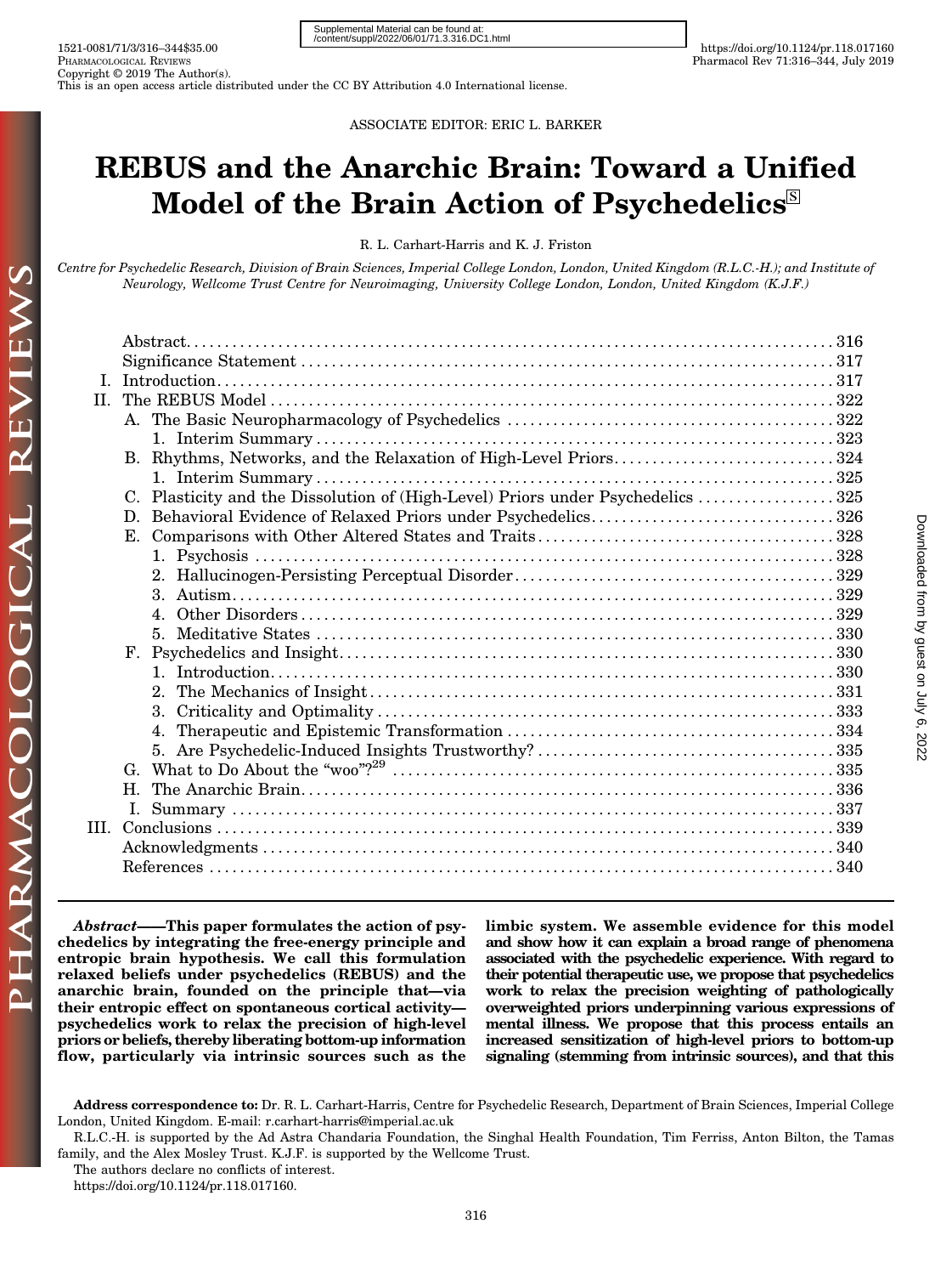Supplemental Material can be found at: /content/suppl/2022/06/01/71.3.316.DC1.html

1521-0081/71/3/316–344$35.00
PHARMACOLOGICAL REVIEWS
Copyright © 2019 The Author(s).
This is an open access article distributed under the CC BY Attribution 4.0 International license.

https://doi.org/10.1124/pr.118.017160
Pharmacol Rev 71:316–344, July 2019

ASSOCIATE EDITOR: ERIC L. BARKER

# REBUS and the Anarchic Brain: Toward a Unified Model of the Brain Action of Psychedelics

R. L. Carhart-Harris and K. J. Friston

*Centre for Psychedelic Research, Division of Brain Sciences, Imperial College London, London, United Kingdom (R.L.C.-H.); and Institute of Neurology, Wellcome Trust Centre for Neuroimaging, University College London, London, United Kingdom (K.J.F.)*

| | |
|---|---|
| Abstract | 316 |
| Significance Statement | 317 |
| I. Introduction | 317 |
| II. The REBUS Model | 322 |
| A. The Basic Neuropharmacology of Psychedelics | 322 |
| 1. Interim Summary | 323 |
| B. Rhythms, Networks, and the Relaxation of High-Level Priors | 324 |
| 1. Interim Summary | 325 |
| C. Plasticity and the Dissolution of (High-Level) Priors under Psychedelics | 325 |
| D. Behavioral Evidence of Relaxed Priors under Psychedelics | 326 |
| E. Comparisons with Other Altered States and Traits | 328 |
| 1. Psychosis | 328 |
| 2. Hallucinogen-Persisting Perceptual Disorder | 329 |
| 3. Autism | 329 |
| 4. Other Disorders | 329 |
| 5. Meditative States | 330 |
| F. Psychedelics and Insight | 330 |
| 1. Introduction | 330 |
| 2. The Mechanics of Insight | 331 |
| 3. Criticality and Optimality | 333 |
| 4. Therapeutic and Epistemic Transformation | 334 |
| 5. Are Psychedelic-Induced Insights Trustworthy? | 335 |
| G. What to Do About the "woo"?[29] | 335 |
| H. The Anarchic Brain | 336 |
| I. Summary | 337 |
| III. Conclusions | 339 |
| Acknowledgments | 340 |
| References | 340 |

***Abstract*——This paper formulates the action of psychedelics by integrating the free-energy principle and entropic brain hypothesis. We call this formulation relaxed beliefs under psychedelics (REBUS) and the anarchic brain, founded on the principle that—via their entropic effect on spontaneous cortical activity—psychedelics work to relax the precision of high-level priors or beliefs, thereby liberating bottom-up information flow, particularly via intrinsic sources such as the limbic system. We assemble evidence for this model and show how it can explain a broad range of phenomena associated with the psychedelic experience. With regard to their potential therapeutic use, we propose that psychedelics work to relax the precision weighting of pathologically overweighted priors underpinning various expressions of mental illness. We propose that this process entails an increased sensitization of high-level priors to bottom-up signaling (stemming from intrinsic sources), and that this**

**Address correspondence to:** Dr. R. L. Carhart-Harris, Centre for Psychedelic Research, Department of Brain Sciences, Imperial College London, United Kingdom. E-mail: r.carhart-harris@imperial.ac.uk

R.L.C.-H. is supported by the Ad Astra Chandaria Foundation, the Singhal Health Foundation, Tim Ferriss, Anton Bilton, the Tamas family, and the Alex Mosley Trust. K.J.F. is supported by the Wellcome Trust.

The authors declare no conflicts of interest.

https://doi.org/10.1124/pr.118.017160.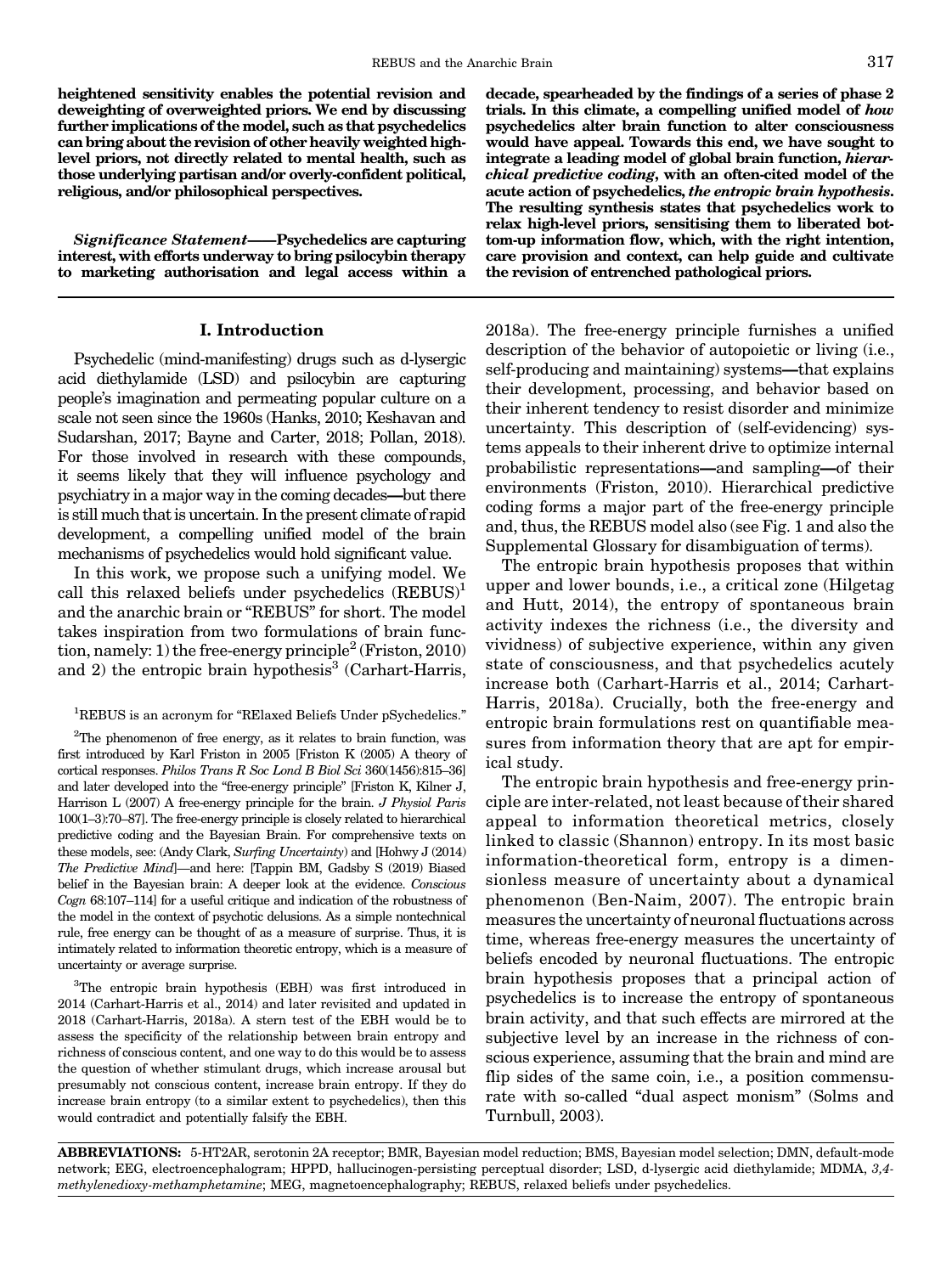**heightened sensitivity enables the potential revision and deweighting of overweighted priors. We end by discussing further implications of the model, such as that psychedelics can bring about the revision of other heavily weighted high-level priors, not directly related to mental health, such as those underlying partisan and/or overly-confident political, religious, and/or philosophical perspectives.**

***Significance Statement*——Psychedelics are capturing interest, with efforts underway to bring psilocybin therapy to marketing authorisation and legal access within a decade, spearheaded by the findings of a series of phase 2 trials. In this climate, a compelling unified model of *how* psychedelics alter brain function to alter consciousness would have appeal. Towards this end, we have sought to integrate a leading model of global brain function, *hierarchical predictive coding*, with an often-cited model of the acute action of psychedelics, *the entropic brain hypothesis*. The resulting synthesis states that psychedelics work to relax high-level priors, sensitising them to liberated bottom-up information flow, which, with the right intention, care provision and context, can help guide and cultivate the revision of entrenched pathological priors.**

## I. Introduction

Psychedelic (mind-manifesting) drugs such as d-lysergic acid diethylamide (LSD) and psilocybin are capturing people's imagination and permeating popular culture on a scale not seen since the 1960s (Hanks, 2010; Keshavan and Sudarshan, 2017; Bayne and Carter, 2018; Pollan, 2018). For those involved in research with these compounds, it seems likely that they will influence psychology and psychiatry in a major way in the coming decades—but there is still much that is uncertain. In the present climate of rapid development, a compelling unified model of the brain mechanisms of psychedelics would hold significant value.

In this work, we propose such a unifying model. We call this relaxed beliefs under psychedelics (REBUS)[1] and the anarchic brain or "REBUS" for short. The model takes inspiration from two formulations of brain function, namely: 1) the free-energy principle[2] (Friston, 2010) and 2) the entropic brain hypothesis[3] (Carhart-Harris, 2018a). The free-energy principle furnishes a unified description of the behavior of autopoietic or living (i.e., self-producing and maintaining) systems—that explains their development, processing, and behavior based on their inherent tendency to resist disorder and minimize uncertainty. This description of (self-evidencing) systems appeals to their inherent drive to optimize internal probabilistic representations—and sampling—of their environments (Friston, 2010). Hierarchical predictive coding forms a major part of the free-energy principle and, thus, the REBUS model also (see Fig. 1 and also the Supplemental Glossary for disambiguation of terms).

The entropic brain hypothesis proposes that within upper and lower bounds, i.e., a critical zone (Hilgetag and Hutt, 2014), the entropy of spontaneous brain activity indexes the richness (i.e., the diversity and vividness) of subjective experience, within any given state of consciousness, and that psychedelics acutely increase both (Carhart-Harris et al., 2014; Carhart-Harris, 2018a). Crucially, both the free-energy and entropic brain formulations rest on quantifiable measures from information theory that are apt for empirical study.

The entropic brain hypothesis and free-energy principle are inter-related, not least because of their shared appeal to information theoretical metrics, closely linked to classic (Shannon) entropy. In its most basic information-theoretical form, entropy is a dimensionless measure of uncertainty about a dynamical phenomenon (Ben-Naim, 2007). The entropic brain measures the uncertainty of neuronal fluctuations across time, whereas free-energy measures the uncertainty of beliefs encoded by neuronal fluctuations. The entropic brain hypothesis proposes that a principal action of psychedelics is to increase the entropy of spontaneous brain activity, and that such effects are mirrored at the subjective level by an increase in the richness of conscious experience, assuming that the brain and mind are flip sides of the same coin, i.e., a position commensurate with so-called "dual aspect monism" (Solms and Turnbull, 2003).

[1] REBUS is an acronym for "RElaxed Beliefs Under pSychedelics."

[2] The phenomenon of free energy, as it relates to brain function, was first introduced by Karl Friston in 2005 [Friston K (2005) A theory of cortical responses. *Philos Trans R Soc Lond B Biol Sci* 360(1456):815–36] and later developed into the "free-energy principle" [Friston K, Kilner J, Harrison L (2007) A free-energy principle for the brain. *J Physiol Paris* 100(1–3):70–87]. The free-energy principle is closely related to hierarchical predictive coding and the Bayesian Brain. For comprehensive texts on these models, see: (Andy Clark, *Surfing Uncertainty*) and [Hohwy J (2014) *The Predictive Mind*]—and here: [Tappin BM, Gadsby S (2019) Biased belief in the Bayesian brain: A deeper look at the evidence. *Conscious Cogn* 68:107–114] for a useful critique and indication of the robustness of the model in the context of psychotic delusions. As a simple nontechnical rule, free energy can be thought of as a measure of surprise. Thus, it is intimately related to information theoretic entropy, which is a measure of uncertainty or average surprise.

[3] The entropic brain hypothesis (EBH) was first introduced in 2014 (Carhart-Harris et al., 2014) and later revisited and updated in 2018 (Carhart-Harris, 2018a). A stern test of the EBH would be to assess the specificity of the relationship between brain entropy and richness of conscious content, and one way to do this would be to assess the question of whether stimulant drugs, which increase arousal but presumably not conscious content, increase brain entropy. If they do increase brain entropy (to a similar extent to psychedelics), then this would contradict and potentially falsify the EBH.

**ABBREVIATIONS:** 5-HT2AR, serotonin 2A receptor; BMR, Bayesian model reduction; BMS, Bayesian model selection; DMN, default-mode network; EEG, electroencephalogram; HPPD, hallucinogen-persisting perceptual disorder; LSD, d-lysergic acid diethylamide; MDMA, *3,4-methylenedioxy-methamphetamine*; MEG, magnetoencephalography; REBUS, relaxed beliefs under psychedelics.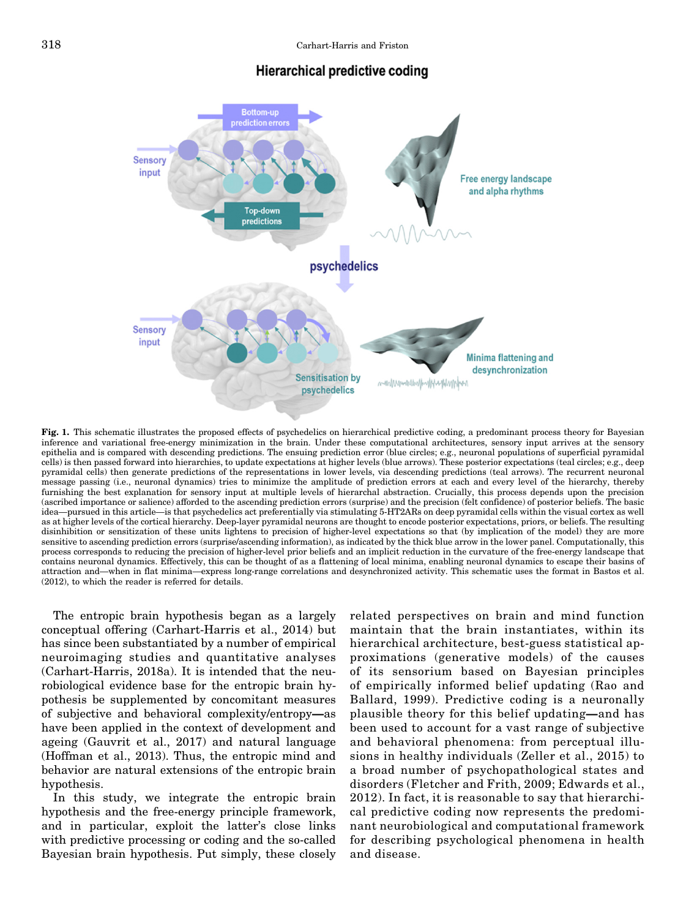**Fig. 1.** This schematic illustrates the proposed effects of psychedelics on hierarchical predictive coding, a predominant process theory for Bayesian inference and variational free-energy minimization in the brain. Under these computational architectures, sensory input arrives at the sensory epithelia and is compared with descending predictions. The ensuing prediction error (blue circles; e.g., neuronal populations of superficial pyramidal cells) is then passed forward into hierarchies, to update expectations at higher levels (blue arrows). These posterior expectations (teal circles; e.g., deep pyramidal cells) then generate predictions of the representations in lower levels, via descending predictions (teal arrows). The recurrent neuronal message passing (i.e., neuronal dynamics) tries to minimize the amplitude of prediction errors at each and every level of the hierarchy, thereby furnishing the best explanation for sensory input at multiple levels of hierarchal abstraction. Crucially, this process depends upon the precision (ascribed importance or salience) afforded to the ascending prediction errors (surprise) and the precision (felt confidence) of posterior beliefs. The basic idea—pursued in this article—is that psychedelics act preferentially via stimulating 5-HT2ARs on deep pyramidal cells within the visual cortex as well as at higher levels of the cortical hierarchy. Deep-layer pyramidal neurons are thought to encode posterior expectations, priors, or beliefs. The resulting disinhibition or sensitization of these units lightens to precision of higher-level expectations so that (by implication of the model) they are more sensitive to ascending prediction errors (surprise/ascending information), as indicated by the thick blue arrow in the lower panel. Computationally, this process corresponds to reducing the precision of higher-level prior beliefs and an implicit reduction in the curvature of the free-energy landscape that contains neuronal dynamics. Effectively, this can be thought of as a flattening of local minima, enabling neuronal dynamics to escape their basins of attraction and—when in flat minima—express long-range correlations and desynchronized activity. This schematic uses the format in Bastos et al. (2012), to which the reader is referred for details.

The entropic brain hypothesis began as a largely conceptual offering (Carhart-Harris et al., 2014) but has since been substantiated by a number of empirical neuroimaging studies and quantitative analyses (Carhart-Harris, 2018a). It is intended that the neurobiological evidence base for the entropic brain hypothesis be supplemented by concomitant measures of subjective and behavioral complexity/entropy—as have been applied in the context of development and ageing (Gauvrit et al., 2017) and natural language (Hoffman et al., 2013). Thus, the entropic mind and behavior are natural extensions of the entropic brain hypothesis.

In this study, we integrate the entropic brain hypothesis and the free-energy principle framework, and in particular, exploit the latter's close links with predictive processing or coding and the so-called Bayesian brain hypothesis. Put simply, these closely related perspectives on brain and mind function maintain that the brain instantiates, within its hierarchical architecture, best-guess statistical approximations (generative models) of the causes of its sensorium based on Bayesian principles of empirically informed belief updating (Rao and Ballard, 1999). Predictive coding is a neuronally plausible theory for this belief updating—and has been used to account for a vast range of subjective and behavioral phenomena: from perceptual illusions in healthy individuals (Zeller et al., 2015) to a broad number of psychopathological states and disorders (Fletcher and Frith, 2009; Edwards et al., 2012). In fact, it is reasonable to say that hierarchical predictive coding now represents the predominant neurobiological and computational framework for describing psychological phenomena in health and disease.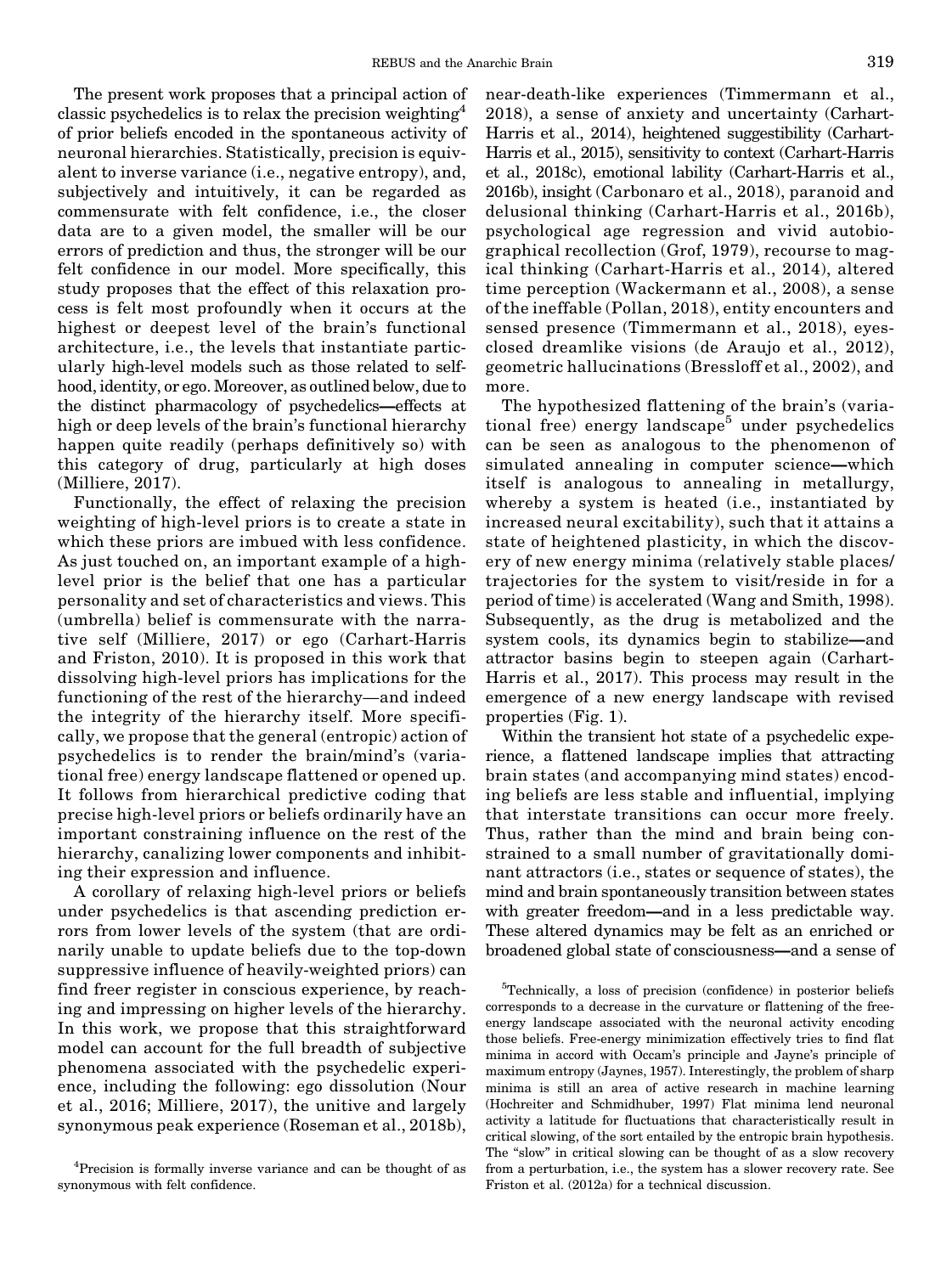The present work proposes that a principal action of classic psychedelics is to relax the precision weighting[4] of prior beliefs encoded in the spontaneous activity of neuronal hierarchies. Statistically, precision is equivalent to inverse variance (i.e., negative entropy), and, subjectively and intuitively, it can be regarded as commensurate with felt confidence, i.e., the closer data are to a given model, the smaller will be our errors of prediction and thus, the stronger will be our felt confidence in our model. More specifically, this study proposes that the effect of this relaxation process is felt most profoundly when it occurs at the highest or deepest level of the brain's functional architecture, i.e., the levels that instantiate particularly high-level models such as those related to selfhood, identity, or ego. Moreover, as outlined below, due to the distinct pharmacology of psychedelics—effects at high or deep levels of the brain's functional hierarchy happen quite readily (perhaps definitively so) with this category of drug, particularly at high doses (Milliere, 2017).

Functionally, the effect of relaxing the precision weighting of high-level priors is to create a state in which these priors are imbued with less confidence. As just touched on, an important example of a high-level prior is the belief that one has a particular personality and set of characteristics and views. This (umbrella) belief is commensurate with the narrative self (Milliere, 2017) or ego (Carhart-Harris and Friston, 2010). It is proposed in this work that dissolving high-level priors has implications for the functioning of the rest of the hierarchy—and indeed the integrity of the hierarchy itself. More specifically, we propose that the general (entropic) action of psychedelics is to render the brain/mind's (variational free) energy landscape flattened or opened up. It follows from hierarchical predictive coding that precise high-level priors or beliefs ordinarily have an important constraining influence on the rest of the hierarchy, canalizing lower components and inhibiting their expression and influence.

A corollary of relaxing high-level priors or beliefs under psychedelics is that ascending prediction errors from lower levels of the system (that are ordinarily unable to update beliefs due to the top-down suppressive influence of heavily-weighted priors) can find freer register in conscious experience, by reaching and impressing on higher levels of the hierarchy. In this work, we propose that this straightforward model can account for the full breadth of subjective phenomena associated with the psychedelic experience, including the following: ego dissolution (Nour et al., 2016; Milliere, 2017), the unitive and largely synonymous peak experience (Roseman et al., 2018b), near-death-like experiences (Timmermann et al., 2018), a sense of anxiety and uncertainty (Carhart-Harris et al., 2014), heightened suggestibility (Carhart-Harris et al., 2015), sensitivity to context (Carhart-Harris et al., 2018c), emotional lability (Carhart-Harris et al., 2016b), insight (Carbonaro et al., 2018), paranoid and delusional thinking (Carhart-Harris et al., 2016b), psychological age regression and vivid autobiographical recollection (Grof, 1979), recourse to magical thinking (Carhart-Harris et al., 2014), altered time perception (Wackermann et al., 2008), a sense of the ineffable (Pollan, 2018), entity encounters and sensed presence (Timmermann et al., 2018), eyes-closed dreamlike visions (de Araujo et al., 2012), geometric hallucinations (Bressloff et al., 2002), and more.

The hypothesized flattening of the brain's (variational free) energy landscape[5] under psychedelics can be seen as analogous to the phenomenon of simulated annealing in computer science—which itself is analogous to annealing in metallurgy, whereby a system is heated (i.e., instantiated by increased neural excitability), such that it attains a state of heightened plasticity, in which the discovery of new energy minima (relatively stable places/trajectories for the system to visit/reside in for a period of time) is accelerated (Wang and Smith, 1998). Subsequently, as the drug is metabolized and the system cools, its dynamics begin to stabilize—and attractor basins begin to steepen again (Carhart-Harris et al., 2017). This process may result in the emergence of a new energy landscape with revised properties (Fig. 1).

Within the transient hot state of a psychedelic experience, a flattened landscape implies that attracting brain states (and accompanying mind states) encoding beliefs are less stable and influential, implying that interstate transitions can occur more freely. Thus, rather than the mind and brain being constrained to a small number of gravitationally dominant attractors (i.e., states or sequence of states), the mind and brain spontaneously transition between states with greater freedom—and in a less predictable way. These altered dynamics may be felt as an enriched or broadened global state of consciousness—and a sense of

[4]Precision is formally inverse variance and can be thought of as synonymous with felt confidence.

[5]Technically, a loss of precision (confidence) in posterior beliefs corresponds to a decrease in the curvature or flattening of the free-energy landscape associated with the neuronal activity encoding those beliefs. Free-energy minimization effectively tries to find flat minima in accord with Occam's principle and Jayne's principle of maximum entropy (Jaynes, 1957). Interestingly, the problem of sharp minima is still an area of active research in machine learning (Hochreiter and Schmidhuber, 1997) Flat minima lend neuronal activity a latitude for fluctuations that characteristically result in critical slowing, of the sort entailed by the entropic brain hypothesis. The "slow" in critical slowing can be thought of as a slow recovery from a perturbation, i.e., the system has a slower recovery rate. See Friston et al. (2012a) for a technical discussion.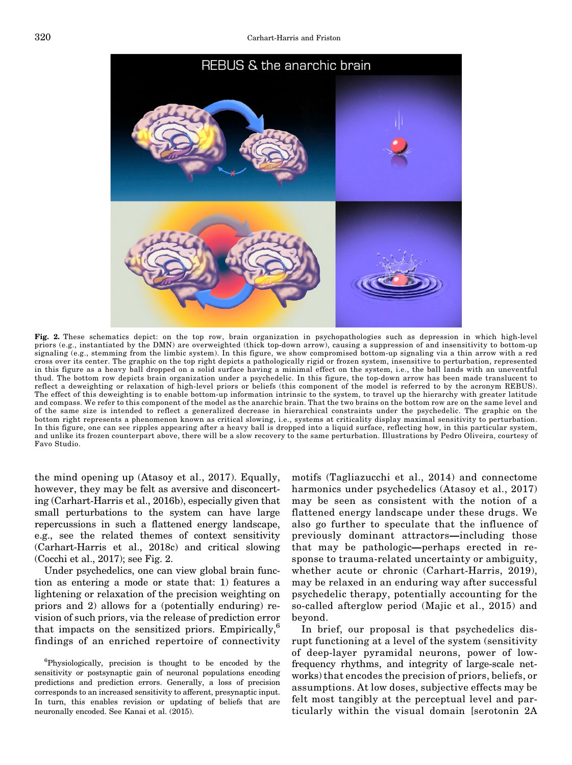**Fig. 2.** These schematics depict: on the top row, brain organization in psychopathologies such as depression in which high-level priors (e.g., instantiated by the DMN) are overweighted (thick top-down arrow), causing a suppression of and insensitivity to bottom-up signaling (e.g., stemming from the limbic system). In this figure, we show compromised bottom-up signaling via a thin arrow with a red cross over its center. The graphic on the top right depicts a pathologically rigid or frozen system, insensitive to perturbation, represented in this figure as a heavy ball dropped on a solid surface having a minimal effect on the system, i.e., the ball lands with an uneventful thud. The bottom row depicts brain organization under a psychedelic. In this figure, the top-down arrow has been made translucent to reflect a deweighting or relaxation of high-level priors or beliefs (this component of the model is referred to by the acronym REBUS). The effect of this deweighting is to enable bottom-up information intrinsic to the system, to travel up the hierarchy with greater latitude and compass. We refer to this component of the model as the anarchic brain. That the two brains on the bottom row are on the same level and of the same size is intended to reflect a generalized decrease in hierarchical constraints under the psychedelic. The graphic on the bottom right represents a phenomenon known as critical slowing, i.e., systems at criticality display maximal sensitivity to perturbation. In this figure, one can see ripples appearing after a heavy ball is dropped into a liquid surface, reflecting how, in this particular system, and unlike its frozen counterpart above, there will be a slow recovery to the same perturbation. Illustrations by Pedro Oliveira, courtesy of Favo Studio.

the mind opening up (Atasoy et al., 2017). Equally, however, they may be felt as aversive and disconcerting (Carhart-Harris et al., 2016b), especially given that small perturbations to the system can have large repercussions in such a flattened energy landscape, e.g., see the related themes of context sensitivity (Carhart-Harris et al., 2018c) and critical slowing (Cocchi et al., 2017); see Fig. 2.

Under psychedelics, one can view global brain function as entering a mode or state that: 1) features a lightening or relaxation of the precision weighting on priors and 2) allows for a (potentially enduring) revision of such priors, via the release of prediction error that impacts on the sensitized priors. Empirically,[6] findings of an enriched repertoire of connectivity motifs (Tagliazucchi et al., 2014) and connectome harmonics under psychedelics (Atasoy et al., 2017) may be seen as consistent with the notion of a flattened energy landscape under these drugs. We also go further to speculate that the influence of previously dominant attractors—including those that may be pathologic—perhaps erected in response to trauma-related uncertainty or ambiguity, whether acute or chronic (Carhart-Harris, 2019), may be relaxed in an enduring way after successful psychedelic therapy, potentially accounting for the so-called afterglow period (Majic et al., 2015) and beyond.

In brief, our proposal is that psychedelics disrupt functioning at a level of the system (sensitivity of deep-layer pyramidal neurons, power of low-frequency rhythms, and integrity of large-scale networks) that encodes the precision of priors, beliefs, or assumptions. At low doses, subjective effects may be felt most tangibly at the perceptual level and particularly within the visual domain [serotonin 2A

[6]Physiologically, precision is thought to be encoded by the sensitivity or postsynaptic gain of neuronal populations encoding predictions and prediction errors. Generally, a loss of precision corresponds to an increased sensitivity to afferent, presynaptic input. In turn, this enables revision or updating of beliefs that are neuronally encoded. See Kanai et al. (2015).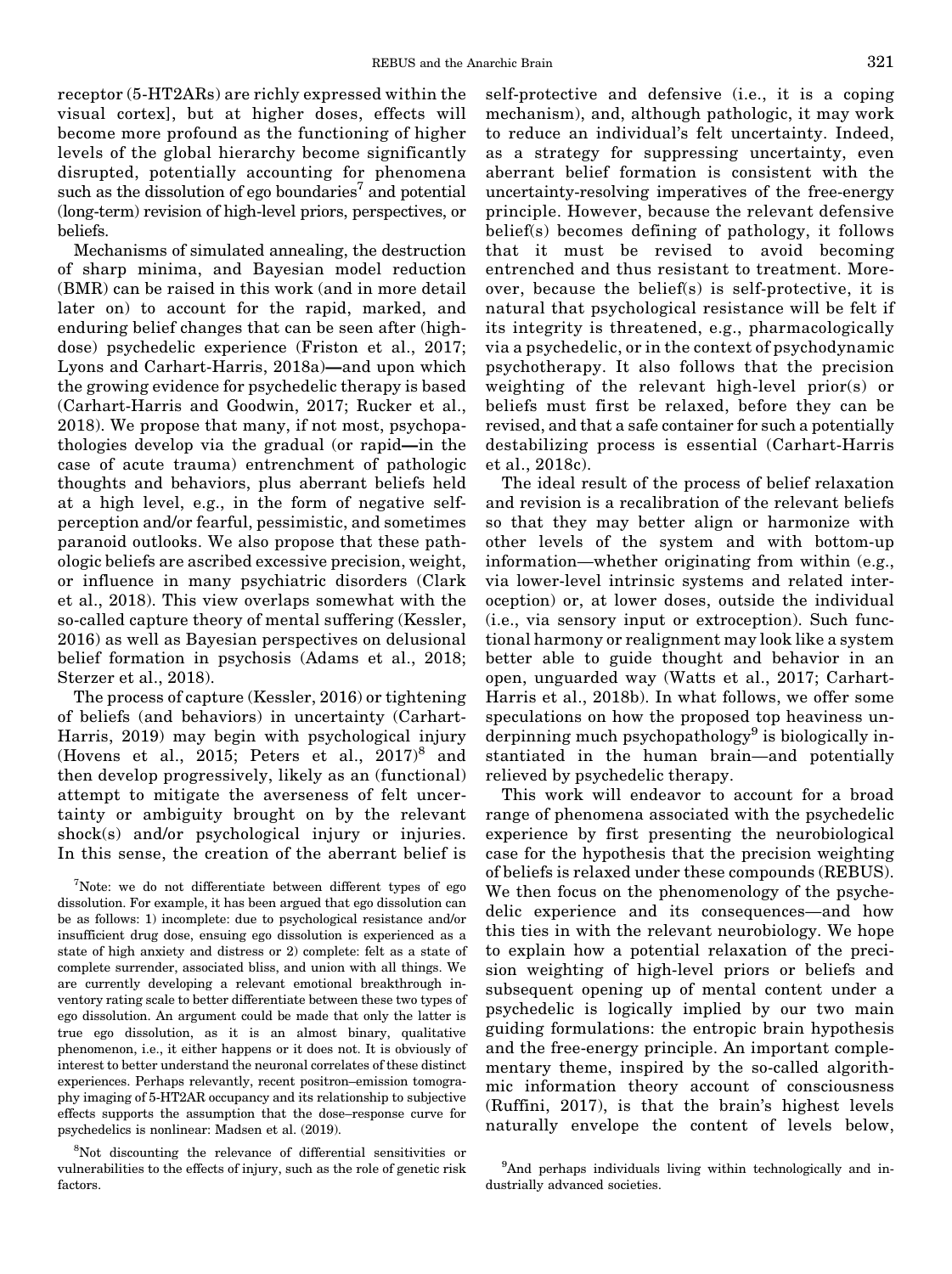receptor (5-HT2ARs) are richly expressed within the visual cortex], but at higher doses, effects will become more profound as the functioning of higher levels of the global hierarchy become significantly disrupted, potentially accounting for phenomena such as the dissolution of ego boundaries[7] and potential (long-term) revision of high-level priors, perspectives, or beliefs.

Mechanisms of simulated annealing, the destruction of sharp minima, and Bayesian model reduction (BMR) can be raised in this work (and in more detail later on) to account for the rapid, marked, and enduring belief changes that can be seen after (high-dose) psychedelic experience (Friston et al., 2017; Lyons and Carhart-Harris, 2018a)—and upon which the growing evidence for psychedelic therapy is based (Carhart-Harris and Goodwin, 2017; Rucker et al., 2018). We propose that many, if not most, psychopathologies develop via the gradual (or rapid—in the case of acute trauma) entrenchment of pathologic thoughts and behaviors, plus aberrant beliefs held at a high level, e.g., in the form of negative self-perception and/or fearful, pessimistic, and sometimes paranoid outlooks. We also propose that these pathologic beliefs are ascribed excessive precision, weight, or influence in many psychiatric disorders (Clark et al., 2018). This view overlaps somewhat with the so-called capture theory of mental suffering (Kessler, 2016) as well as Bayesian perspectives on delusional belief formation in psychosis (Adams et al., 2018; Sterzer et al., 2018).

The process of capture (Kessler, 2016) or tightening of beliefs (and behaviors) in uncertainty (Carhart-Harris, 2019) may begin with psychological injury (Hovens et al., 2015; Peters et al., 2017)[8] and then develop progressively, likely as an (functional) attempt to mitigate the averseness of felt uncertainty or ambiguity brought on by the relevant shock(s) and/or psychological injury or injuries. In this sense, the creation of the aberrant belief is self-protective and defensive (i.e., it is a coping mechanism), and, although pathologic, it may work to reduce an individual's felt uncertainty. Indeed, as a strategy for suppressing uncertainty, even aberrant belief formation is consistent with the uncertainty-resolving imperatives of the free-energy principle. However, because the relevant defensive belief(s) becomes defining of pathology, it follows that it must be revised to avoid becoming entrenched and thus resistant to treatment. Moreover, because the belief(s) is self-protective, it is natural that psychological resistance will be felt if its integrity is threatened, e.g., pharmacologically via a psychedelic, or in the context of psychodynamic psychotherapy. It also follows that the precision weighting of the relevant high-level prior(s) or beliefs must first be relaxed, before they can be revised, and that a safe container for such a potentially destabilizing process is essential (Carhart-Harris et al., 2018c).

The ideal result of the process of belief relaxation and revision is a recalibration of the relevant beliefs so that they may better align or harmonize with other levels of the system and with bottom-up information—whether originating from within (e.g., via lower-level intrinsic systems and related interoception) or, at lower doses, outside the individual (i.e., via sensory input or extroception). Such functional harmony or realignment may look like a system better able to guide thought and behavior in an open, unguarded way (Watts et al., 2017; Carhart-Harris et al., 2018b). In what follows, we offer some speculations on how the proposed top heaviness underpinning much psychopathology[9] is biologically instantiated in the human brain—and potentially relieved by psychedelic therapy.

This work will endeavor to account for a broad range of phenomena associated with the psychedelic experience by first presenting the neurobiological case for the hypothesis that the precision weighting of beliefs is relaxed under these compounds (REBUS). We then focus on the phenomenology of the psychedelic experience and its consequences—and how this ties in with the relevant neurobiology. We hope to explain how a potential relaxation of the precision weighting of high-level priors or beliefs and subsequent opening up of mental content under a psychedelic is logically implied by our two main guiding formulations: the entropic brain hypothesis and the free-energy principle. An important complementary theme, inspired by the so-called algorithmic information theory account of consciousness (Ruffini, 2017), is that the brain's highest levels naturally envelope the content of levels below,

[7] Note: we do not differentiate between different types of ego dissolution. For example, it has been argued that ego dissolution can be as follows: 1) incomplete: due to psychological resistance and/or insufficient drug dose, ensuing ego dissolution is experienced as a state of high anxiety and distress or 2) complete: felt as a state of complete surrender, associated bliss, and union with all things. We are currently developing a relevant emotional breakthrough inventory rating scale to better differentiate between these two types of ego dissolution. An argument could be made that only the latter is true ego dissolution, as it is an almost binary, qualitative phenomenon, i.e., it either happens or it does not. It is obviously of interest to better understand the neuronal correlates of these distinct experiences. Perhaps relevantly, recent positron–emission tomography imaging of 5-HT2AR occupancy and its relationship to subjective effects supports the assumption that the dose–response curve for psychedelics is nonlinear: Madsen et al. (2019).

[8] Not discounting the relevance of differential sensitivities or vulnerabilities to the effects of injury, such as the role of genetic risk factors.

[9] And perhaps individuals living within technologically and industrially advanced societies.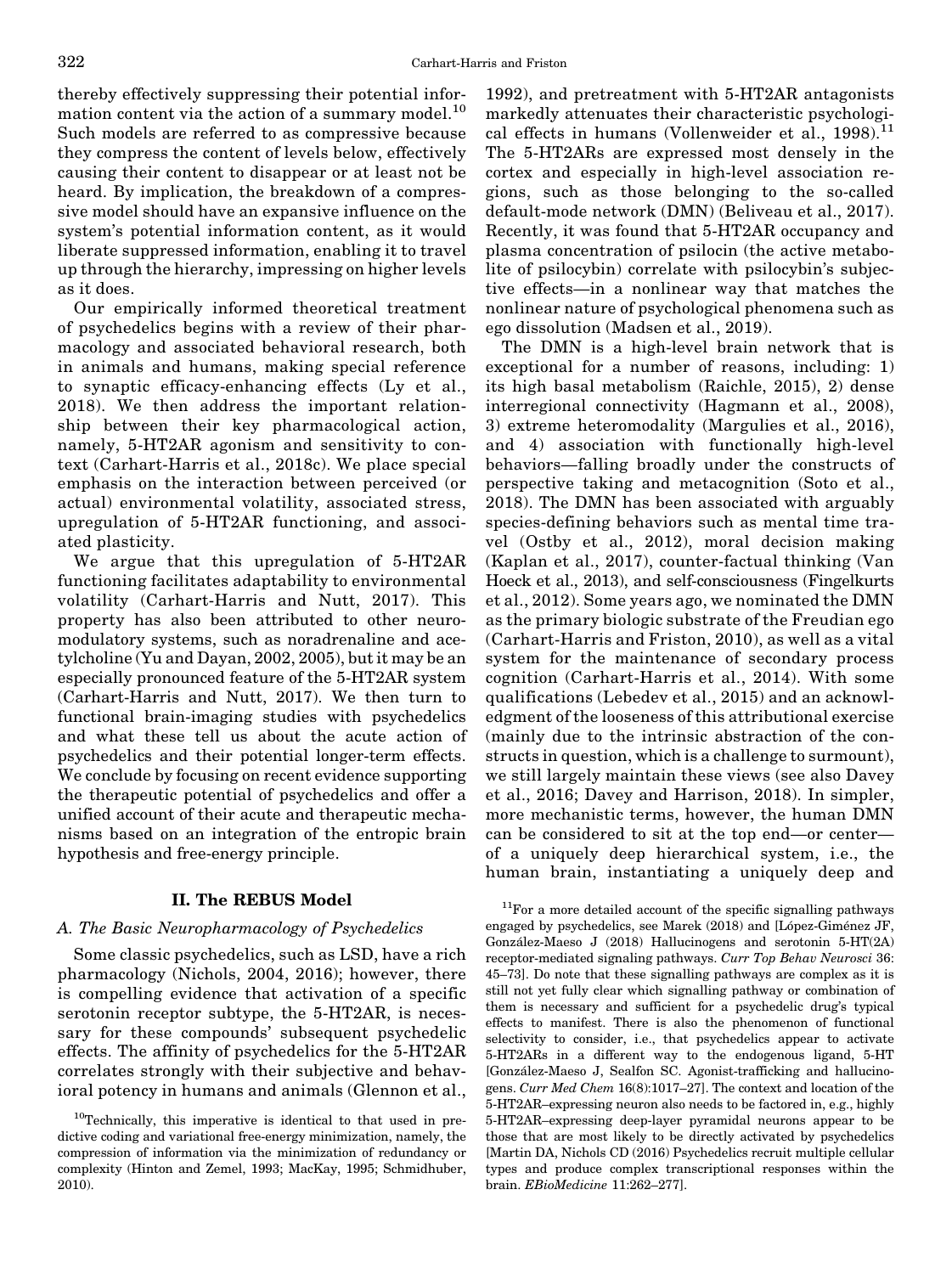thereby effectively suppressing their potential information content via the action of a summary model.[10] Such models are referred to as compressive because they compress the content of levels below, effectively causing their content to disappear or at least not be heard. By implication, the breakdown of a compressive model should have an expansive influence on the system's potential information content, as it would liberate suppressed information, enabling it to travel up through the hierarchy, impressing on higher levels as it does.

Our empirically informed theoretical treatment of psychedelics begins with a review of their pharmacology and associated behavioral research, both in animals and humans, making special reference to synaptic efficacy-enhancing effects (Ly et al., 2018). We then address the important relationship between their key pharmacological action, namely, 5-HT2AR agonism and sensitivity to context (Carhart-Harris et al., 2018c). We place special emphasis on the interaction between perceived (or actual) environmental volatility, associated stress, upregulation of 5-HT2AR functioning, and associated plasticity.

We argue that this upregulation of 5-HT2AR functioning facilitates adaptability to environmental volatility (Carhart-Harris and Nutt, 2017). This property has also been attributed to other neuromodulatory systems, such as noradrenaline and acetylcholine (Yu and Dayan, 2002, 2005), but it may be an especially pronounced feature of the 5-HT2AR system (Carhart-Harris and Nutt, 2017). We then turn to functional brain-imaging studies with psychedelics and what these tell us about the acute action of psychedelics and their potential longer-term effects. We conclude by focusing on recent evidence supporting the therapeutic potential of psychedelics and offer a unified account of their acute and therapeutic mechanisms based on an integration of the entropic brain hypothesis and free-energy principle.

## II. The REBUS Model

### A. The Basic Neuropharmacology of Psychedelics

Some classic psychedelics, such as LSD, have a rich pharmacology (Nichols, 2004, 2016); however, there is compelling evidence that activation of a specific serotonin receptor subtype, the 5-HT2AR, is necessary for these compounds' subsequent psychedelic effects. The affinity of psychedelics for the 5-HT2AR correlates strongly with their subjective and behavioral potency in humans and animals (Glennon et al., 1992), and pretreatment with 5-HT2AR antagonists markedly attenuates their characteristic psychological effects in humans (Vollenweider et al., 1998).[11] The 5-HT2ARs are expressed most densely in the cortex and especially in high-level association regions, such as those belonging to the so-called default-mode network (DMN) (Beliveau et al., 2017). Recently, it was found that 5-HT2AR occupancy and plasma concentration of psilocin (the active metabolite of psilocybin) correlate with psilocybin's subjective effects—in a nonlinear way that matches the nonlinear nature of psychological phenomena such as ego dissolution (Madsen et al., 2019).

The DMN is a high-level brain network that is exceptional for a number of reasons, including: 1) its high basal metabolism (Raichle, 2015), 2) dense interregional connectivity (Hagmann et al., 2008), 3) extreme heteromodality (Margulies et al., 2016), and 4) association with functionally high-level behaviors—falling broadly under the constructs of perspective taking and metacognition (Soto et al., 2018). The DMN has been associated with arguably species-defining behaviors such as mental time travel (Ostby et al., 2012), moral decision making (Kaplan et al., 2017), counter-factual thinking (Van Hoeck et al., 2013), and self-consciousness (Fingelkurts et al., 2012). Some years ago, we nominated the DMN as the primary biologic substrate of the Freudian ego (Carhart-Harris and Friston, 2010), as well as a vital system for the maintenance of secondary process cognition (Carhart-Harris et al., 2014). With some qualifications (Lebedev et al., 2015) and an acknowledgment of the looseness of this attributional exercise (mainly due to the intrinsic abstraction of the constructs in question, which is a challenge to surmount), we still largely maintain these views (see also Davey et al., 2016; Davey and Harrison, 2018). In simpler, more mechanistic terms, however, the human DMN can be considered to sit at the top end—or center—of a uniquely deep hierarchical system, i.e., the human brain, instantiating a uniquely deep and

[10]Technically, this imperative is identical to that used in predictive coding and variational free-energy minimization, namely, the compression of information via the minimization of redundancy or complexity (Hinton and Zemel, 1993; MacKay, 1995; Schmidhuber, 2010).

[11]For a more detailed account of the specific signalling pathways engaged by psychedelics, see Marek (2018) and [López-Giménez JF, González-Maeso J (2018) Hallucinogens and serotonin 5-HT(2A) receptor-mediated signaling pathways. *Curr Top Behav Neurosci* 36: 45–73]. Do note that these signalling pathways are complex as it is still not yet fully clear which signalling pathway or combination of them is necessary and sufficient for a psychedelic drug's typical effects to manifest. There is also the phenomenon of functional selectivity to consider, i.e., that psychedelics appear to activate 5-HT2ARs in a different way to the endogenous ligand, 5-HT [González-Maeso J, Sealfon SC. Agonist-trafficking and hallucinogens. *Curr Med Chem* 16(8):1017–27]. The context and location of the 5-HT2AR–expressing neuron also needs to be factored in, e.g., highly 5-HT2AR–expressing deep-layer pyramidal neurons appear to be those that are most likely to be directly activated by psychedelics [Martin DA, Nichols CD (2016) Psychedelics recruit multiple cellular types and produce complex transcriptional responses within the brain. *EBioMedicine* 11:262–277].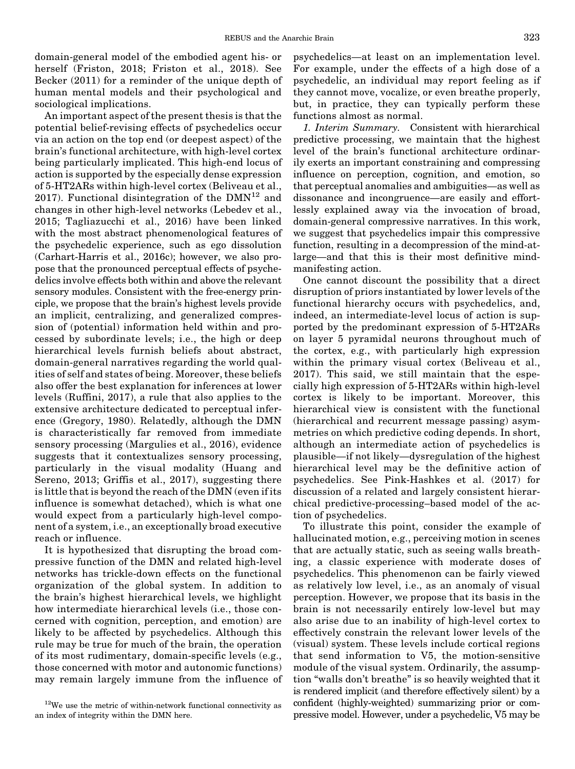domain-general model of the embodied agent his- or herself (Friston, 2018; Friston et al., 2018). See Becker (2011) for a reminder of the unique depth of human mental models and their psychological and sociological implications.

An important aspect of the present thesis is that the potential belief-revising effects of psychedelics occur via an action on the top end (or deepest aspect) of the brain's functional architecture, with high-level cortex being particularly implicated. This high-end locus of action is supported by the especially dense expression of 5-HT2ARs within high-level cortex (Beliveau et al., 2017). Functional disintegration of the DMN[12] and changes in other high-level networks (Lebedev et al., 2015; Tagliazucchi et al., 2016) have been linked with the most abstract phenomenological features of the psychedelic experience, such as ego dissolution (Carhart-Harris et al., 2016c); however, we also propose that the pronounced perceptual effects of psychedelics involve effects both within and above the relevant sensory modules. Consistent with the free-energy principle, we propose that the brain's highest levels provide an implicit, centralizing, and generalized compression of (potential) information held within and processed by subordinate levels; i.e., the high or deep hierarchical levels furnish beliefs about abstract, domain-general narratives regarding the world qualities of self and states of being. Moreover, these beliefs also offer the best explanation for inferences at lower levels (Ruffini, 2017), a rule that also applies to the extensive architecture dedicated to perceptual inference (Gregory, 1980). Relatedly, although the DMN is characteristically far removed from immediate sensory processing (Margulies et al., 2016), evidence suggests that it contextualizes sensory processing, particularly in the visual modality (Huang and Sereno, 2013; Griffis et al., 2017), suggesting there is little that is beyond the reach of the DMN (even if its influence is somewhat detached), which is what one would expect from a particularly high-level component of a system, i.e., an exceptionally broad executive reach or influence.

It is hypothesized that disrupting the broad compressive function of the DMN and related high-level networks has trickle-down effects on the functional organization of the global system. In addition to the brain's highest hierarchical levels, we highlight how intermediate hierarchical levels (i.e., those concerned with cognition, perception, and emotion) are likely to be affected by psychedelics. Although this rule may be true for much of the brain, the operation of its most rudimentary, domain-specific levels (e.g., those concerned with motor and autonomic functions) may remain largely immune from the influence of psychedelics—at least on an implementation level. For example, under the effects of a high dose of a psychedelic, an individual may report feeling as if they cannot move, vocalize, or even breathe properly, but, in practice, they can typically perform these functions almost as normal.

*1. Interim Summary.* Consistent with hierarchical predictive processing, we maintain that the highest level of the brain's functional architecture ordinarily exerts an important constraining and compressing influence on perception, cognition, and emotion, so that perceptual anomalies and ambiguities—as well as dissonance and incongruence—are easily and effortlessly explained away via the invocation of broad, domain-general compressive narratives. In this work, we suggest that psychedelics impair this compressive function, resulting in a decompression of the mind-at-large—and that this is their most definitive mind-manifesting action.

One cannot discount the possibility that a direct disruption of priors instantiated by lower levels of the functional hierarchy occurs with psychedelics, and, indeed, an intermediate-level locus of action is supported by the predominant expression of 5-HT2ARs on layer 5 pyramidal neurons throughout much of the cortex, e.g., with particularly high expression within the primary visual cortex (Beliveau et al., 2017). This said, we still maintain that the especially high expression of 5-HT2ARs within high-level cortex is likely to be important. Moreover, this hierarchical view is consistent with the functional (hierarchical and recurrent message passing) asymmetries on which predictive coding depends. In short, although an intermediate action of psychedelics is plausible—if not likely—dysregulation of the highest hierarchical level may be the definitive action of psychedelics. See Pink-Hashkes et al. (2017) for discussion of a related and largely consistent hierarchical predictive-processing–based model of the action of psychedelics.

To illustrate this point, consider the example of hallucinated motion, e.g., perceiving motion in scenes that are actually static, such as seeing walls breathing, a classic experience with moderate doses of psychedelics. This phenomenon can be fairly viewed as relatively low level, i.e., as an anomaly of visual perception. However, we propose that its basis in the brain is not necessarily entirely low-level but may also arise due to an inability of high-level cortex to effectively constrain the relevant lower levels of the (visual) system. These levels include cortical regions that send information to V5, the motion-sensitive module of the visual system. Ordinarily, the assumption "walls don't breathe" is so heavily weighted that it is rendered implicit (and therefore effectively silent) by a confident (highly-weighted) summarizing prior or compressive model. However, under a psychedelic, V5 may be

[12]We use the metric of within-network functional connectivity as an index of integrity within the DMN here.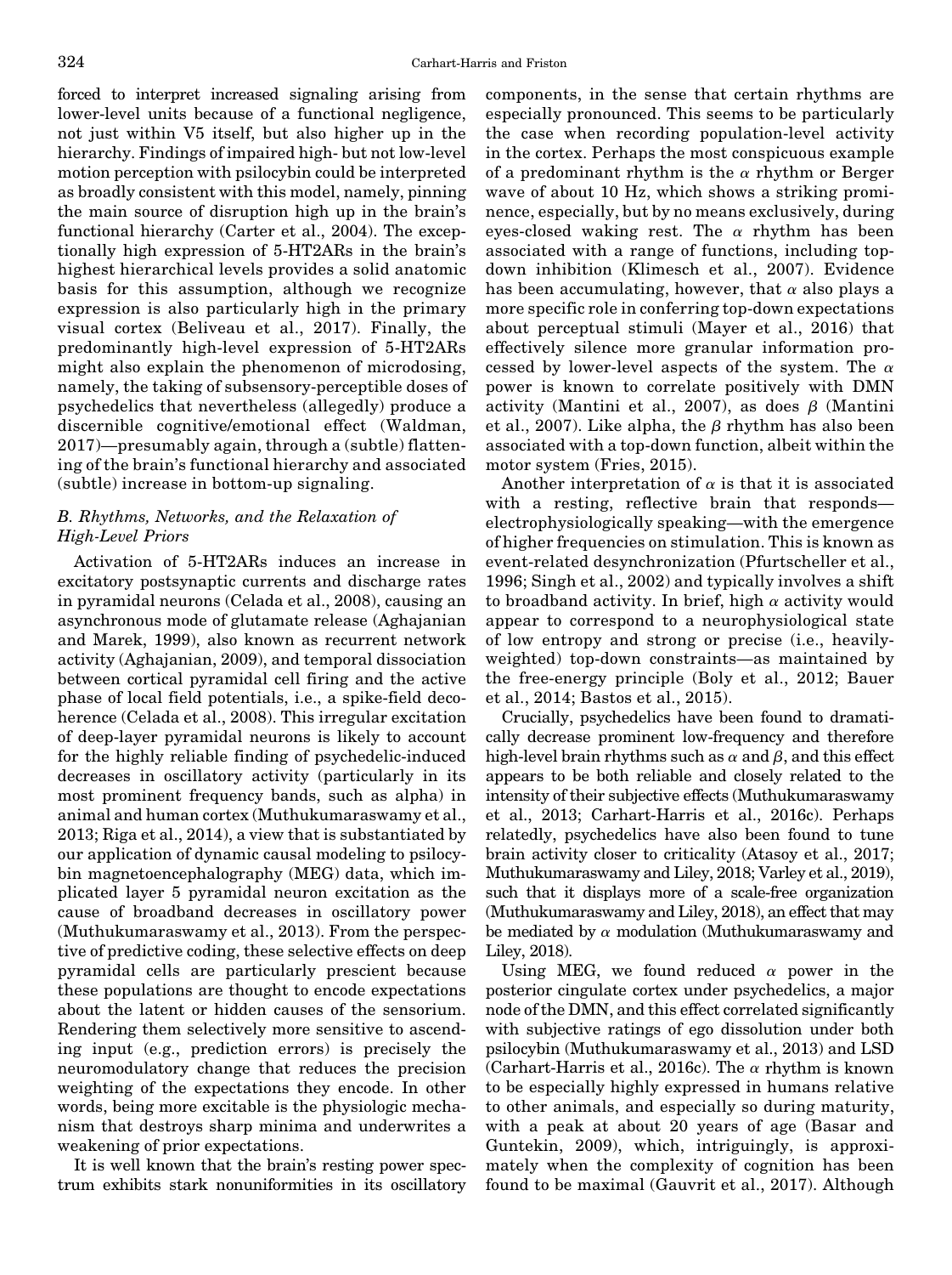forced to interpret increased signaling arising from lower-level units because of a functional negligence, not just within V5 itself, but also higher up in the hierarchy. Findings of impaired high- but not low-level motion perception with psilocybin could be interpreted as broadly consistent with this model, namely, pinning the main source of disruption high up in the brain's functional hierarchy (Carter et al., 2004). The exceptionally high expression of 5-HT2ARs in the brain's highest hierarchical levels provides a solid anatomic basis for this assumption, although we recognize expression is also particularly high in the primary visual cortex (Beliveau et al., 2017). Finally, the predominantly high-level expression of 5-HT2ARs might also explain the phenomenon of microdosing, namely, the taking of subsensory-perceptible doses of psychedelics that nevertheless (allegedly) produce a discernible cognitive/emotional effect (Waldman, 2017)—presumably again, through a (subtle) flattening of the brain's functional hierarchy and associated (subtle) increase in bottom-up signaling.

### *B. Rhythms, Networks, and the Relaxation of High-Level Priors*

Activation of 5-HT2ARs induces an increase in excitatory postsynaptic currents and discharge rates in pyramidal neurons (Celada et al., 2008), causing an asynchronous mode of glutamate release (Aghajanian and Marek, 1999), also known as recurrent network activity (Aghajanian, 2009), and temporal dissociation between cortical pyramidal cell firing and the active phase of local field potentials, i.e., a spike-field decoherence (Celada et al., 2008). This irregular excitation of deep-layer pyramidal neurons is likely to account for the highly reliable finding of psychedelic-induced decreases in oscillatory activity (particularly in its most prominent frequency bands, such as alpha) in animal and human cortex (Muthukumaraswamy et al., 2013; Riga et al., 2014), a view that is substantiated by our application of dynamic causal modeling to psilocybin magnetoencephalography (MEG) data, which implicated layer 5 pyramidal neuron excitation as the cause of broadband decreases in oscillatory power (Muthukumaraswamy et al., 2013). From the perspective of predictive coding, these selective effects on deep pyramidal cells are particularly prescient because these populations are thought to encode expectations about the latent or hidden causes of the sensorium. Rendering them selectively more sensitive to ascending input (e.g., prediction errors) is precisely the neuromodulatory change that reduces the precision weighting of the expectations they encode. In other words, being more excitable is the physiologic mechanism that destroys sharp minima and underwrites a weakening of prior expectations.

It is well known that the brain's resting power spectrum exhibits stark nonuniformities in its oscillatory components, in the sense that certain rhythms are especially pronounced. This seems to be particularly the case when recording population-level activity in the cortex. Perhaps the most conspicuous example of a predominant rhythm is the $\alpha$ rhythm or Berger wave of about 10 Hz, which shows a striking prominence, especially, but by no means exclusively, during eyes-closed waking rest. The $\alpha$ rhythm has been associated with a range of functions, including top-down inhibition (Klimesch et al., 2007). Evidence has been accumulating, however, that $\alpha$ also plays a more specific role in conferring top-down expectations about perceptual stimuli (Mayer et al., 2016) that effectively silence more granular information processed by lower-level aspects of the system. The $\alpha$ power is known to correlate positively with DMN activity (Mantini et al., 2007), as does $\beta$ (Mantini et al., 2007). Like alpha, the $\beta$ rhythm has also been associated with a top-down function, albeit within the motor system (Fries, 2015).

Another interpretation of $\alpha$ is that it is associated with a resting, reflective brain that responds—electrophysiologically speaking—with the emergence of higher frequencies on stimulation. This is known as event-related desynchronization (Pfurtscheller et al., 1996; Singh et al., 2002) and typically involves a shift to broadband activity. In brief, high $\alpha$ activity would appear to correspond to a neurophysiological state of low entropy and strong or precise (i.e., heavily-weighted) top-down constraints—as maintained by the free-energy principle (Boly et al., 2012; Bauer et al., 2014; Bastos et al., 2015).

Crucially, psychedelics have been found to dramatically decrease prominent low-frequency and therefore high-level brain rhythms such as $\alpha$ and $\beta$, and this effect appears to be both reliable and closely related to the intensity of their subjective effects (Muthukumaraswamy et al., 2013; Carhart-Harris et al., 2016c). Perhaps relatedly, psychedelics have also been found to tune brain activity closer to criticality (Atasoy et al., 2017; Muthukumaraswamy and Liley, 2018; Varley et al., 2019), such that it displays more of a scale-free organization (Muthukumaraswamy and Liley, 2018), an effect that may be mediated by $\alpha$ modulation (Muthukumaraswamy and Liley, 2018).

Using MEG, we found reduced $\alpha$ power in the posterior cingulate cortex under psychedelics, a major node of the DMN, and this effect correlated significantly with subjective ratings of ego dissolution under both psilocybin (Muthukumaraswamy et al., 2013) and LSD (Carhart-Harris et al., 2016c). The $\alpha$ rhythm is known to be especially highly expressed in humans relative to other animals, and especially so during maturity, with a peak at about 20 years of age (Basar and Guntekin, 2009), which, intriguingly, is approximately when the complexity of cognition has been found to be maximal (Gauvrit et al., 2017). Although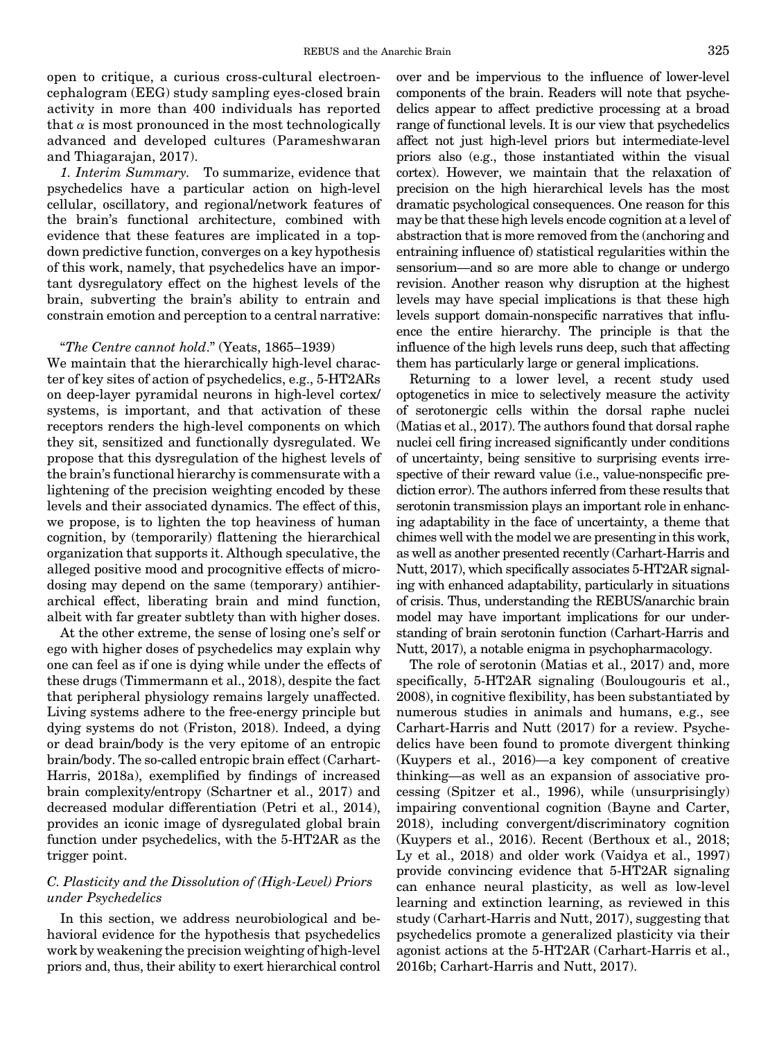open to critique, a curious cross-cultural electroencephalogram (EEG) study sampling eyes-closed brain activity in more than 400 individuals has reported that $\alpha$ is most pronounced in the most technologically advanced and developed cultures (Parameshwaran and Thiagarajan, 2017).

*1. Interim Summary.* To summarize, evidence that psychedelics have a particular action on high-level cellular, oscillatory, and regional/network features of the brain's functional architecture, combined with evidence that these features are implicated in a top-down predictive function, converges on a key hypothesis of this work, namely, that psychedelics have an important dysregulatory effect on the highest levels of the brain, subverting the brain's ability to entrain and constrain emotion and perception to a central narrative:

"*The Centre cannot hold*." (Yeats, 1865–1939)

We maintain that the hierarchically high-level character of key sites of action of psychedelics, e.g., 5-HT2ARs on deep-layer pyramidal neurons in high-level cortex/systems, is important, and that activation of these receptors renders the high-level components on which they sit, sensitized and functionally dysregulated. We propose that this dysregulation of the highest levels of the brain's functional hierarchy is commensurate with a lightening of the precision weighting encoded by these levels and their associated dynamics. The effect of this, we propose, is to lighten the top heaviness of human cognition, by (temporarily) flattening the hierarchical organization that supports it. Although speculative, the alleged positive mood and procognitive effects of microdosing may depend on the same (temporary) antihierarchical effect, liberating brain and mind function, albeit with far greater subtlety than with higher doses.

At the other extreme, the sense of losing one's self or ego with higher doses of psychedelics may explain why one can feel as if one is dying while under the effects of these drugs (Timmermann et al., 2018), despite the fact that peripheral physiology remains largely unaffected. Living systems adhere to the free-energy principle but dying systems do not (Friston, 2018). Indeed, a dying or dead brain/body is the very epitome of an entropic brain/body. The so-called entropic brain effect (Carhart-Harris, 2018a), exemplified by findings of increased brain complexity/entropy (Schartner et al., 2017) and decreased modular differentiation (Petri et al., 2014), provides an iconic image of dysregulated global brain function under psychedelics, with the 5-HT2AR as the trigger point.

### C. Plasticity and the Dissolution of (High-Level) Priors under Psychedelics

In this section, we address neurobiological and behavioral evidence for the hypothesis that psychedelics work by weakening the precision weighting of high-level priors and, thus, their ability to exert hierarchical control over and be impervious to the influence of lower-level components of the brain. Readers will note that psychedelics appear to affect predictive processing at a broad range of functional levels. It is our view that psychedelics affect not just high-level priors but intermediate-level priors also (e.g., those instantiated within the visual cortex). However, we maintain that the relaxation of precision on the high hierarchical levels has the most dramatic psychological consequences. One reason for this may be that these high levels encode cognition at a level of abstraction that is more removed from the (anchoring and entraining influence of) statistical regularities within the sensorium—and so are more able to change or undergo revision. Another reason why disruption at the highest levels may have special implications is that these high levels support domain-nonspecific narratives that influence the entire hierarchy. The principle is that the influence of the high levels runs deep, such that affecting them has particularly large or general implications.

Returning to a lower level, a recent study used optogenetics in mice to selectively measure the activity of serotonergic cells within the dorsal raphe nuclei (Matias et al., 2017). The authors found that dorsal raphe nuclei cell firing increased significantly under conditions of uncertainty, being sensitive to surprising events irrespective of their reward value (i.e., value-nonspecific prediction error). The authors inferred from these results that serotonin transmission plays an important role in enhancing adaptability in the face of uncertainty, a theme that chimes well with the model we are presenting in this work, as well as another presented recently (Carhart-Harris and Nutt, 2017), which specifically associates 5-HT2AR signaling with enhanced adaptability, particularly in situations of crisis. Thus, understanding the REBUS/anarchic brain model may have important implications for our understanding of brain serotonin function (Carhart-Harris and Nutt, 2017), a notable enigma in psychopharmacology.

The role of serotonin (Matias et al., 2017) and, more specifically, 5-HT2AR signaling (Boulougouris et al., 2008), in cognitive flexibility, has been substantiated by numerous studies in animals and humans, e.g., see Carhart-Harris and Nutt (2017) for a review. Psychedelics have been found to promote divergent thinking (Kuypers et al., 2016)—a key component of creative thinking—as well as an expansion of associative processing (Spitzer et al., 1996), while (unsurprisingly) impairing conventional cognition (Bayne and Carter, 2018), including convergent/discriminatory cognition (Kuypers et al., 2016). Recent (Berthoux et al., 2018; Ly et al., 2018) and older work (Vaidya et al., 1997) provide convincing evidence that 5-HT2AR signaling can enhance neural plasticity, as well as low-level learning and extinction learning, as reviewed in this study (Carhart-Harris and Nutt, 2017), suggesting that psychedelics promote a generalized plasticity via their agonist actions at the 5-HT2AR (Carhart-Harris et al., 2016b; Carhart-Harris and Nutt, 2017).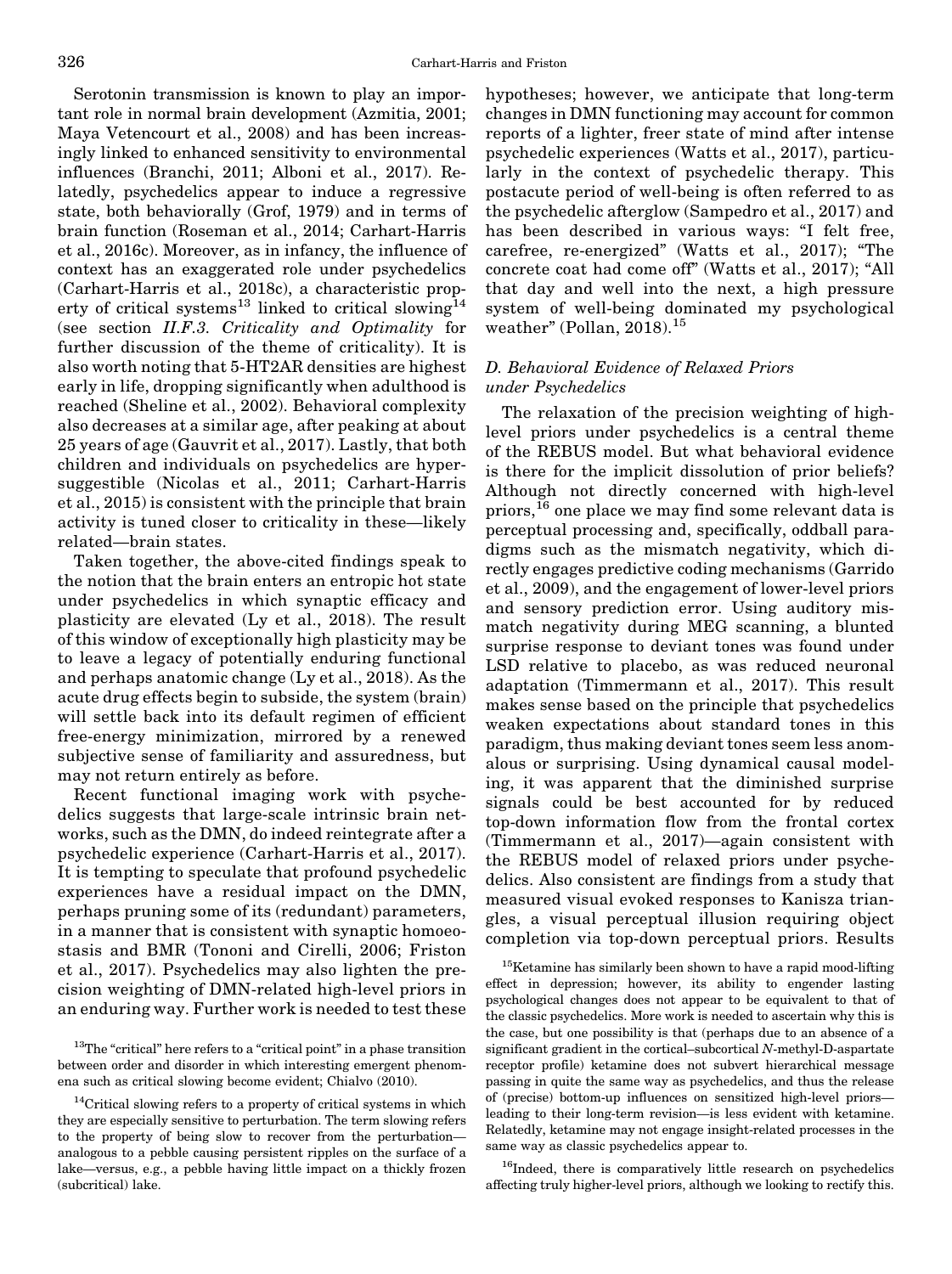Serotonin transmission is known to play an important role in normal brain development (Azmitia, 2001; Maya Vetencourt et al., 2008) and has been increasingly linked to enhanced sensitivity to environmental influences (Branchi, 2011; Alboni et al., 2017). Relatedly, psychedelics appear to induce a regressive state, both behaviorally (Grof, 1979) and in terms of brain function (Roseman et al., 2014; Carhart-Harris et al., 2016c). Moreover, as in infancy, the influence of context has an exaggerated role under psychedelics (Carhart-Harris et al., 2018c), a characteristic property of critical systems[13] linked to critical slowing[14] (see section *II.F.3. Criticality and Optimality* for further discussion of the theme of criticality). It is also worth noting that 5-HT2AR densities are highest early in life, dropping significantly when adulthood is reached (Sheline et al., 2002). Behavioral complexity also decreases at a similar age, after peaking at about 25 years of age (Gauvrit et al., 2017). Lastly, that both children and individuals on psychedelics are hypersuggestible (Nicolas et al., 2011; Carhart-Harris et al., 2015) is consistent with the principle that brain activity is tuned closer to criticality in these—likely related—brain states.

Taken together, the above-cited findings speak to the notion that the brain enters an entropic hot state under psychedelics in which synaptic efficacy and plasticity are elevated (Ly et al., 2018). The result of this window of exceptionally high plasticity may be to leave a legacy of potentially enduring functional and perhaps anatomic change (Ly et al., 2018). As the acute drug effects begin to subside, the system (brain) will settle back into its default regimen of efficient free-energy minimization, mirrored by a renewed subjective sense of familiarity and assuredness, but may not return entirely as before.

Recent functional imaging work with psychedelics suggests that large-scale intrinsic brain networks, such as the DMN, do indeed reintegrate after a psychedelic experience (Carhart-Harris et al., 2017). It is tempting to speculate that profound psychedelic experiences have a residual impact on the DMN, perhaps pruning some of its (redundant) parameters, in a manner that is consistent with synaptic homoeostasis and BMR (Tononi and Cirelli, 2006; Friston et al., 2017). Psychedelics may also lighten the precision weighting of DMN-related high-level priors in an enduring way. Further work is needed to test these hypotheses; however, we anticipate that long-term changes in DMN functioning may account for common reports of a lighter, freer state of mind after intense psychedelic experiences (Watts et al., 2017), particularly in the context of psychedelic therapy. This postacute period of well-being is often referred to as the psychedelic afterglow (Sampedro et al., 2017) and has been described in various ways: "I felt free, carefree, re-energized" (Watts et al., 2017); "The concrete coat had come off" (Watts et al., 2017); "All that day and well into the next, a high pressure system of well-being dominated my psychological weather" (Pollan, 2018).[15]

### D. Behavioral Evidence of Relaxed Priors under Psychedelics

The relaxation of the precision weighting of high-level priors under psychedelics is a central theme of the REBUS model. But what behavioral evidence is there for the implicit dissolution of prior beliefs? Although not directly concerned with high-level priors,[16] one place we may find some relevant data is perceptual processing and, specifically, oddball paradigms such as the mismatch negativity, which directly engages predictive coding mechanisms (Garrido et al., 2009), and the engagement of lower-level priors and sensory prediction error. Using auditory mismatch negativity during MEG scanning, a blunted surprise response to deviant tones was found under LSD relative to placebo, as was reduced neuronal adaptation (Timmermann et al., 2017). This result makes sense based on the principle that psychedelics weaken expectations about standard tones in this paradigm, thus making deviant tones seem less anomalous or surprising. Using dynamical causal modeling, it was apparent that the diminished surprise signals could be best accounted for by reduced top-down information flow from the frontal cortex (Timmermann et al., 2017)—again consistent with the REBUS model of relaxed priors under psychedelics. Also consistent are findings from a study that measured visual evoked responses to Kanisza triangles, a visual perceptual illusion requiring object completion via top-down perceptual priors. Results

[13]The "critical" here refers to a "critical point" in a phase transition between order and disorder in which interesting emergent phenomena such as critical slowing become evident; Chialvo (2010).

[14]Critical slowing refers to a property of critical systems in which they are especially sensitive to perturbation. The term slowing refers to the property of being slow to recover from the perturbation—analogous to a pebble causing persistent ripples on the surface of a lake—versus, e.g., a pebble having little impact on a thickly frozen (subcritical) lake.

[15]Ketamine has similarly been shown to have a rapid mood-lifting effect in depression; however, its ability to engender lasting psychological changes does not appear to be equivalent to that of the classic psychedelics. More work is needed to ascertain why this is the case, but one possibility is that (perhaps due to an absence of a significant gradient in the cortical–subcortical N-methyl-D-aspartate receptor profile) ketamine does not subvert hierarchical message passing in quite the same way as psychedelics, and thus the release of (precise) bottom-up influences on sensitized high-level priors—leading to their long-term revision—is less evident with ketamine. Relatedly, ketamine may not engage insight-related processes in the same way as classic psychedelics appear to.

[16]Indeed, there is comparatively little research on psychedelics affecting truly higher-level priors, although we looking to rectify this.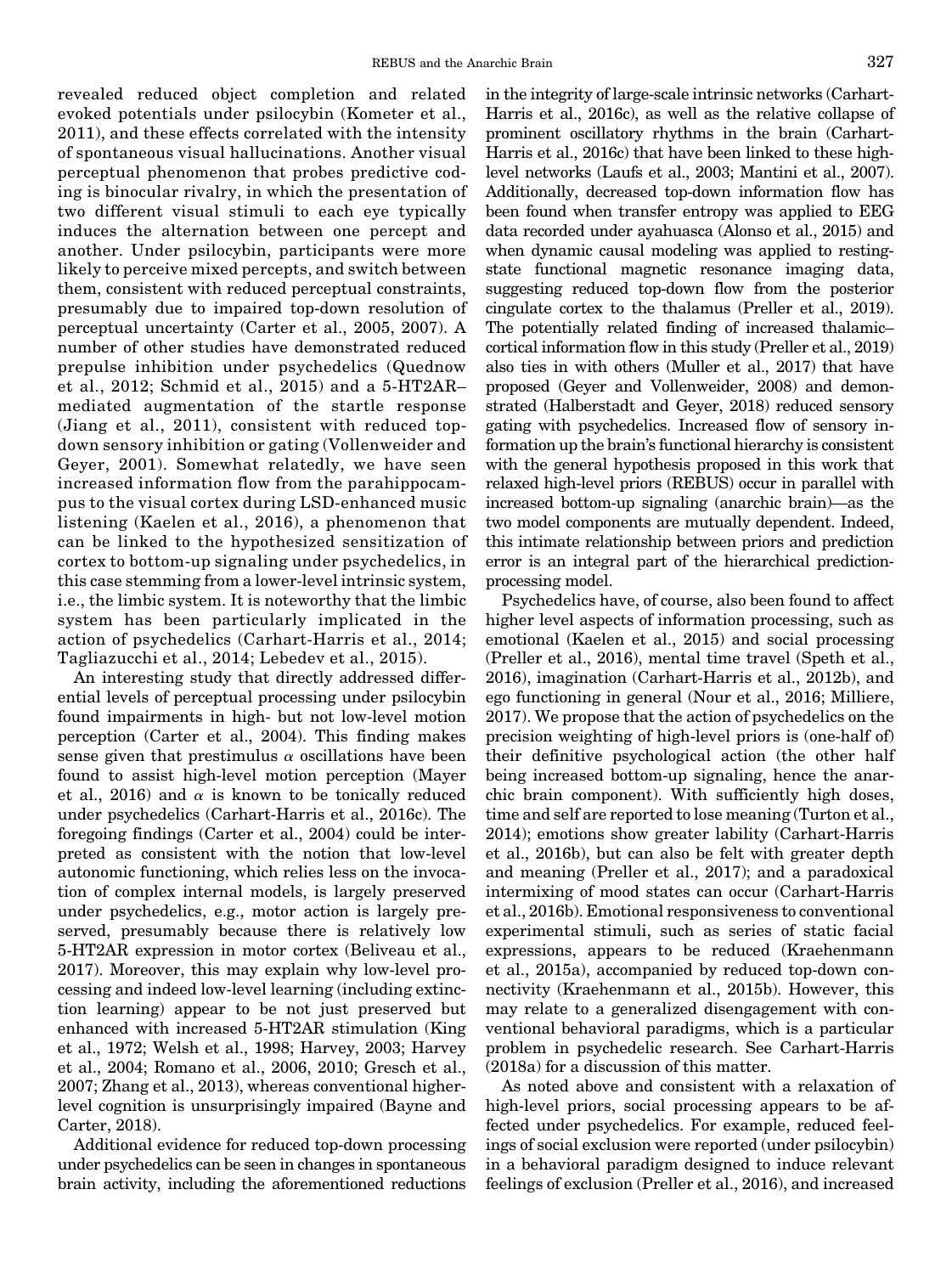revealed reduced object completion and related evoked potentials under psilocybin (Kometer et al., 2011), and these effects correlated with the intensity of spontaneous visual hallucinations. Another visual perceptual phenomenon that probes predictive coding is binocular rivalry, in which the presentation of two different visual stimuli to each eye typically induces the alternation between one percept and another. Under psilocybin, participants were more likely to perceive mixed percepts, and switch between them, consistent with reduced perceptual constraints, presumably due to impaired top-down resolution of perceptual uncertainty (Carter et al., 2005, 2007). A number of other studies have demonstrated reduced prepulse inhibition under psychedelics (Quednow et al., 2012; Schmid et al., 2015) and a 5-HT2AR–mediated augmentation of the startle response (Jiang et al., 2011), consistent with reduced top-down sensory inhibition or gating (Vollenweider and Geyer, 2001). Somewhat relatedly, we have seen increased information flow from the parahippocampus to the visual cortex during LSD-enhanced music listening (Kaelen et al., 2016), a phenomenon that can be linked to the hypothesized sensitization of cortex to bottom-up signaling under psychedelics, in this case stemming from a lower-level intrinsic system, i.e., the limbic system. It is noteworthy that the limbic system has been particularly implicated in the action of psychedelics (Carhart-Harris et al., 2014; Tagliazucchi et al., 2014; Lebedev et al., 2015).

An interesting study that directly addressed differential levels of perceptual processing under psilocybin found impairments in high- but not low-level motion perception (Carter et al., 2004). This finding makes sense given that prestimulus $\alpha$ oscillations have been found to assist high-level motion perception (Mayer et al., 2016) and $\alpha$ is known to be tonically reduced under psychedelics (Carhart-Harris et al., 2016c). The foregoing findings (Carter et al., 2004) could be interpreted as consistent with the notion that low-level autonomic functioning, which relies less on the invocation of complex internal models, is largely preserved under psychedelics, e.g., motor action is largely preserved, presumably because there is relatively low 5-HT2AR expression in motor cortex (Beliveau et al., 2017). Moreover, this may explain why low-level processing and indeed low-level learning (including extinction learning) appear to be not just preserved but enhanced with increased 5-HT2AR stimulation (King et al., 1972; Welsh et al., 1998; Harvey, 2003; Harvey et al., 2004; Romano et al., 2006, 2010; Gresch et al., 2007; Zhang et al., 2013), whereas conventional higher-level cognition is unsurprisingly impaired (Bayne and Carter, 2018).

Additional evidence for reduced top-down processing under psychedelics can be seen in changes in spontaneous brain activity, including the aforementioned reductions in the integrity of large-scale intrinsic networks (Carhart-Harris et al., 2016c), as well as the relative collapse of prominent oscillatory rhythms in the brain (Carhart-Harris et al., 2016c) that have been linked to these high-level networks (Laufs et al., 2003; Mantini et al., 2007). Additionally, decreased top-down information flow has been found when transfer entropy was applied to EEG data recorded under ayahuasca (Alonso et al., 2015) and when dynamic causal modeling was applied to resting-state functional magnetic resonance imaging data, suggesting reduced top-down flow from the posterior cingulate cortex to the thalamus (Preller et al., 2019). The potentially related finding of increased thalamic–cortical information flow in this study (Preller et al., 2019) also ties in with others (Muller et al., 2017) that have proposed (Geyer and Vollenweider, 2008) and demonstrated (Halberstadt and Geyer, 2018) reduced sensory gating with psychedelics. Increased flow of sensory information up the brain's functional hierarchy is consistent with the general hypothesis proposed in this work that relaxed high-level priors (REBUS) occur in parallel with increased bottom-up signaling (anarchic brain)—as the two model components are mutually dependent. Indeed, this intimate relationship between priors and prediction error is an integral part of the hierarchical prediction-processing model.

Psychedelics have, of course, also been found to affect higher level aspects of information processing, such as emotional (Kaelen et al., 2015) and social processing (Preller et al., 2016), mental time travel (Speth et al., 2016), imagination (Carhart-Harris et al., 2012b), and ego functioning in general (Nour et al., 2016; Milliere, 2017). We propose that the action of psychedelics on the precision weighting of high-level priors is (one-half of) their definitive psychological action (the other half being increased bottom-up signaling, hence the anarchic brain component). With sufficiently high doses, time and self are reported to lose meaning (Turton et al., 2014); emotions show greater lability (Carhart-Harris et al., 2016b), but can also be felt with greater depth and meaning (Preller et al., 2017); and a paradoxical intermixing of mood states can occur (Carhart-Harris et al., 2016b). Emotional responsiveness to conventional experimental stimuli, such as series of static facial expressions, appears to be reduced (Kraehenmann et al., 2015a), accompanied by reduced top-down connectivity (Kraehenmann et al., 2015b). However, this may relate to a generalized disengagement with conventional behavioral paradigms, which is a particular problem in psychedelic research. See Carhart-Harris (2018a) for a discussion of this matter.

As noted above and consistent with a relaxation of high-level priors, social processing appears to be affected under psychedelics. For example, reduced feelings of social exclusion were reported (under psilocybin) in a behavioral paradigm designed to induce relevant feelings of exclusion (Preller et al., 2016), and increased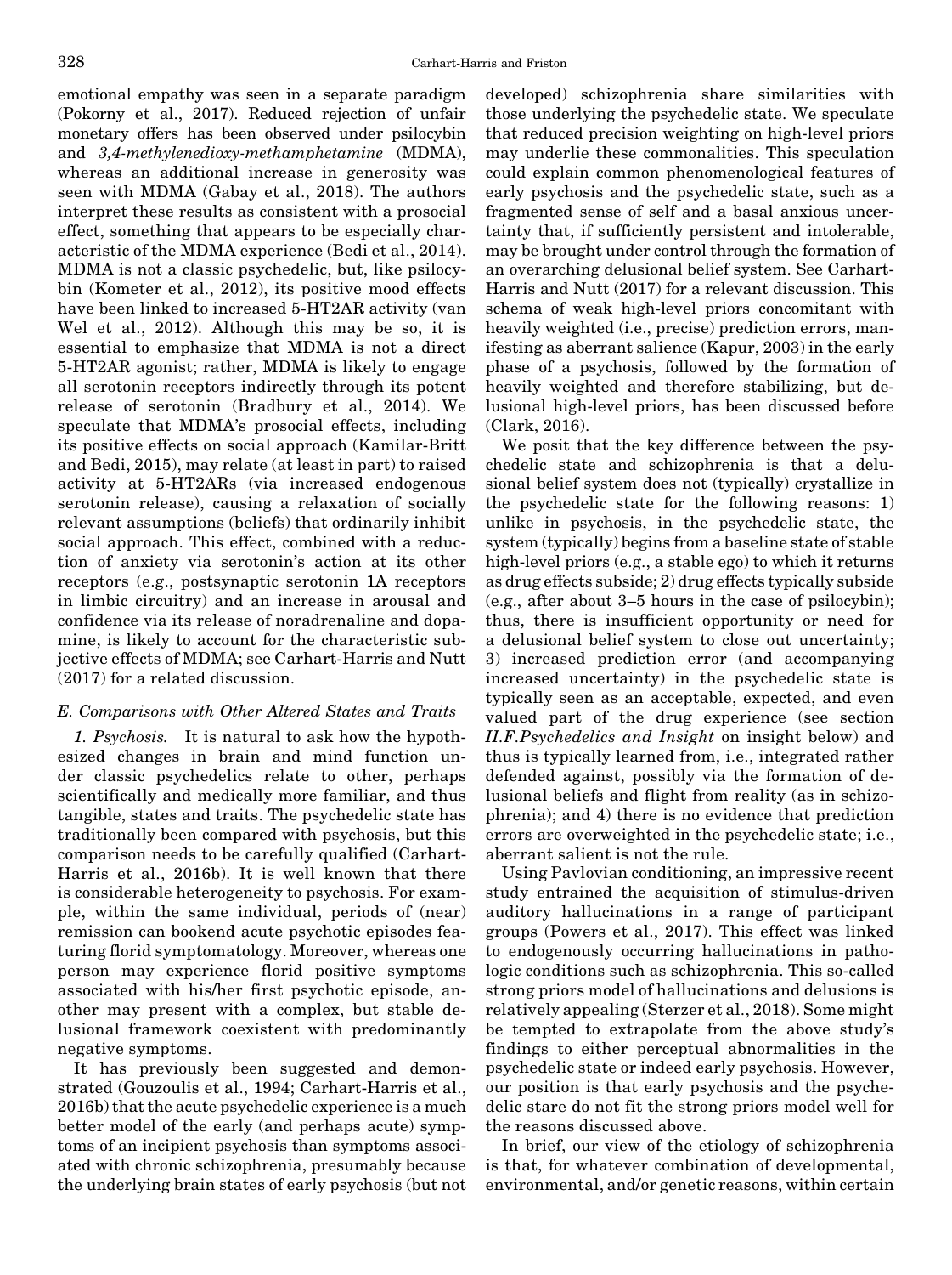emotional empathy was seen in a separate paradigm (Pokorny et al., 2017). Reduced rejection of unfair monetary offers has been observed under psilocybin and *3,4-methylenedioxy-methamphetamine* (MDMA), whereas an additional increase in generosity was seen with MDMA (Gabay et al., 2018). The authors interpret these results as consistent with a prosocial effect, something that appears to be especially characteristic of the MDMA experience (Bedi et al., 2014). MDMA is not a classic psychedelic, but, like psilocybin (Kometer et al., 2012), its positive mood effects have been linked to increased 5-HT2AR activity (van Wel et al., 2012). Although this may be so, it is essential to emphasize that MDMA is not a direct 5-HT2AR agonist; rather, MDMA is likely to engage all serotonin receptors indirectly through its potent release of serotonin (Bradbury et al., 2014). We speculate that MDMA's prosocial effects, including its positive effects on social approach (Kamilar-Britt and Bedi, 2015), may relate (at least in part) to raised activity at 5-HT2ARs (via increased endogenous serotonin release), causing a relaxation of socially relevant assumptions (beliefs) that ordinarily inhibit social approach. This effect, combined with a reduction of anxiety via serotonin's action at its other receptors (e.g., postsynaptic serotonin 1A receptors in limbic circuitry) and an increase in arousal and confidence via its release of noradrenaline and dopamine, is likely to account for the characteristic subjective effects of MDMA; see Carhart-Harris and Nutt (2017) for a related discussion.

### E. Comparisons with Other Altered States and Traits

*1. Psychosis.* It is natural to ask how the hypothesized changes in brain and mind function under classic psychedelics relate to other, perhaps scientifically and medically more familiar, and thus tangible, states and traits. The psychedelic state has traditionally been compared with psychosis, but this comparison needs to be carefully qualified (Carhart-Harris et al., 2016b). It is well known that there is considerable heterogeneity to psychosis. For example, within the same individual, periods of (near) remission can bookend acute psychotic episodes featuring florid symptomatology. Moreover, whereas one person may experience florid positive symptoms associated with his/her first psychotic episode, another may present with a complex, but stable delusional framework coexistent with predominantly negative symptoms.

It has previously been suggested and demonstrated (Gouzoulis et al., 1994; Carhart-Harris et al., 2016b) that the acute psychedelic experience is a much better model of the early (and perhaps acute) symptoms of an incipient psychosis than symptoms associated with chronic schizophrenia, presumably because the underlying brain states of early psychosis (but not developed) schizophrenia share similarities with those underlying the psychedelic state. We speculate that reduced precision weighting on high-level priors may underlie these commonalities. This speculation could explain common phenomenological features of early psychosis and the psychedelic state, such as a fragmented sense of self and a basal anxious uncertainty that, if sufficiently persistent and intolerable, may be brought under control through the formation of an overarching delusional belief system. See Carhart-Harris and Nutt (2017) for a relevant discussion. This schema of weak high-level priors concomitant with heavily weighted (i.e., precise) prediction errors, manifesting as aberrant salience (Kapur, 2003) in the early phase of a psychosis, followed by the formation of heavily weighted and therefore stabilizing, but delusional high-level priors, has been discussed before (Clark, 2016).

We posit that the key difference between the psychedelic state and schizophrenia is that a delusional belief system does not (typically) crystallize in the psychedelic state for the following reasons: 1) unlike in psychosis, in the psychedelic state, the system (typically) begins from a baseline state of stable high-level priors (e.g., a stable ego) to which it returns as drug effects subside; 2) drug effects typically subside (e.g., after about 3–5 hours in the case of psilocybin); thus, there is insufficient opportunity or need for a delusional belief system to close out uncertainty; 3) increased prediction error (and accompanying increased uncertainty) in the psychedelic state is typically seen as an acceptable, expected, and even valued part of the drug experience (see section *II.F.Psychedelics and Insight* on insight below) and thus is typically learned from, i.e., integrated rather defended against, possibly via the formation of delusional beliefs and flight from reality (as in schizophrenia); and 4) there is no evidence that prediction errors are overweighted in the psychedelic state; i.e., aberrant salient is not the rule.

Using Pavlovian conditioning, an impressive recent study entrained the acquisition of stimulus-driven auditory hallucinations in a range of participant groups (Powers et al., 2017). This effect was linked to endogenously occurring hallucinations in pathologic conditions such as schizophrenia. This so-called strong priors model of hallucinations and delusions is relatively appealing (Sterzer et al., 2018). Some might be tempted to extrapolate from the above study's findings to either perceptual abnormalities in the psychedelic state or indeed early psychosis. However, our position is that early psychosis and the psychedelic stare do not fit the strong priors model well for the reasons discussed above.

In brief, our view of the etiology of schizophrenia is that, for whatever combination of developmental, environmental, and/or genetic reasons, within certain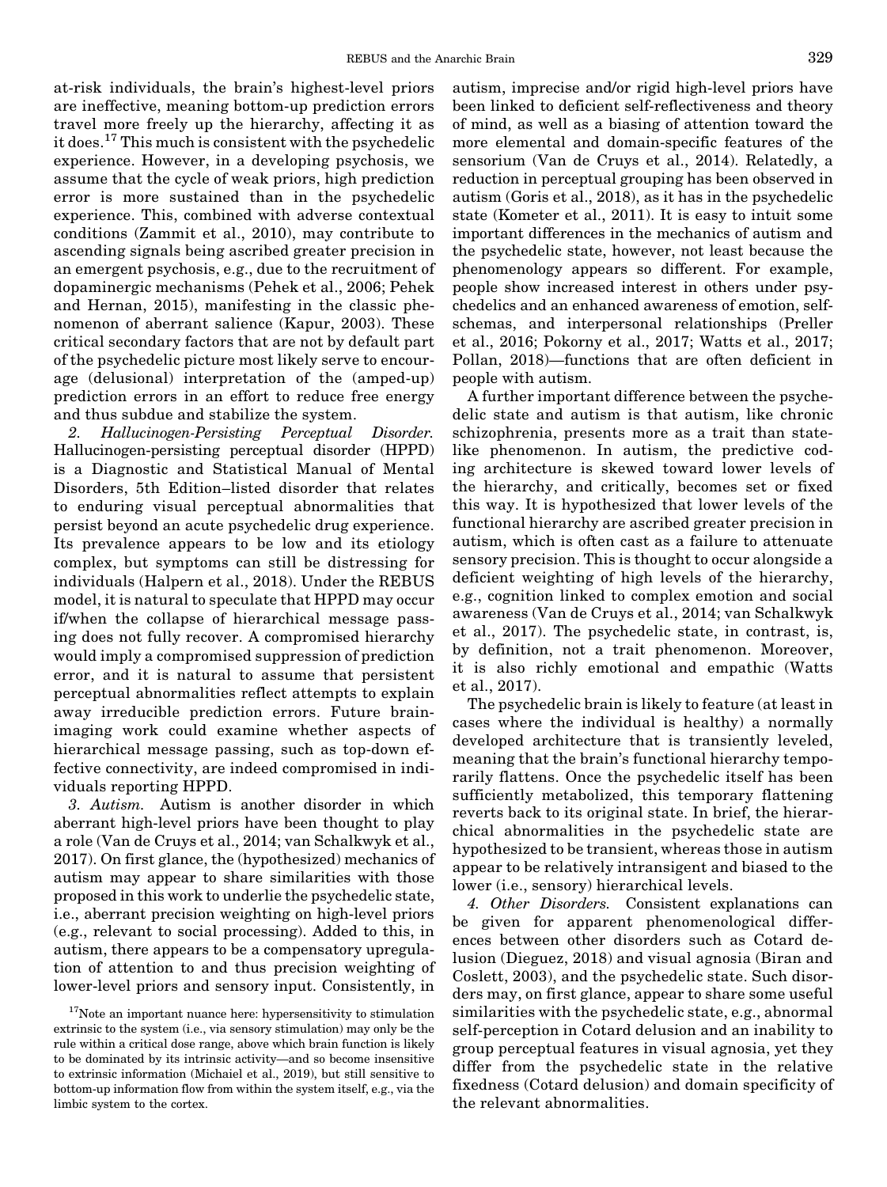at-risk individuals, the brain's highest-level priors are ineffective, meaning bottom-up prediction errors travel more freely up the hierarchy, affecting it as it does.[17] This much is consistent with the psychedelic experience. However, in a developing psychosis, we assume that the cycle of weak priors, high prediction error is more sustained than in the psychedelic experience. This, combined with adverse contextual conditions (Zammit et al., 2010), may contribute to ascending signals being ascribed greater precision in an emergent psychosis, e.g., due to the recruitment of dopaminergic mechanisms (Pehek et al., 2006; Pehek and Hernan, 2015), manifesting in the classic phenomenon of aberrant salience (Kapur, 2003). These critical secondary factors that are not by default part of the psychedelic picture most likely serve to encourage (delusional) interpretation of the (amped-up) prediction errors in an effort to reduce free energy and thus subdue and stabilize the system.

*2. Hallucinogen-Persisting Perceptual Disorder.* Hallucinogen-persisting perceptual disorder (HPPD) is a Diagnostic and Statistical Manual of Mental Disorders, 5th Edition–listed disorder that relates to enduring visual perceptual abnormalities that persist beyond an acute psychedelic drug experience. Its prevalence appears to be low and its etiology complex, but symptoms can still be distressing for individuals (Halpern et al., 2018). Under the REBUS model, it is natural to speculate that HPPD may occur if/when the collapse of hierarchical message passing does not fully recover. A compromised hierarchy would imply a compromised suppression of prediction error, and it is natural to assume that persistent perceptual abnormalities reflect attempts to explain away irreducible prediction errors. Future brain-imaging work could examine whether aspects of hierarchical message passing, such as top-down effective connectivity, are indeed compromised in individuals reporting HPPD.

*3. Autism.* Autism is another disorder in which aberrant high-level priors have been thought to play a role (Van de Cruys et al., 2014; van Schalkwyk et al., 2017). On first glance, the (hypothesized) mechanics of autism may appear to share similarities with those proposed in this work to underlie the psychedelic state, i.e., aberrant precision weighting on high-level priors (e.g., relevant to social processing). Added to this, in autism, there appears to be a compensatory upregulation of attention to and thus precision weighting of lower-level priors and sensory input. Consistently, in autism, imprecise and/or rigid high-level priors have been linked to deficient self-reflectiveness and theory of mind, as well as a biasing of attention toward the more elemental and domain-specific features of the sensorium (Van de Cruys et al., 2014). Relatedly, a reduction in perceptual grouping has been observed in autism (Goris et al., 2018), as it has in the psychedelic state (Kometer et al., 2011). It is easy to intuit some important differences in the mechanics of autism and the psychedelic state, however, not least because the phenomenology appears so different. For example, people show increased interest in others under psychedelics and an enhanced awareness of emotion, self-schemas, and interpersonal relationships (Preller et al., 2016; Pokorny et al., 2017; Watts et al., 2017; Pollan, 2018)—functions that are often deficient in people with autism.

A further important difference between the psychedelic state and autism is that autism, like chronic schizophrenia, presents more as a trait than state-like phenomenon. In autism, the predictive coding architecture is skewed toward lower levels of the hierarchy, and critically, becomes set or fixed this way. It is hypothesized that lower levels of the functional hierarchy are ascribed greater precision in autism, which is often cast as a failure to attenuate sensory precision. This is thought to occur alongside a deficient weighting of high levels of the hierarchy, e.g., cognition linked to complex emotion and social awareness (Van de Cruys et al., 2014; van Schalkwyk et al., 2017). The psychedelic state, in contrast, is, by definition, not a trait phenomenon. Moreover, it is also richly emotional and empathic (Watts et al., 2017).

The psychedelic brain is likely to feature (at least in cases where the individual is healthy) a normally developed architecture that is transiently leveled, meaning that the brain's functional hierarchy temporarily flattens. Once the psychedelic itself has been sufficiently metabolized, this temporary flattening reverts back to its original state. In brief, the hierarchical abnormalities in the psychedelic state are hypothesized to be transient, whereas those in autism appear to be relatively intransigent and biased to the lower (i.e., sensory) hierarchical levels.

*4. Other Disorders.* Consistent explanations can be given for apparent phenomenological differences between other disorders such as Cotard delusion (Dieguez, 2018) and visual agnosia (Biran and Coslett, 2003), and the psychedelic state. Such disorders may, on first glance, appear to share some useful similarities with the psychedelic state, e.g., abnormal self-perception in Cotard delusion and an inability to group perceptual features in visual agnosia, yet they differ from the psychedelic state in the relative fixedness (Cotard delusion) and domain specificity of the relevant abnormalities.

[17] Note an important nuance here: hypersensitivity to stimulation extrinsic to the system (i.e., via sensory stimulation) may only be the rule within a critical dose range, above which brain function is likely to be dominated by its intrinsic activity—and so become insensitive to extrinsic information (Michaiel et al., 2019), but still sensitive to bottom-up information flow from within the system itself, e.g., via the limbic system to the cortex.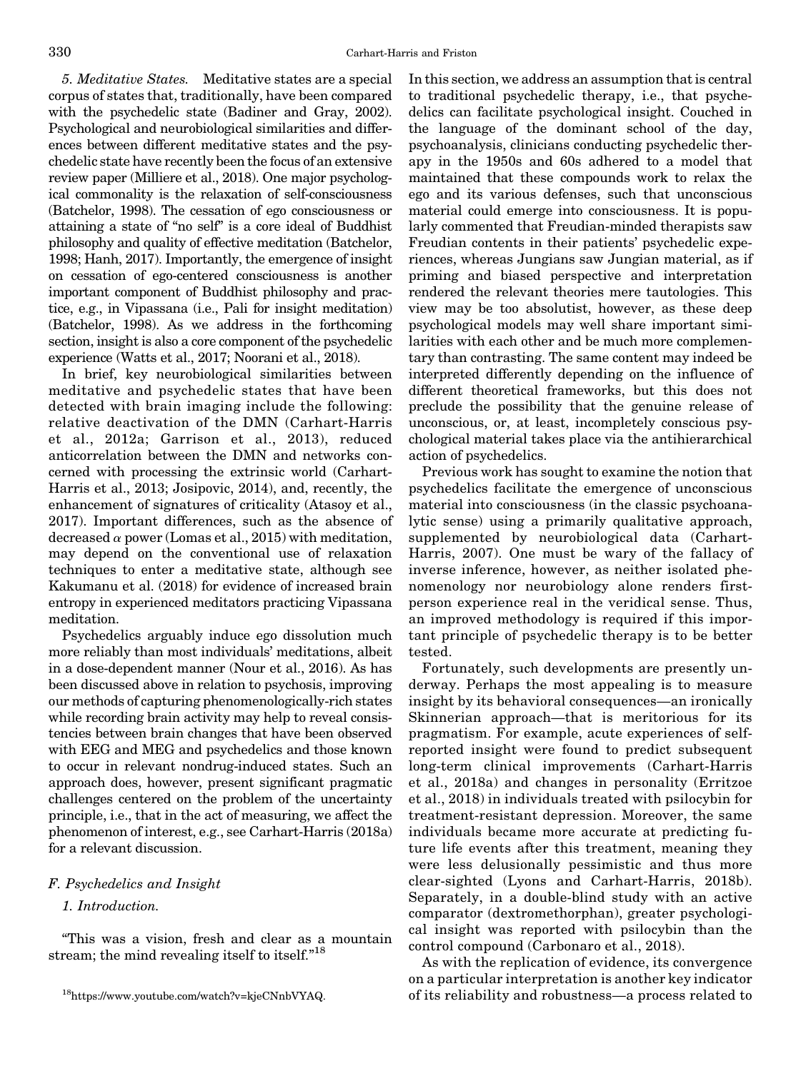*5. Meditative States.* Meditative states are a special corpus of states that, traditionally, have been compared with the psychedelic state (Badiner and Gray, 2002). Psychological and neurobiological similarities and differences between different meditative states and the psychedelic state have recently been the focus of an extensive review paper (Milliere et al., 2018). One major psychological commonality is the relaxation of self-consciousness (Batchelor, 1998). The cessation of ego consciousness or attaining a state of "no self" is a core ideal of Buddhist philosophy and quality of effective meditation (Batchelor, 1998; Hanh, 2017). Importantly, the emergence of insight on cessation of ego-centered consciousness is another important component of Buddhist philosophy and practice, e.g., in Vipassana (i.e., Pali for insight meditation) (Batchelor, 1998). As we address in the forthcoming section, insight is also a core component of the psychedelic experience (Watts et al., 2017; Noorani et al., 2018).

In brief, key neurobiological similarities between meditative and psychedelic states that have been detected with brain imaging include the following: relative deactivation of the DMN (Carhart-Harris et al., 2012a; Garrison et al., 2013), reduced anticorrelation between the DMN and networks concerned with processing the extrinsic world (Carhart-Harris et al., 2013; Josipovic, 2014), and, recently, the enhancement of signatures of criticality (Atasoy et al., 2017). Important differences, such as the absence of decreased $\alpha$ power (Lomas et al., 2015) with meditation, may depend on the conventional use of relaxation techniques to enter a meditative state, although see Kakumanu et al. (2018) for evidence of increased brain entropy in experienced meditators practicing Vipassana meditation.

Psychedelics arguably induce ego dissolution much more reliably than most individuals' meditations, albeit in a dose-dependent manner (Nour et al., 2016). As has been discussed above in relation to psychosis, improving our methods of capturing phenomenologically-rich states while recording brain activity may help to reveal consistencies between brain changes that have been observed with EEG and MEG and psychedelics and those known to occur in relevant nondrug-induced states. Such an approach does, however, present significant pragmatic challenges centered on the problem of the uncertainty principle, i.e., that in the act of measuring, we affect the phenomenon of interest, e.g., see Carhart-Harris (2018a) for a relevant discussion.

### *F. Psychedelics and Insight*

*1. Introduction.*

"This was a vision, fresh and clear as a mountain stream; the mind revealing itself to itself."[18]

In this section, we address an assumption that is central to traditional psychedelic therapy, i.e., that psychedelics can facilitate psychological insight. Couched in the language of the dominant school of the day, psychoanalysis, clinicians conducting psychedelic therapy in the 1950s and 60s adhered to a model that maintained that these compounds work to relax the ego and its various defenses, such that unconscious material could emerge into consciousness. It is popularly commented that Freudian-minded therapists saw Freudian contents in their patients' psychedelic experiences, whereas Jungians saw Jungian material, as if priming and biased perspective and interpretation rendered the relevant theories mere tautologies. This view may be too absolutist, however, as these deep psychological models may well share important similarities with each other and be much more complementary than contrasting. The same content may indeed be interpreted differently depending on the influence of different theoretical frameworks, but this does not preclude the possibility that the genuine release of unconscious, or, at least, incompletely conscious psychological material takes place via the antihierarchical action of psychedelics.

Previous work has sought to examine the notion that psychedelics facilitate the emergence of unconscious material into consciousness (in the classic psychoanalytic sense) using a primarily qualitative approach, supplemented by neurobiological data (Carhart-Harris, 2007). One must be wary of the fallacy of inverse inference, however, as neither isolated phenomenology nor neurobiology alone renders first-person experience real in the veridical sense. Thus, an improved methodology is required if this important principle of psychedelic therapy is to be better tested.

Fortunately, such developments are presently underway. Perhaps the most appealing is to measure insight by its behavioral consequences—an ironically Skinnerian approach—that is meritorious for its pragmatism. For example, acute experiences of self-reported insight were found to predict subsequent long-term clinical improvements (Carhart-Harris et al., 2018a) and changes in personality (Erritzoe et al., 2018) in individuals treated with psilocybin for treatment-resistant depression. Moreover, the same individuals became more accurate at predicting future life events after this treatment, meaning they were less delusionally pessimistic and thus more clear-sighted (Lyons and Carhart-Harris, 2018b). Separately, in a double-blind study with an active comparator (dextromethorphan), greater psychological insight was reported with psilocybin than the control compound (Carbonaro et al., 2018).

As with the replication of evidence, its convergence on a particular interpretation is another key indicator of its reliability and robustness—a process related to

[18] https://www.youtube.com/watch?v=kjeCNnbVYAQ.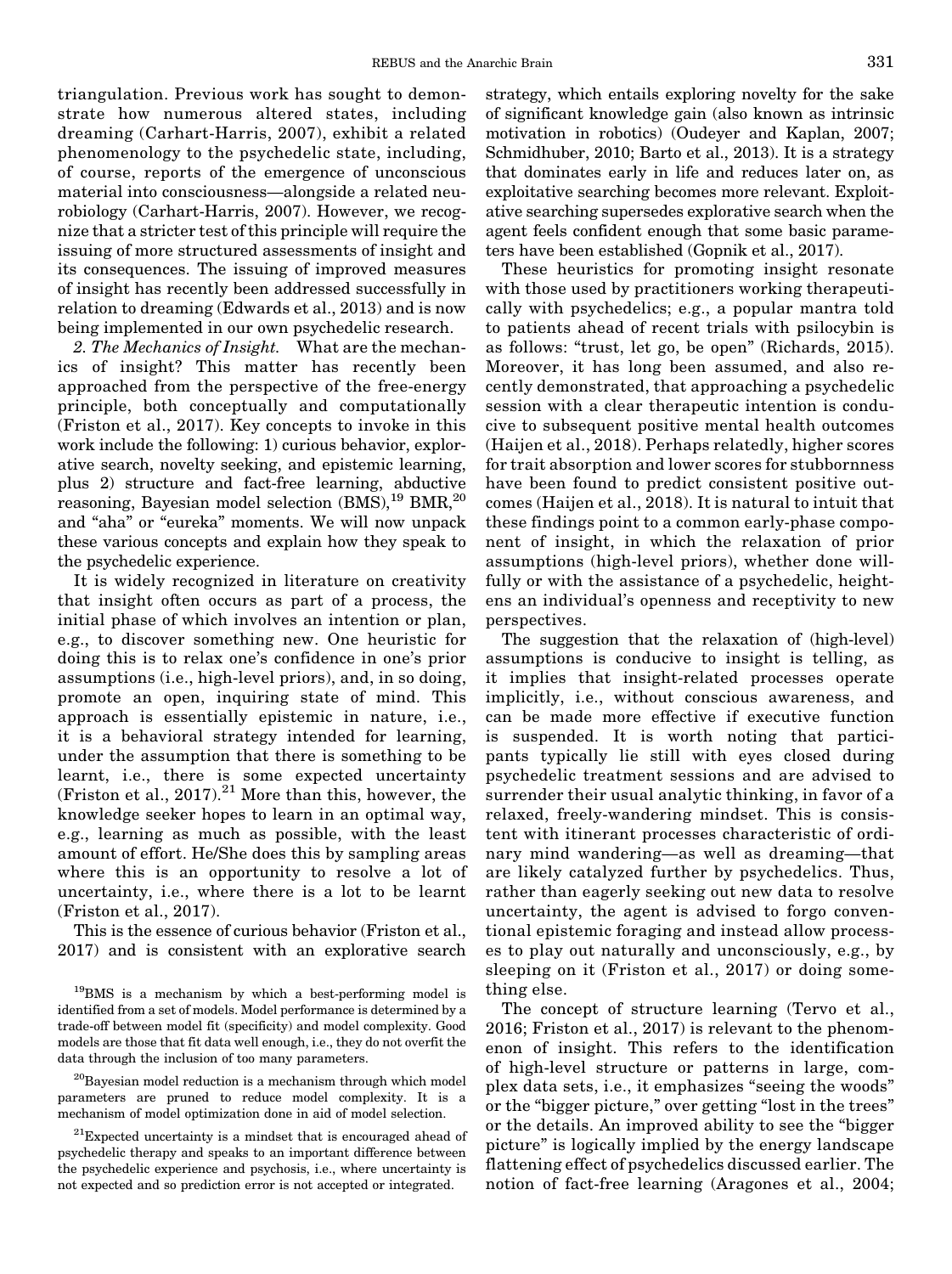triangulation. Previous work has sought to demonstrate how numerous altered states, including dreaming (Carhart-Harris, 2007), exhibit a related phenomenology to the psychedelic state, including, of course, reports of the emergence of unconscious material into consciousness—alongside a related neurobiology (Carhart-Harris, 2007). However, we recognize that a stricter test of this principle will require the issuing of more structured assessments of insight and its consequences. The issuing of improved measures of insight has recently been addressed successfully in relation to dreaming (Edwards et al., 2013) and is now being implemented in our own psychedelic research.

*2. The Mechanics of Insight.* What are the mechanics of insight? This matter has recently been approached from the perspective of the free-energy principle, both conceptually and computationally (Friston et al., 2017). Key concepts to invoke in this work include the following: 1) curious behavior, explorative search, novelty seeking, and epistemic learning, plus 2) structure and fact-free learning, abductive reasoning, Bayesian model selection (BMS),[19] BMR,[20] and "aha" or "eureka" moments. We will now unpack these various concepts and explain how they speak to the psychedelic experience.

It is widely recognized in literature on creativity that insight often occurs as part of a process, the initial phase of which involves an intention or plan, e.g., to discover something new. One heuristic for doing this is to relax one's confidence in one's prior assumptions (i.e., high-level priors), and, in so doing, promote an open, inquiring state of mind. This approach is essentially epistemic in nature, i.e., it is a behavioral strategy intended for learning, under the assumption that there is something to be learnt, i.e., there is some expected uncertainty (Friston et al., 2017).[21] More than this, however, the knowledge seeker hopes to learn in an optimal way, e.g., learning as much as possible, with the least amount of effort. He/She does this by sampling areas where this is an opportunity to resolve a lot of uncertainty, i.e., where there is a lot to be learnt (Friston et al., 2017).

This is the essence of curious behavior (Friston et al., 2017) and is consistent with an explorative search strategy, which entails exploring novelty for the sake of significant knowledge gain (also known as intrinsic motivation in robotics) (Oudeyer and Kaplan, 2007; Schmidhuber, 2010; Barto et al., 2013). It is a strategy that dominates early in life and reduces later on, as exploitative searching becomes more relevant. Exploitative searching supersedes explorative search when the agent feels confident enough that some basic parameters have been established (Gopnik et al., 2017).

These heuristics for promoting insight resonate with those used by practitioners working therapeutically with psychedelics; e.g., a popular mantra told to patients ahead of recent trials with psilocybin is as follows: "trust, let go, be open" (Richards, 2015). Moreover, it has long been assumed, and also recently demonstrated, that approaching a psychedelic session with a clear therapeutic intention is conducive to subsequent positive mental health outcomes (Haijen et al., 2018). Perhaps relatedly, higher scores for trait absorption and lower scores for stubbornness have been found to predict consistent positive outcomes (Haijen et al., 2018). It is natural to intuit that these findings point to a common early-phase component of insight, in which the relaxation of prior assumptions (high-level priors), whether done willfully or with the assistance of a psychedelic, heightens an individual's openness and receptivity to new perspectives.

The suggestion that the relaxation of (high-level) assumptions is conducive to insight is telling, as it implies that insight-related processes operate implicitly, i.e., without conscious awareness, and can be made more effective if executive function is suspended. It is worth noting that participants typically lie still with eyes closed during psychedelic treatment sessions and are advised to surrender their usual analytic thinking, in favor of a relaxed, freely-wandering mindset. This is consistent with itinerant processes characteristic of ordinary mind wandering—as well as dreaming—that are likely catalyzed further by psychedelics. Thus, rather than eagerly seeking out new data to resolve uncertainty, the agent is advised to forgo conventional epistemic foraging and instead allow processes to play out naturally and unconsciously, e.g., by sleeping on it (Friston et al., 2017) or doing something else.

The concept of structure learning (Tervo et al., 2016; Friston et al., 2017) is relevant to the phenomenon of insight. This refers to the identification of high-level structure or patterns in large, complex data sets, i.e., it emphasizes "seeing the woods" or the "bigger picture," over getting "lost in the trees" or the details. An improved ability to see the "bigger picture" is logically implied by the energy landscape flattening effect of psychedelics discussed earlier. The notion of fact-free learning (Aragones et al., 2004;

[19] BMS is a mechanism by which a best-performing model is identified from a set of models. Model performance is determined by a trade-off between model fit (specificity) and model complexity. Good models are those that fit data well enough, i.e., they do not overfit the data through the inclusion of too many parameters.

[20] Bayesian model reduction is a mechanism through which model parameters are pruned to reduce model complexity. It is a mechanism of model optimization done in aid of model selection.

[21] Expected uncertainty is a mindset that is encouraged ahead of psychedelic therapy and speaks to an important difference between the psychedelic experience and psychosis, i.e., where uncertainty is not expected and so prediction error is not accepted or integrated.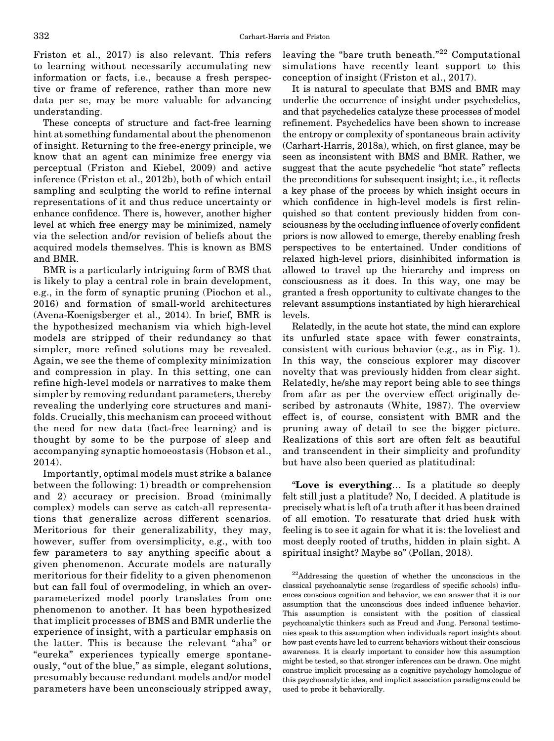Friston et al., 2017) is also relevant. This refers to learning without necessarily accumulating new information or facts, i.e., because a fresh perspective or frame of reference, rather than more new data per se, may be more valuable for advancing understanding.

These concepts of structure and fact-free learning hint at something fundamental about the phenomenon of insight. Returning to the free-energy principle, we know that an agent can minimize free energy via perceptual (Friston and Kiebel, 2009) and active inference (Friston et al., 2012b), both of which entail sampling and sculpting the world to refine internal representations of it and thus reduce uncertainty or enhance confidence. There is, however, another higher level at which free energy may be minimized, namely via the selection and/or revision of beliefs about the acquired models themselves. This is known as BMS and BMR.

BMR is a particularly intriguing form of BMS that is likely to play a central role in brain development, e.g., in the form of synaptic pruning (Piochon et al., 2016) and formation of small-world architectures (Avena-Koenigsberger et al., 2014). In brief, BMR is the hypothesized mechanism via which high-level models are stripped of their redundancy so that simpler, more refined solutions may be revealed. Again, we see the theme of complexity minimization and compression in play. In this setting, one can refine high-level models or narratives to make them simpler by removing redundant parameters, thereby revealing the underlying core structures and manifolds. Crucially, this mechanism can proceed without the need for new data (fact-free learning) and is thought by some to be the purpose of sleep and accompanying synaptic homoeostasis (Hobson et al., 2014).

Importantly, optimal models must strike a balance between the following: 1) breadth or comprehension and 2) accuracy or precision. Broad (minimally complex) models can serve as catch-all representations that generalize across different scenarios. Meritorious for their generalizability, they may, however, suffer from oversimplicity, e.g., with too few parameters to say anything specific about a given phenomenon. Accurate models are naturally meritorious for their fidelity to a given phenomenon but can fall foul of overmodeling, in which an overparameterized model poorly translates from one phenomenon to another. It has been hypothesized that implicit processes of BMS and BMR underlie the experience of insight, with a particular emphasis on the latter. This is because the relevant "aha" or "eureka" experiences typically emerge spontaneously, "out of the blue," as simple, elegant solutions, presumably because redundant models and/or model parameters have been unconsciously stripped away, leaving the "bare truth beneath."[22] Computational simulations have recently leant support to this conception of insight (Friston et al., 2017).

It is natural to speculate that BMS and BMR may underlie the occurrence of insight under psychedelics, and that psychedelics catalyze these processes of model refinement. Psychedelics have been shown to increase the entropy or complexity of spontaneous brain activity (Carhart-Harris, 2018a), which, on first glance, may be seen as inconsistent with BMS and BMR. Rather, we suggest that the acute psychedelic "hot state" reflects the preconditions for subsequent insight; i.e., it reflects a key phase of the process by which insight occurs in which confidence in high-level models is first relinquished so that content previously hidden from consciousness by the occluding influence of overly confident priors is now allowed to emerge, thereby enabling fresh perspectives to be entertained. Under conditions of relaxed high-level priors, disinhibited information is allowed to travel up the hierarchy and impress on consciousness as it does. In this way, one may be granted a fresh opportunity to cultivate changes to the relevant assumptions instantiated by high hierarchical levels.

Relatedly, in the acute hot state, the mind can explore its unfurled state space with fewer constraints, consistent with curious behavior (e.g., as in Fig. 1). In this way, the conscious explorer may discover novelty that was previously hidden from clear sight. Relatedly, he/she may report being able to see things from afar as per the overview effect originally described by astronauts (White, 1987). The overview effect is, of course, consistent with BMR and the pruning away of detail to see the bigger picture. Realizations of this sort are often felt as beautiful and transcendent in their simplicity and profundity but have also been queried as platitudinal:

"**Love is everything**... Is a platitude so deeply felt still just a platitude? No, I decided. A platitude is precisely what is left of a truth after it has been drained of all emotion. To resaturate that dried husk with feeling is to see it again for what it is: the loveliest and most deeply rooted of truths, hidden in plain sight. A spiritual insight? Maybe so" (Pollan, 2018).

[22]Addressing the question of whether the unconscious in the classical psychoanalytic sense (regardless of specific schools) influences conscious cognition and behavior, we can answer that it is our assumption that the unconscious does indeed influence behavior. This assumption is consistent with the position of classical psychoanalytic thinkers such as Freud and Jung. Personal testimonies speak to this assumption when individuals report insights about how past events have led to current behaviors without their conscious awareness. It is clearly important to consider how this assumption might be tested, so that stronger inferences can be drawn. One might construe implicit processing as a cognitive psychology homologue of this psychoanalytic idea, and implicit association paradigms could be used to probe it behaviorally.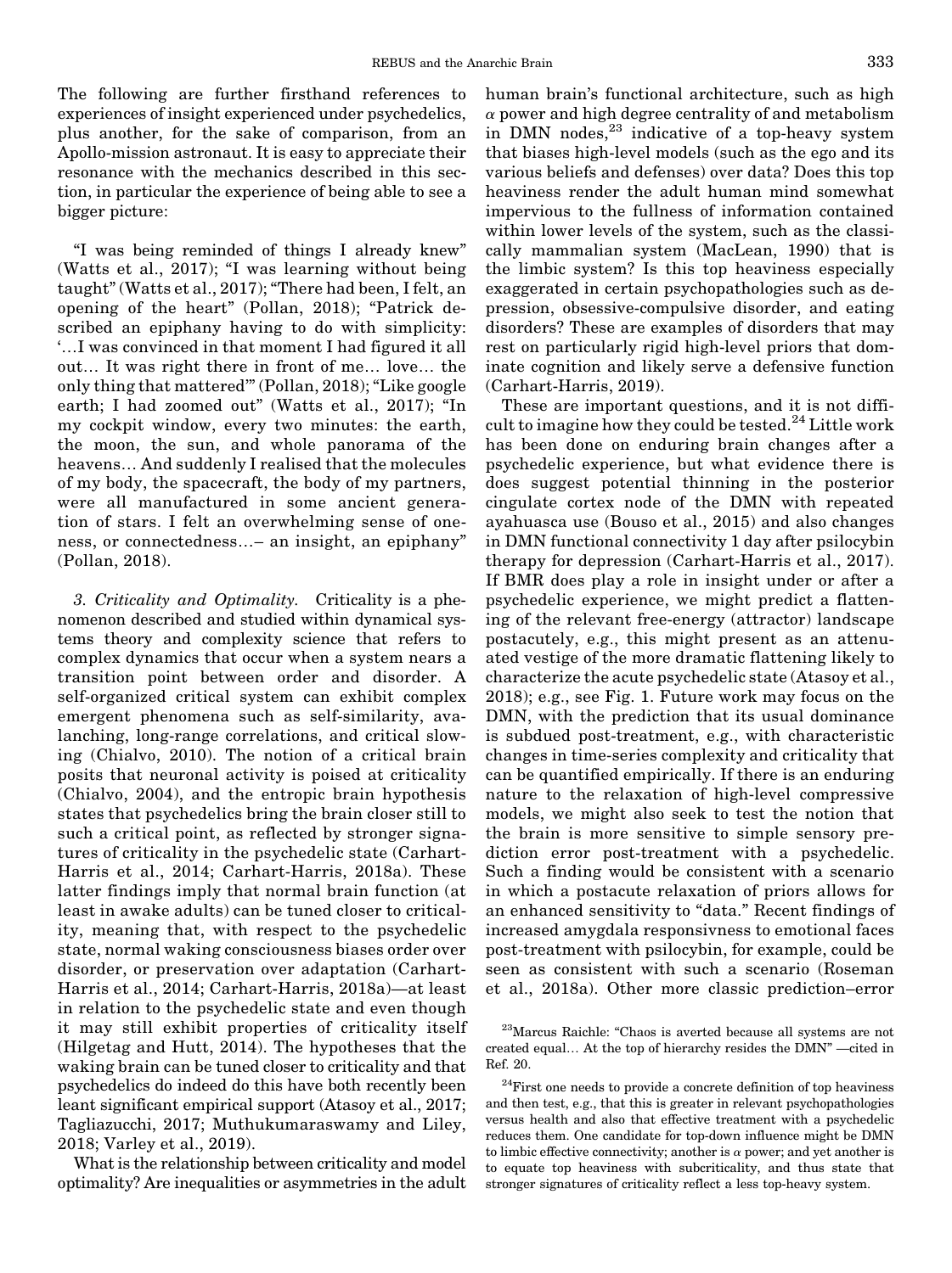The following are further firsthand references to experiences of insight experienced under psychedelics, plus another, for the sake of comparison, from an Apollo-mission astronaut. It is easy to appreciate their resonance with the mechanics described in this section, in particular the experience of being able to see a bigger picture:

"I was being reminded of things I already knew" (Watts et al., 2017); "I was learning without being taught" (Watts et al., 2017); "There had been, I felt, an opening of the heart" (Pollan, 2018); "Patrick described an epiphany having to do with simplicity: '…I was convinced in that moment I had figured it all out… It was right there in front of me… love… the only thing that mattered'" (Pollan, 2018); "Like google earth; I had zoomed out" (Watts et al., 2017); "In my cockpit window, every two minutes: the earth, the moon, the sun, and whole panorama of the heavens… And suddenly I realised that the molecules of my body, the spacecraft, the body of my partners, were all manufactured in some ancient generation of stars. I felt an overwhelming sense of oneness, or connectedness…– an insight, an epiphany" (Pollan, 2018).

*3. Criticality and Optimality.* Criticality is a phenomenon described and studied within dynamical systems theory and complexity science that refers to complex dynamics that occur when a system nears a transition point between order and disorder. A self-organized critical system can exhibit complex emergent phenomena such as self-similarity, avalanching, long-range correlations, and critical slowing (Chialvo, 2010). The notion of a critical brain posits that neuronal activity is poised at criticality (Chialvo, 2004), and the entropic brain hypothesis states that psychedelics bring the brain closer still to such a critical point, as reflected by stronger signatures of criticality in the psychedelic state (Carhart-Harris et al., 2014; Carhart-Harris, 2018a). These latter findings imply that normal brain function (at least in awake adults) can be tuned closer to criticality, meaning that, with respect to the psychedelic state, normal waking consciousness biases order over disorder, or preservation over adaptation (Carhart-Harris et al., 2014; Carhart-Harris, 2018a)—at least in relation to the psychedelic state and even though it may still exhibit properties of criticality itself (Hilgetag and Hutt, 2014). The hypotheses that the waking brain can be tuned closer to criticality and that psychedelics do indeed do this have both recently been leant significant empirical support (Atasoy et al., 2017; Tagliazucchi, 2017; Muthukumaraswamy and Liley, 2018; Varley et al., 2019).

What is the relationship between criticality and model optimality? Are inequalities or asymmetries in the adult human brain's functional architecture, such as high $\alpha$ power and high degree centrality of and metabolism in DMN nodes,[23] indicative of a top-heavy system that biases high-level models (such as the ego and its various beliefs and defenses) over data? Does this top heaviness render the adult human mind somewhat impervious to the fullness of information contained within lower levels of the system, such as the classically mammalian system (MacLean, 1990) that is the limbic system? Is this top heaviness especially exaggerated in certain psychopathologies such as depression, obsessive-compulsive disorder, and eating disorders? These are examples of disorders that may rest on particularly rigid high-level priors that dominate cognition and likely serve a defensive function (Carhart-Harris, 2019).

These are important questions, and it is not difficult to imagine how they could be tested.[24] Little work has been done on enduring brain changes after a psychedelic experience, but what evidence there is does suggest potential thinning in the posterior cingulate cortex node of the DMN with repeated ayahuasca use (Bouso et al., 2015) and also changes in DMN functional connectivity 1 day after psilocybin therapy for depression (Carhart-Harris et al., 2017). If BMR does play a role in insight under or after a psychedelic experience, we might predict a flattening of the relevant free-energy (attractor) landscape postacutely, e.g., this might present as an attenuated vestige of the more dramatic flattening likely to characterize the acute psychedelic state (Atasoy et al., 2018); e.g., see Fig. 1. Future work may focus on the DMN, with the prediction that its usual dominance is subdued post-treatment, e.g., with characteristic changes in time-series complexity and criticality that can be quantified empirically. If there is an enduring nature to the relaxation of high-level compressive models, we might also seek to test the notion that the brain is more sensitive to simple sensory prediction error post-treatment with a psychedelic. Such a finding would be consistent with a scenario in which a postacute relaxation of priors allows for an enhanced sensitivity to "data." Recent findings of increased amygdala responsivness to emotional faces post-treatment with psilocybin, for example, could be seen as consistent with such a scenario (Roseman et al., 2018a). Other more classic prediction–error

[23]Marcus Raichle: "Chaos is averted because all systems are not created equal… At the top of hierarchy resides the DMN" —cited in Ref. 20.

[24]First one needs to provide a concrete definition of top heaviness and then test, e.g., that this is greater in relevant psychopathologies versus health and also that effective treatment with a psychedelic reduces them. One candidate for top-down influence might be DMN to limbic effective connectivity; another is $\alpha$ power; and yet another is to equate top heaviness with subcriticality, and thus state that stronger signatures of criticality reflect a less top-heavy system.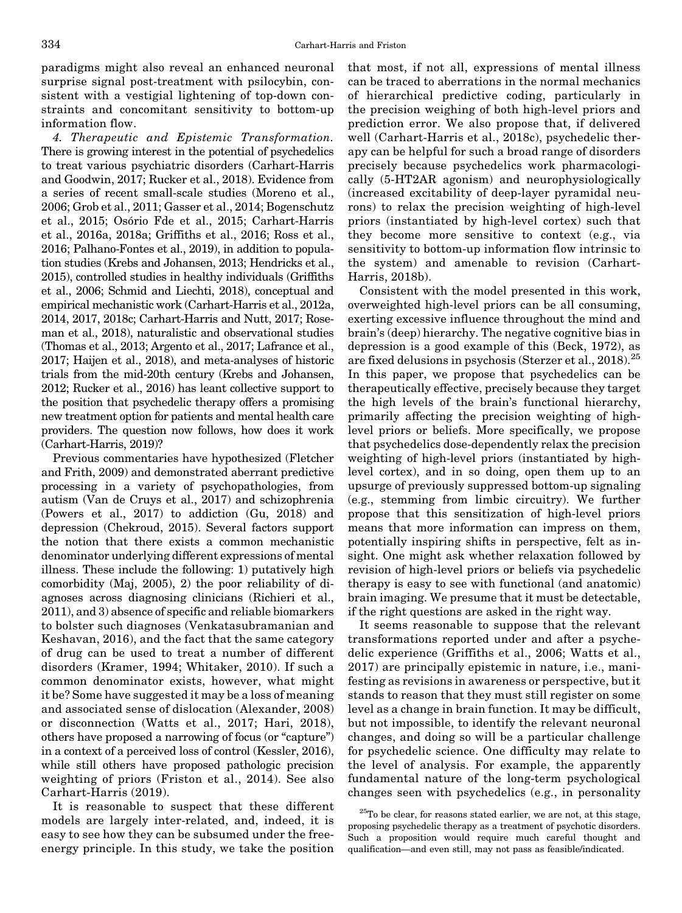paradigms might also reveal an enhanced neuronal surprise signal post-treatment with psilocybin, consistent with a vestigial lightening of top-down constraints and concomitant sensitivity to bottom-up information flow.

*4. Therapeutic and Epistemic Transformation.* There is growing interest in the potential of psychedelics to treat various psychiatric disorders (Carhart-Harris and Goodwin, 2017; Rucker et al., 2018). Evidence from a series of recent small-scale studies (Moreno et al., 2006; Grob et al., 2011; Gasser et al., 2014; Bogenschutz et al., 2015; Osório Fde et al., 2015; Carhart-Harris et al., 2016a, 2018a; Griffiths et al., 2016; Ross et al., 2016; Palhano-Fontes et al., 2019), in addition to population studies (Krebs and Johansen, 2013; Hendricks et al., 2015), controlled studies in healthy individuals (Griffiths et al., 2006; Schmid and Liechti, 2018), conceptual and empirical mechanistic work (Carhart-Harris et al., 2012a, 2014, 2017, 2018c; Carhart-Harris and Nutt, 2017; Roseman et al., 2018), naturalistic and observational studies (Thomas et al., 2013; Argento et al., 2017; Lafrance et al., 2017; Haijen et al., 2018), and meta-analyses of historic trials from the mid-20th century (Krebs and Johansen, 2012; Rucker et al., 2016) has leant collective support to the position that psychedelic therapy offers a promising new treatment option for patients and mental health care providers. The question now follows, how does it work (Carhart-Harris, 2019)?

Previous commentaries have hypothesized (Fletcher and Frith, 2009) and demonstrated aberrant predictive processing in a variety of psychopathologies, from autism (Van de Cruys et al., 2017) and schizophrenia (Powers et al., 2017) to addiction (Gu, 2018) and depression (Chekroud, 2015). Several factors support the notion that there exists a common mechanistic denominator underlying different expressions of mental illness. These include the following: 1) putatively high comorbidity (Maj, 2005), 2) the poor reliability of diagnoses across diagnosing clinicians (Richieri et al., 2011), and 3) absence of specific and reliable biomarkers to bolster such diagnoses (Venkatasubramanian and Keshavan, 2016), and the fact that the same category of drug can be used to treat a number of different disorders (Kramer, 1994; Whitaker, 2010). If such a common denominator exists, however, what might it be? Some have suggested it may be a loss of meaning and associated sense of dislocation (Alexander, 2008) or disconnection (Watts et al., 2017; Hari, 2018), others have proposed a narrowing of focus (or "capture") in a context of a perceived loss of control (Kessler, 2016), while still others have proposed pathologic precision weighting of priors (Friston et al., 2014). See also Carhart-Harris (2019).

It is reasonable to suspect that these different models are largely inter-related, and, indeed, it is easy to see how they can be subsumed under the free-energy principle. In this study, we take the position that most, if not all, expressions of mental illness can be traced to aberrations in the normal mechanics of hierarchical predictive coding, particularly in the precision weighing of both high-level priors and prediction error. We also propose that, if delivered well (Carhart-Harris et al., 2018c), psychedelic therapy can be helpful for such a broad range of disorders precisely because psychedelics work pharmacologically (5-HT2AR agonism) and neurophysiologically (increased excitability of deep-layer pyramidal neurons) to relax the precision weighting of high-level priors (instantiated by high-level cortex) such that they become more sensitive to context (e.g., via sensitivity to bottom-up information flow intrinsic to the system) and amenable to revision (Carhart-Harris, 2018b).

Consistent with the model presented in this work, overweighted high-level priors can be all consuming, exerting excessive influence throughout the mind and brain's (deep) hierarchy. The negative cognitive bias in depression is a good example of this (Beck, 1972), as are fixed delusions in psychosis (Sterzer et al., 2018).[25] In this paper, we propose that psychedelics can be therapeutically effective, precisely because they target the high levels of the brain's functional hierarchy, primarily affecting the precision weighting of high-level priors or beliefs. More specifically, we propose that psychedelics dose-dependently relax the precision weighting of high-level priors (instantiated by high-level cortex), and in so doing, open them up to an upsurge of previously suppressed bottom-up signaling (e.g., stemming from limbic circuitry). We further propose that this sensitization of high-level priors means that more information can impress on them, potentially inspiring shifts in perspective, felt as insight. One might ask whether relaxation followed by revision of high-level priors or beliefs via psychedelic therapy is easy to see with functional (and anatomic) brain imaging. We presume that it must be detectable, if the right questions are asked in the right way.

It seems reasonable to suppose that the relevant transformations reported under and after a psychedelic experience (Griffiths et al., 2006; Watts et al., 2017) are principally epistemic in nature, i.e., manifesting as revisions in awareness or perspective, but it stands to reason that they must still register on some level as a change in brain function. It may be difficult, but not impossible, to identify the relevant neuronal changes, and doing so will be a particular challenge for psychedelic science. One difficulty may relate to the level of analysis. For example, the apparently fundamental nature of the long-term psychological changes seen with psychedelics (e.g., in personality

[25] To be clear, for reasons stated earlier, we are not, at this stage, proposing psychedelic therapy as a treatment of psychotic disorders. Such a proposition would require much careful thought and qualification—and even still, may not pass as feasible/indicated.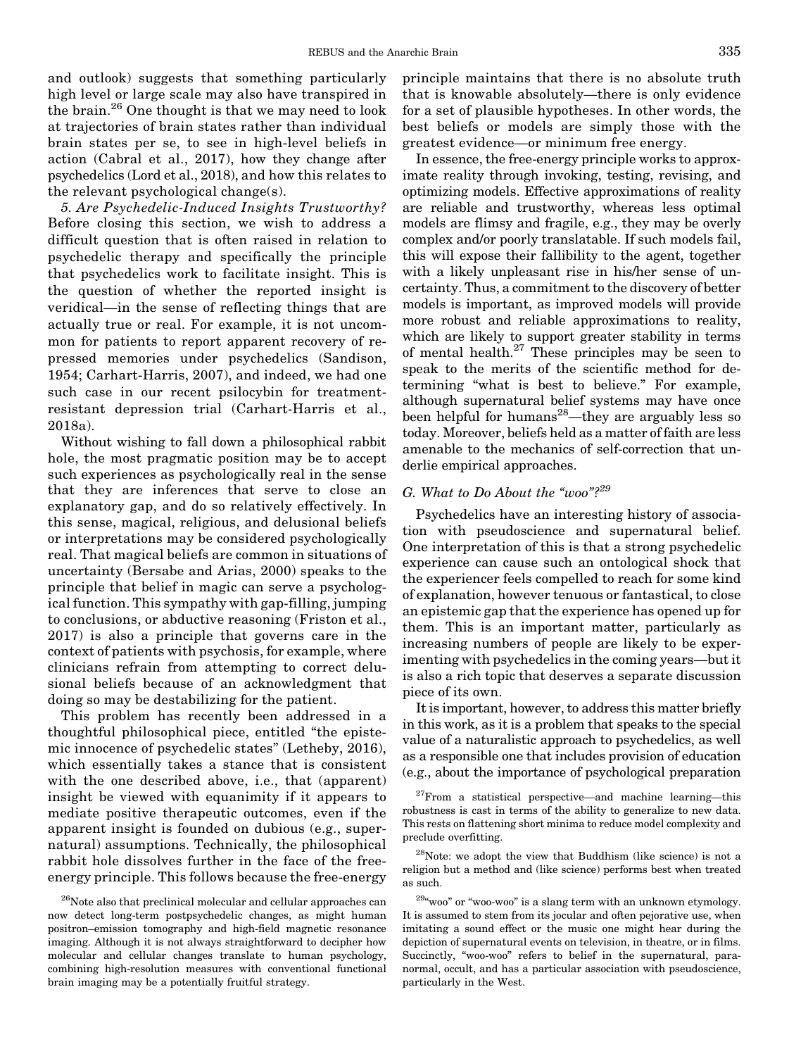and outlook) suggests that something particularly high level or large scale may also have transpired in the brain.[26] One thought is that we may need to look at trajectories of brain states rather than individual brain states per se, to see in high-level beliefs in action (Cabral et al., 2017), how they change after psychedelics (Lord et al., 2018), and how this relates to the relevant psychological change(s).

*5. Are Psychedelic-Induced Insights Trustworthy?* Before closing this section, we wish to address a difficult question that is often raised in relation to psychedelic therapy and specifically the principle that psychedelics work to facilitate insight. This is the question of whether the reported insight is veridical—in the sense of reflecting things that are actually true or real. For example, it is not uncommon for patients to report apparent recovery of repressed memories under psychedelics (Sandison, 1954; Carhart-Harris, 2007), and indeed, we had one such case in our recent psilocybin for treatment-resistant depression trial (Carhart-Harris et al., 2018a).

Without wishing to fall down a philosophical rabbit hole, the most pragmatic position may be to accept such experiences as psychologically real in the sense that they are inferences that serve to close an explanatory gap, and do so relatively effectively. In this sense, magical, religious, and delusional beliefs or interpretations may be considered psychologically real. That magical beliefs are common in situations of uncertainty (Bersabe and Arias, 2000) speaks to the principle that belief in magic can serve a psychological function. This sympathy with gap-filling, jumping to conclusions, or abductive reasoning (Friston et al., 2017) is also a principle that governs care in the context of patients with psychosis, for example, where clinicians refrain from attempting to correct delusional beliefs because of an acknowledgment that doing so may be destabilizing for the patient.

This problem has recently been addressed in a thoughtful philosophical piece, entitled "the epistemic innocence of psychedelic states" (Letheby, 2016), which essentially takes a stance that is consistent with the one described above, i.e., that (apparent) insight be viewed with equanimity if it appears to mediate positive therapeutic outcomes, even if the apparent insight is founded on dubious (e.g., supernatural) assumptions. Technically, the philosophical rabbit hole dissolves further in the face of the free-energy principle. This follows because the free-energy principle maintains that there is no absolute truth that is knowable absolutely—there is only evidence for a set of plausible hypotheses. In other words, the best beliefs or models are simply those with the greatest evidence—or minimum free energy.

In essence, the free-energy principle works to approximate reality through invoking, testing, revising, and optimizing models. Effective approximations of reality are reliable and trustworthy, whereas less optimal models are flimsy and fragile, e.g., they may be overly complex and/or poorly translatable. If such models fail, this will expose their fallibility to the agent, together with a likely unpleasant rise in his/her sense of uncertainty. Thus, a commitment to the discovery of better models is important, as improved models will provide more robust and reliable approximations to reality, which are likely to support greater stability in terms of mental health.[27] These principles may be seen to speak to the merits of the scientific method for determining "what is best to believe." For example, although supernatural belief systems may have once been helpful for humans[28]—they are arguably less so today. Moreover, beliefs held as a matter of faith are less amenable to the mechanics of self-correction that underlie empirical approaches.

### *G. What to Do About the "woo"?*[29]

Psychedelics have an interesting history of association with pseudoscience and supernatural belief. One interpretation of this is that a strong psychedelic experience can cause such an ontological shock that the experiencer feels compelled to reach for some kind of explanation, however tenuous or fantastical, to close an epistemic gap that the experience has opened up for them. This is an important matter, particularly as increasing numbers of people are likely to be experimenting with psychedelics in the coming years—but it is also a rich topic that deserves a separate discussion piece of its own.

It is important, however, to address this matter briefly in this work, as it is a problem that speaks to the special value of a naturalistic approach to psychedelics, as well as a responsible one that includes provision of education (e.g., about the importance of psychological preparation

---

[26]Note also that preclinical molecular and cellular approaches can now detect long-term postpsychedelic changes, as might human positron–emission tomography and high-field magnetic resonance imaging. Although it is not always straightforward to decipher how molecular and cellular changes translate to human psychology, combining high-resolution measures with conventional functional brain imaging may be a potentially fruitful strategy.

[27]From a statistical perspective—and machine learning—this robustness is cast in terms of the ability to generalize to new data. This rests on flattening short minima to reduce model complexity and preclude overfitting.

[28]Note: we adopt the view that Buddhism (like science) is not a religion but a method and (like science) performs best when treated as such.

[29]"woo" or "woo-woo" is a slang term with an unknown etymology. It is assumed to stem from its jocular and often pejorative use, when imitating a sound effect or the music one might hear during the depiction of supernatural events on television, in theatre, or in films. Succinctly, "woo-woo" refers to belief in the supernatural, paranormal, occult, and has a particular association with pseudoscience, particularly in the West.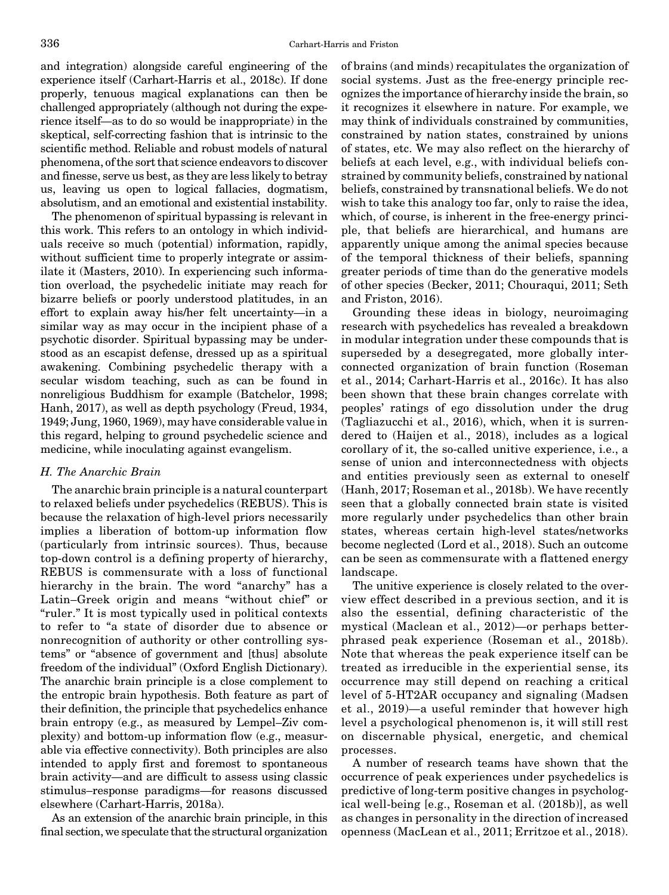and integration) alongside careful engineering of the experience itself (Carhart-Harris et al., 2018c). If done properly, tenuous magical explanations can then be challenged appropriately (although not during the experience itself—as to do so would be inappropriate) in the skeptical, self-correcting fashion that is intrinsic to the scientific method. Reliable and robust models of natural phenomena, of the sort that science endeavors to discover and finesse, serve us best, as they are less likely to betray us, leaving us open to logical fallacies, dogmatism, absolutism, and an emotional and existential instability.

The phenomenon of spiritual bypassing is relevant in this work. This refers to an ontology in which individuals receive so much (potential) information, rapidly, without sufficient time to properly integrate or assimilate it (Masters, 2010). In experiencing such information overload, the psychedelic initiate may reach for bizarre beliefs or poorly understood platitudes, in an effort to explain away his/her felt uncertainty—in a similar way as may occur in the incipient phase of a psychotic disorder. Spiritual bypassing may be understood as an escapist defense, dressed up as a spiritual awakening. Combining psychedelic therapy with a secular wisdom teaching, such as can be found in nonreligious Buddhism for example (Batchelor, 1998; Hanh, 2017), as well as depth psychology (Freud, 1934, 1949; Jung, 1960, 1969), may have considerable value in this regard, helping to ground psychedelic science and medicine, while inoculating against evangelism.

### H. The Anarchic Brain

The anarchic brain principle is a natural counterpart to relaxed beliefs under psychedelics (REBUS). This is because the relaxation of high-level priors necessarily implies a liberation of bottom-up information flow (particularly from intrinsic sources). Thus, because top-down control is a defining property of hierarchy, REBUS is commensurate with a loss of functional hierarchy in the brain. The word "anarchy" has a Latin–Greek origin and means "without chief" or "ruler." It is most typically used in political contexts to refer to "a state of disorder due to absence or nonrecognition of authority or other controlling systems" or "absence of government and [thus] absolute freedom of the individual" (Oxford English Dictionary). The anarchic brain principle is a close complement to the entropic brain hypothesis. Both feature as part of their definition, the principle that psychedelics enhance brain entropy (e.g., as measured by Lempel–Ziv complexity) and bottom-up information flow (e.g., measurable via effective connectivity). Both principles are also intended to apply first and foremost to spontaneous brain activity—and are difficult to assess using classic stimulus–response paradigms—for reasons discussed elsewhere (Carhart-Harris, 2018a).

As an extension of the anarchic brain principle, in this final section, we speculate that the structural organization of brains (and minds) recapitulates the organization of social systems. Just as the free-energy principle recognizes the importance of hierarchy inside the brain, so it recognizes it elsewhere in nature. For example, we may think of individuals constrained by communities, constrained by nation states, constrained by unions of states, etc. We may also reflect on the hierarchy of beliefs at each level, e.g., with individual beliefs constrained by community beliefs, constrained by national beliefs, constrained by transnational beliefs. We do not wish to take this analogy too far, only to raise the idea, which, of course, is inherent in the free-energy principle, that beliefs are hierarchical, and humans are apparently unique among the animal species because of the temporal thickness of their beliefs, spanning greater periods of time than do the generative models of other species (Becker, 2011; Chouraqui, 2011; Seth and Friston, 2016).

Grounding these ideas in biology, neuroimaging research with psychedelics has revealed a breakdown in modular integration under these compounds that is superseded by a desegregated, more globally interconnected organization of brain function (Roseman et al., 2014; Carhart-Harris et al., 2016c). It has also been shown that these brain changes correlate with peoples' ratings of ego dissolution under the drug (Tagliazucchi et al., 2016), which, when it is surrendered to (Haijen et al., 2018), includes as a logical corollary of it, the so-called unitive experience, i.e., a sense of union and interconnectedness with objects and entities previously seen as external to oneself (Hanh, 2017; Roseman et al., 2018b). We have recently seen that a globally connected brain state is visited more regularly under psychedelics than other brain states, whereas certain high-level states/networks become neglected (Lord et al., 2018). Such an outcome can be seen as commensurate with a flattened energy landscape.

The unitive experience is closely related to the overview effect described in a previous section, and it is also the essential, defining characteristic of the mystical (Maclean et al., 2012)—or perhaps better-phrased peak experience (Roseman et al., 2018b). Note that whereas the peak experience itself can be treated as irreducible in the experiential sense, its occurrence may still depend on reaching a critical level of 5-HT2AR occupancy and signaling (Madsen et al., 2019)—a useful reminder that however high level a psychological phenomenon is, it will still rest on discernable physical, energetic, and chemical processes.

A number of research teams have shown that the occurrence of peak experiences under psychedelics is predictive of long-term positive changes in psychological well-being [e.g., Roseman et al. (2018b)], as well as changes in personality in the direction of increased openness (MacLean et al., 2011; Erritzoe et al., 2018).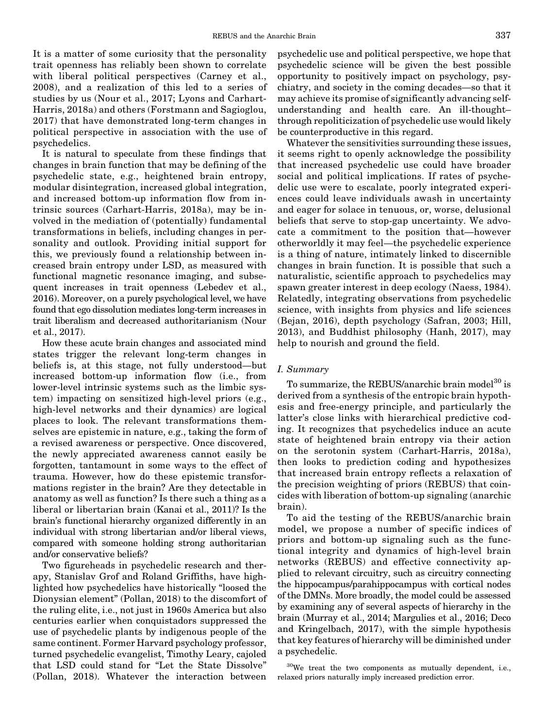It is a matter of some curiosity that the personality trait openness has reliably been shown to correlate with liberal political perspectives (Carney et al., 2008), and a realization of this led to a series of studies by us (Nour et al., 2017; Lyons and Carhart-Harris, 2018a) and others (Forstmann and Sagioglou, 2017) that have demonstrated long-term changes in political perspective in association with the use of psychedelics.

It is natural to speculate from these findings that changes in brain function that may be defining of the psychedelic state, e.g., heightened brain entropy, modular disintegration, increased global integration, and increased bottom-up information flow from intrinsic sources (Carhart-Harris, 2018a), may be involved in the mediation of (potentially) fundamental transformations in beliefs, including changes in personality and outlook. Providing initial support for this, we previously found a relationship between increased brain entropy under LSD, as measured with functional magnetic resonance imaging, and subsequent increases in trait openness (Lebedev et al., 2016). Moreover, on a purely psychological level, we have found that ego dissolution mediates long-term increases in trait liberalism and decreased authoritarianism (Nour et al., 2017).

How these acute brain changes and associated mind states trigger the relevant long-term changes in beliefs is, at this stage, not fully understood—but increased bottom-up information flow (i.e., from lower-level intrinsic systems such as the limbic system) impacting on sensitized high-level priors (e.g., high-level networks and their dynamics) are logical places to look. The relevant transformations themselves are epistemic in nature, e.g., taking the form of a revised awareness or perspective. Once discovered, the newly appreciated awareness cannot easily be forgotten, tantamount in some ways to the effect of trauma. However, how do these epistemic transformations register in the brain? Are they detectable in anatomy as well as function? Is there such a thing as a liberal or libertarian brain (Kanai et al., 2011)? Is the brain's functional hierarchy organized differently in an individual with strong libertarian and/or liberal views, compared with someone holding strong authoritarian and/or conservative beliefs?

Two figureheads in psychedelic research and therapy, Stanislav Grof and Roland Griffiths, have highlighted how psychedelics have historically "loosed the Dionysian element" (Pollan, 2018) to the discomfort of the ruling elite, i.e., not just in 1960s America but also centuries earlier when conquistadors suppressed the use of psychedelic plants by indigenous people of the same continent. Former Harvard psychology professor, turned psychedelic evangelist, Timothy Leary, cajoled that LSD could stand for "Let the State Dissolve" (Pollan, 2018). Whatever the interaction between psychedelic use and political perspective, we hope that psychedelic science will be given the best possible opportunity to positively impact on psychology, psychiatry, and society in the coming decades—so that it may achieve its promise of significantly advancing self-understanding and health care. An ill-thought–through repoliticization of psychedelic use would likely be counterproductive in this regard.

Whatever the sensitivities surrounding these issues, it seems right to openly acknowledge the possibility that increased psychedelic use could have broader social and political implications. If rates of psychedelic use were to escalate, poorly integrated experiences could leave individuals awash in uncertainty and eager for solace in tenuous, or, worse, delusional beliefs that serve to stop-gap uncertainty. We advocate a commitment to the position that—however otherworldly it may feel—the psychedelic experience is a thing of nature, intimately linked to discernible changes in brain function. It is possible that such a naturalistic, scientific approach to psychedelics may spawn greater interest in deep ecology (Naess, 1984). Relatedly, integrating observations from psychedelic science, with insights from physics and life sciences (Bejan, 2016), depth psychology (Safran, 2003; Hill, 2013), and Buddhist philosophy (Hanh, 2017), may help to nourish and ground the field.

### *I. Summary*

To summarize, the REBUS/anarchic brain model[30] is derived from a synthesis of the entropic brain hypothesis and free-energy principle, and particularly the latter's close links with hierarchical predictive coding. It recognizes that psychedelics induce an acute state of heightened brain entropy via their action on the serotonin system (Carhart-Harris, 2018a), then looks to prediction coding and hypothesizes that increased brain entropy reflects a relaxation of the precision weighting of priors (REBUS) that coincides with liberation of bottom-up signaling (anarchic brain).

To aid the testing of the REBUS/anarchic brain model, we propose a number of specific indices of priors and bottom-up signaling such as the functional integrity and dynamics of high-level brain networks (REBUS) and effective connectivity applied to relevant circuitry, such as circuitry connecting the hippocampus/parahippocampus with cortical nodes of the DMNs. More broadly, the model could be assessed by examining any of several aspects of hierarchy in the brain (Murray et al., 2014; Margulies et al., 2016; Deco and Kringelbach, 2017), with the simple hypothesis that key features of hierarchy will be diminished under a psychedelic.

[30]We treat the two components as mutually dependent, i.e., relaxed priors naturally imply increased prediction error.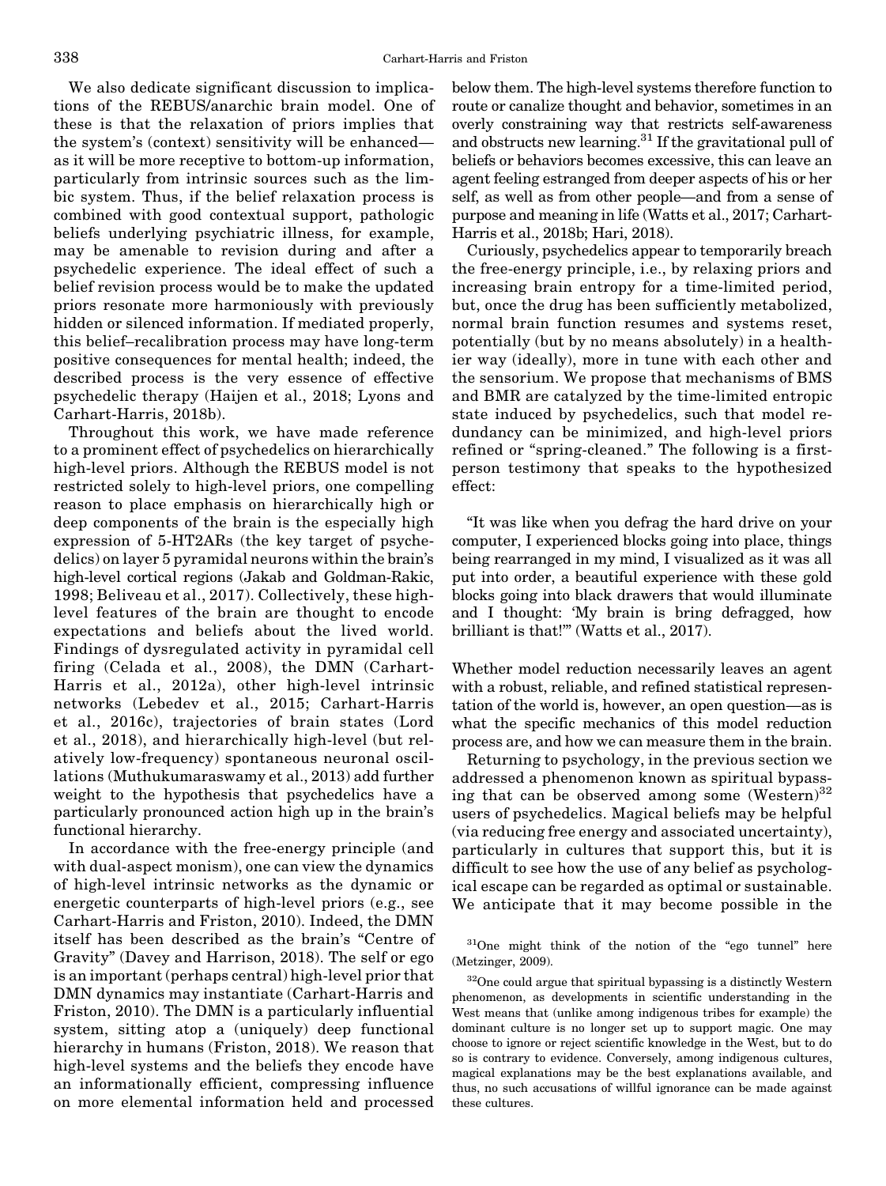We also dedicate significant discussion to implications of the REBUS/anarchic brain model. One of these is that the relaxation of priors implies that the system's (context) sensitivity will be enhanced—as it will be more receptive to bottom-up information, particularly from intrinsic sources such as the limbic system. Thus, if the belief relaxation process is combined with good contextual support, pathologic beliefs underlying psychiatric illness, for example, may be amenable to revision during and after a psychedelic experience. The ideal effect of such a belief revision process would be to make the updated priors resonate more harmoniously with previously hidden or silenced information. If mediated properly, this belief–recalibration process may have long-term positive consequences for mental health; indeed, the described process is the very essence of effective psychedelic therapy (Haijen et al., 2018; Lyons and Carhart-Harris, 2018b).

Throughout this work, we have made reference to a prominent effect of psychedelics on hierarchically high-level priors. Although the REBUS model is not restricted solely to high-level priors, one compelling reason to place emphasis on hierarchically high or deep components of the brain is the especially high expression of 5-HT2ARs (the key target of psychedelics) on layer 5 pyramidal neurons within the brain's high-level cortical regions (Jakab and Goldman-Rakic, 1998; Beliveau et al., 2017). Collectively, these high-level features of the brain are thought to encode expectations and beliefs about the lived world. Findings of dysregulated activity in pyramidal cell firing (Celada et al., 2008), the DMN (Carhart-Harris et al., 2012a), other high-level intrinsic networks (Lebedev et al., 2015; Carhart-Harris et al., 2016c), trajectories of brain states (Lord et al., 2018), and hierarchically high-level (but relatively low-frequency) spontaneous neuronal oscillations (Muthukumaraswamy et al., 2013) add further weight to the hypothesis that psychedelics have a particularly pronounced action high up in the brain's functional hierarchy.

In accordance with the free-energy principle (and with dual-aspect monism), one can view the dynamics of high-level intrinsic networks as the dynamic or energetic counterparts of high-level priors (e.g., see Carhart-Harris and Friston, 2010). Indeed, the DMN itself has been described as the brain's "Centre of Gravity" (Davey and Harrison, 2018). The self or ego is an important (perhaps central) high-level prior that DMN dynamics may instantiate (Carhart-Harris and Friston, 2010). The DMN is a particularly influential system, sitting atop a (uniquely) deep functional hierarchy in humans (Friston, 2018). We reason that high-level systems and the beliefs they encode have an informationally efficient, compressing influence on more elemental information held and processed below them. The high-level systems therefore function to route or canalize thought and behavior, sometimes in an overly constraining way that restricts self-awareness and obstructs new learning.[31] If the gravitational pull of beliefs or behaviors becomes excessive, this can leave an agent feeling estranged from deeper aspects of his or her self, as well as from other people—and from a sense of purpose and meaning in life (Watts et al., 2017; Carhart-Harris et al., 2018b; Hari, 2018).

Curiously, psychedelics appear to temporarily breach the free-energy principle, i.e., by relaxing priors and increasing brain entropy for a time-limited period, but, once the drug has been sufficiently metabolized, normal brain function resumes and systems reset, potentially (but by no means absolutely) in a healthier way (ideally), more in tune with each other and the sensorium. We propose that mechanisms of BMS and BMR are catalyzed by the time-limited entropic state induced by psychedelics, such that model redundancy can be minimized, and high-level priors refined or "spring-cleaned." The following is a first-person testimony that speaks to the hypothesized effect:

> "It was like when you defrag the hard drive on your computer, I experienced blocks going into place, things being rearranged in my mind, I visualized as it was all put into order, a beautiful experience with these gold blocks going into black drawers that would illuminate and I thought: 'My brain is bring defragged, how brilliant is that!'" (Watts et al., 2017).

Whether model reduction necessarily leaves an agent with a robust, reliable, and refined statistical representation of the world is, however, an open question—as is what the specific mechanics of this model reduction process are, and how we can measure them in the brain.

Returning to psychology, in the previous section we addressed a phenomenon known as spiritual bypassing that can be observed among some (Western)[32] users of psychedelics. Magical beliefs may be helpful (via reducing free energy and associated uncertainty), particularly in cultures that support this, but it is difficult to see how the use of any belief as psychological escape can be regarded as optimal or sustainable. We anticipate that it may become possible in the

[31]One might think of the notion of the "ego tunnel" here (Metzinger, 2009).

[32]One could argue that spiritual bypassing is a distinctly Western phenomenon, as developments in scientific understanding in the West means that (unlike among indigenous tribes for example) the dominant culture is no longer set up to support magic. One may choose to ignore or reject scientific knowledge in the West, but to do so is contrary to evidence. Conversely, among indigenous cultures, magical explanations may be the best explanations available, and thus, no such accusations of willful ignorance can be made against these cultures.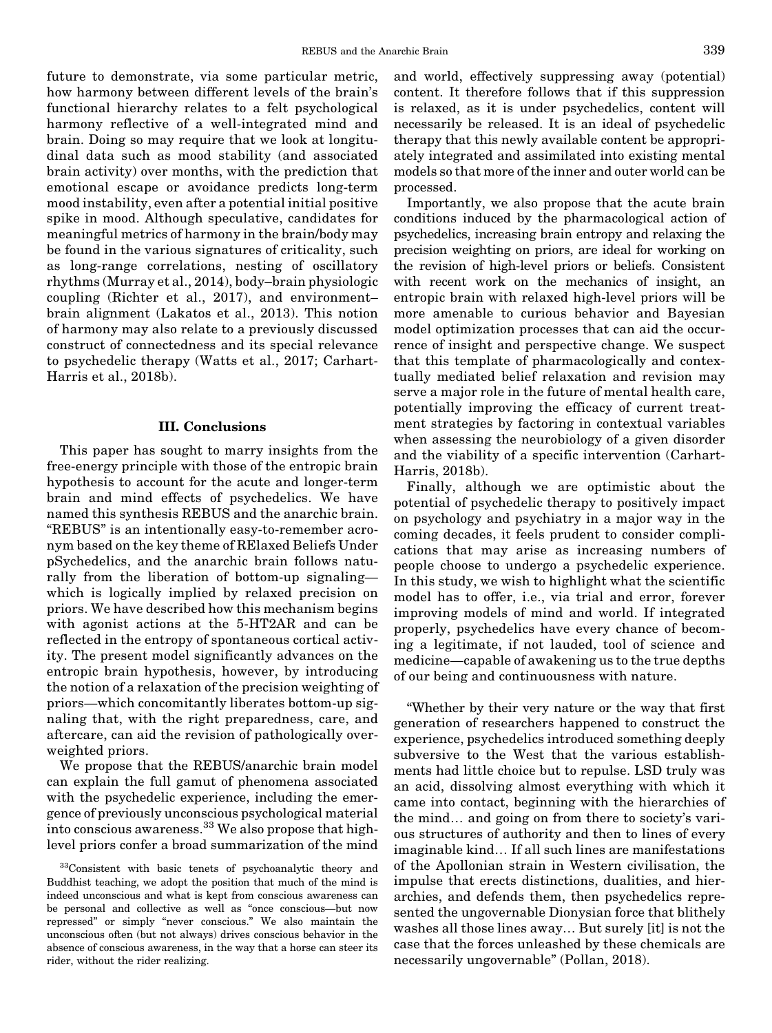future to demonstrate, via some particular metric, how harmony between different levels of the brain's functional hierarchy relates to a felt psychological harmony reflective of a well-integrated mind and brain. Doing so may require that we look at longitudinal data such as mood stability (and associated brain activity) over months, with the prediction that emotional escape or avoidance predicts long-term mood instability, even after a potential initial positive spike in mood. Although speculative, candidates for meaningful metrics of harmony in the brain/body may be found in the various signatures of criticality, such as long-range correlations, nesting of oscillatory rhythms (Murray et al., 2014), body–brain physiologic coupling (Richter et al., 2017), and environment–brain alignment (Lakatos et al., 2013). This notion of harmony may also relate to a previously discussed construct of connectedness and its special relevance to psychedelic therapy (Watts et al., 2017; Carhart-Harris et al., 2018b).

## III. Conclusions

This paper has sought to marry insights from the free-energy principle with those of the entropic brain hypothesis to account for the acute and longer-term brain and mind effects of psychedelics. We have named this synthesis REBUS and the anarchic brain. "REBUS" is an intentionally easy-to-remember acronym based on the key theme of RElaxed Beliefs Under pSychedelics, and the anarchic brain follows naturally from the liberation of bottom-up signaling—which is logically implied by relaxed precision on priors. We have described how this mechanism begins with agonist actions at the 5-HT2AR and can be reflected in the entropy of spontaneous cortical activity. The present model significantly advances on the entropic brain hypothesis, however, by introducing the notion of a relaxation of the precision weighting of priors—which concomitantly liberates bottom-up signaling that, with the right preparedness, care, and aftercare, can aid the revision of pathologically overweighted priors.

We propose that the REBUS/anarchic brain model can explain the full gamut of phenomena associated with the psychedelic experience, including the emergence of previously unconscious psychological material into conscious awareness.[33] We also propose that high-level priors confer a broad summarization of the mind and world, effectively suppressing away (potential) content. It therefore follows that if this suppression is relaxed, as it is under psychedelics, content will necessarily be released. It is an ideal of psychedelic therapy that this newly available content be appropriately integrated and assimilated into existing mental models so that more of the inner and outer world can be processed.

Importantly, we also propose that the acute brain conditions induced by the pharmacological action of psychedelics, increasing brain entropy and relaxing the precision weighting on priors, are ideal for working on the revision of high-level priors or beliefs. Consistent with recent work on the mechanics of insight, an entropic brain with relaxed high-level priors will be more amenable to curious behavior and Bayesian model optimization processes that can aid the occurrence of insight and perspective change. We suspect that this template of pharmacologically and contextually mediated belief relaxation and revision may serve a major role in the future of mental health care, potentially improving the efficacy of current treatment strategies by factoring in contextual variables when assessing the neurobiology of a given disorder and the viability of a specific intervention (Carhart-Harris, 2018b).

Finally, although we are optimistic about the potential of psychedelic therapy to positively impact on psychology and psychiatry in a major way in the coming decades, it feels prudent to consider complications that may arise as increasing numbers of people choose to undergo a psychedelic experience. In this study, we wish to highlight what the scientific model has to offer, i.e., via trial and error, forever improving models of mind and world. If integrated properly, psychedelics have every chance of becoming a legitimate, if not lauded, tool of science and medicine—capable of awakening us to the true depths of our being and continuousness with nature.

"Whether by their very nature or the way that first generation of researchers happened to construct the experience, psychedelics introduced something deeply subversive to the West that the various establishments had little choice but to repulse. LSD truly was an acid, dissolving almost everything with which it came into contact, beginning with the hierarchies of the mind… and going on from there to society's various structures of authority and then to lines of every imaginable kind… If all such lines are manifestations of the Apollonian strain in Western civilisation, the impulse that erects distinctions, dualities, and hierarchies, and defends them, then psychedelics represented the ungovernable Dionysian force that blithely washes all those lines away… But surely [it] is not the case that the forces unleashed by these chemicals are necessarily ungovernable" (Pollan, 2018).

[33]Consistent with basic tenets of psychoanalytic theory and Buddhist teaching, we adopt the position that much of the mind is indeed unconscious and what is kept from conscious awareness can be personal and collective as well as "once conscious—but now repressed" or simply "never conscious." We also maintain the unconscious often (but not always) drives conscious behavior in the absence of conscious awareness, in the way that a horse can steer its rider, without the rider realizing.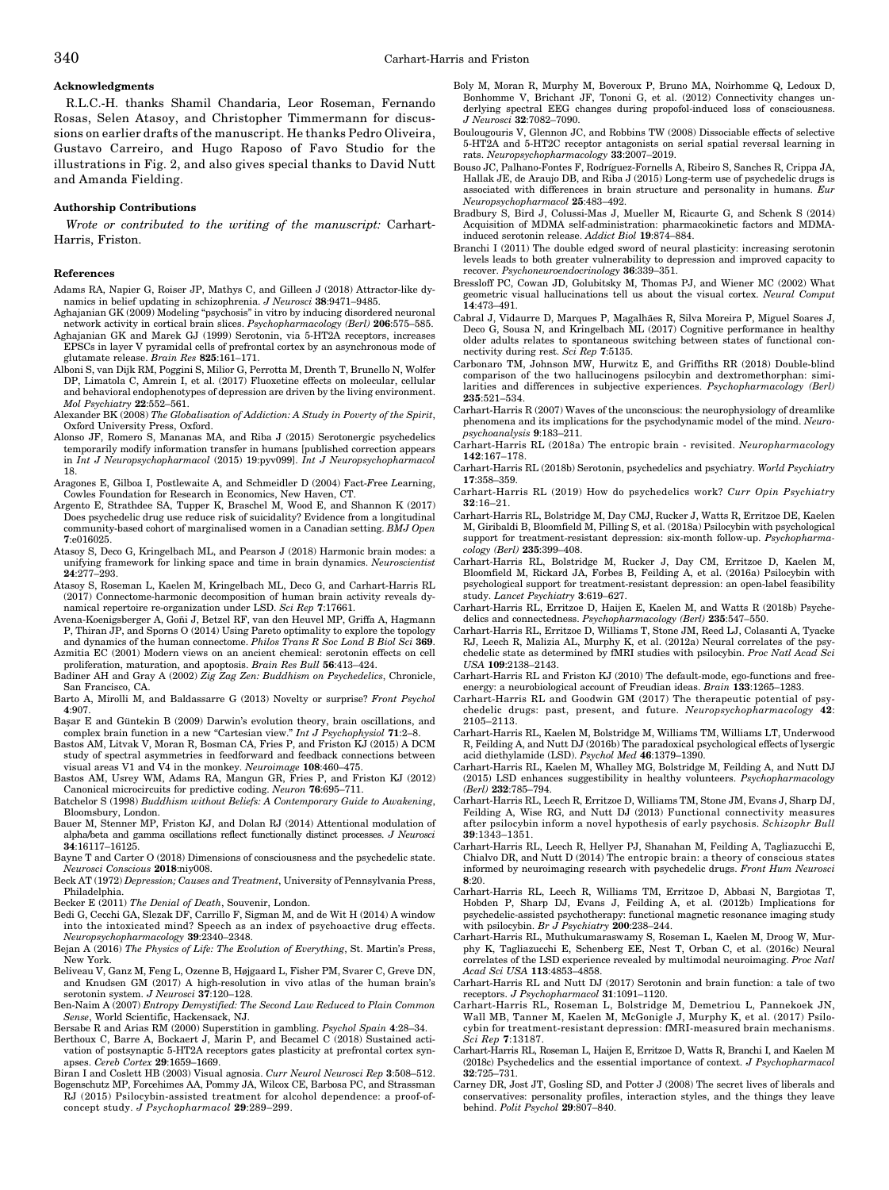### Acknowledgments

R.L.C.-H. thanks Shamil Chandaria, Leor Roseman, Fernando Rosas, Selen Atasoy, and Christopher Timmermann for discussions on earlier drafts of the manuscript. He thanks Pedro Oliveira, Gustavo Carreiro, and Hugo Raposo of Favo Studio for the illustrations in Fig. 2, and also gives special thanks to David Nutt and Amanda Fielding.

### Authorship Contributions

*Wrote or contributed to the writing of the manuscript:* Carhart-Harris, Friston.

### References

Adams RA, Napier G, Roiser JP, Mathys C, and Gilleen J (2018) Attractor-like dynamics in belief updating in schizophrenia. *J Neurosci* **38**:9471–9485.

Aghajanian GK (2009) Modeling "psychosis" in vitro by inducing disordered neuronal network activity in cortical brain slices. *Psychopharmacology (Berl)* **206**:575–585.

Aghajanian GK and Marek GJ (1999) Serotonin, via 5-HT2A receptors, increases EPSCs in layer V pyramidal cells of prefrontal cortex by an asynchronous mode of glutamate release. *Brain Res* **825**:161–171.

Alboni S, van Dijk RM, Poggini S, Milior G, Perrotta M, Drenth T, Brunello N, Wolfer DP, Limatola C, Amrein I, et al. (2017) Fluoxetine effects on molecular, cellular and behavioral endophenotypes of depression are driven by the living environment. *Mol Psychiatry* **22**:552–561.

Alexander BK (2008) *The Globalisation of Addiction: A Study in Poverty of the Spirit*, Oxford University Press, Oxford.

Alonso JF, Romero S, Mananas MA, and Riba J (2015) Serotonergic psychedelics temporarily modify information transfer in humans [published correction appears in *Int J Neuropsychopharmacol* (2015) 19:pyv099]. *Int J Neuropsychopharmacol* 18.

Aragones E, Gilboa I, Postlewaite A, and Schmeidler D (2004) Fact-Free Learning, Cowles Foundation for Research in Economics, New Haven, CT.

Argento E, Strathdee SA, Tupper K, Braschel M, Wood E, and Shannon K (2017) Does psychedelic drug use reduce risk of suicidality? Evidence from a longitudinal community-based cohort of marginalised women in a Canadian setting. *BMJ Open* **7**:e016025.

Atasoy S, Deco G, Kringelbach ML, and Pearson J (2018) Harmonic brain modes: a unifying framework for linking space and time in brain dynamics. *Neuroscientist* **24**:277–293.

Atasoy S, Roseman L, Kaelen M, Kringelbach ML, Deco G, and Carhart-Harris RL (2017) Connectome-harmonic decomposition of human brain activity reveals dynamical repertoire re-organization under LSD. *Sci Rep* **7**:17661.

Avena-Koenigsberger A, Goñi J, Betzel RF, van den Heuvel MP, Griffa A, Hagmann P, Thiran JP, and Sporns O (2014) Using Pareto optimality to explore the topology and dynamics of the human connectome. *Philos Trans R Soc Lond B Biol Sci* **369**.

Azmitia EC (2001) Modern views on an ancient chemical: serotonin effects on cell proliferation, maturation, and apoptosis. *Brain Res Bull* **56**:413–424.

Badiner AH and Gray A (2002) *Zig Zag Zen: Buddhism on Psychedelics*, Chronicle, San Francisco, CA.

Barto A, Mirolli M, and Baldassarre G (2013) Novelty or surprise? *Front Psychol* **4**:907.

Başar E and Güntekin B (2009) Darwin's evolution theory, brain oscillations, and complex brain function in a new "Cartesian view." *Int J Psychophysiol* **71**:2–8.

Bastos AM, Litvak V, Moran R, Bosman CA, Fries P, and Friston KJ (2015) A DCM study of spectral asymmetries in feedforward and feedback connections between visual areas V1 and V4 in the monkey. *Neuroimage* **108**:460–475.

Bastos AM, Usrey WM, Adams RA, Mangun GR, Fries P, and Friston KJ (2012) Canonical microcircuits for predictive coding. *Neuron* **76**:695–711.

Batchelor S (1998) *Buddhism without Beliefs: A Contemporary Guide to Awakening*, Bloomsbury, London.

Bauer M, Stenner MP, Friston KJ, and Dolan RJ (2014) Attentional modulation of alpha/beta and gamma oscillations reflect functionally distinct processes. *J Neurosci* **34**:16117–16125.

Bayne T and Carter O (2018) Dimensions of consciousness and the psychedelic state. *Neurosci Conscious* **2018**:niy008.

Beck AT (1972) *Depression; Causes and Treatment*, University of Pennsylvania Press, Philadelphia.

Becker E (2011) *The Denial of Death*, Souvenir, London.

Bedi G, Cecchi GA, Slezak DF, Carrillo F, Sigman M, and de Wit H (2014) A window into the intoxicated mind? Speech as an index of psychoactive drug effects. *Neuropsychopharmacology* **39**:2340–2348.

Bejan A (2016) *The Physics of Life: The Evolution of Everything*, St. Martin's Press, New York.

Beliveau V, Ganz M, Feng L, Ozenne B, Højgaard L, Fisher PM, Svarer C, Greve DN, and Knudsen GM (2017) A high-resolution in vivo atlas of the human brain's serotonin system. *J Neurosci* **37**:120–128.

Ben-Naim A (2007) *Entropy Demystified: The Second Law Reduced to Plain Common Sense*, World Scientific, Hackensack, NJ.

Bersabe R and Arias RM (2000) Superstition in gambling. *Psychol Spain* **4**:28–34.

Berthoux C, Barre A, Bockaert J, Marin P, and Becamel C (2018) Sustained activation of postsynaptic 5-HT2A receptors gates plasticity at prefrontal cortex synapses. *Cereb Cortex* **29**:1659–1669.

Biran I and Coslett HB (2003) Visual agnosia. *Curr Neurol Neurosci Rep* **3**:508–512.

Bogenschutz MP, Forcehimes AA, Pommy JA, Wilcox CE, Barbosa PC, and Strassman RJ (2015) Psilocybin-assisted treatment for alcohol dependence: a proof-of-concept study. *J Psychopharmacol* **29**:289–299.

Boly M, Moran R, Murphy M, Boveroux P, Bruno MA, Noirhomme Q, Ledoux D, Bonhomme V, Brichant JF, Tononi G, et al. (2012) Connectivity changes underlying spectral EEG changes during propofol-induced loss of consciousness. *J Neurosci* **32**:7082–7090.

Boulougouris V, Glennon JC, and Robbins TW (2008) Dissociable effects of selective 5-HT2A and 5-HT2C receptor antagonists on serial spatial reversal learning in rats. *Neuropsychopharmacology* **33**:2007–2019.

Bouso JC, Palhano-Fontes F, Rodríguez-Fornells A, Ribeiro S, Sanches R, Crippa JA, Hallak JE, de Araujo DB, and Riba J (2015) Long-term use of psychedelic drugs is associated with differences in brain structure and personality in humans. *Eur Neuropsychopharmacol* **25**:483–492.

Bradbury S, Bird J, Colussi-Mas J, Mueller M, Ricaurte G, and Schenk S (2014) Acquisition of MDMA self-administration: pharmacokinetic factors and MDMA-induced serotonin release. *Addict Biol* **19**:874–884.

Branchi I (2011) The double edged sword of neural plasticity: increasing serotonin levels leads to both greater vulnerability to depression and improved capacity to recover. *Psychoneuroendocrinology* **36**:339–351.

Bressloff PC, Cowan JD, Golubitsky M, Thomas PJ, and Wiener MC (2002) What geometric visual hallucinations tell us about the visual cortex. *Neural Comput* **14**:473–491.

Cabral J, Vidaurre D, Marques P, Magalhães R, Silva Moreira P, Miguel Soares J, Deco G, Sousa N, and Kringelbach ML (2017) Cognitive performance in healthy older adults relates to spontaneous switching between states of functional connectivity during rest. *Sci Rep* **7**:5135.

Carbonaro TM, Johnson MW, Hurwitz E, and Griffiths RR (2018) Double-blind comparison of the two hallucinogens psilocybin and dextromethorphan: similarities and differences in subjective experiences. *Psychopharmacology (Berl)* **235**:521–534.

Carhart-Harris R (2007) Waves of the unconscious: the neurophysiology of dreamlike phenomena and its implications for the psychodynamic model of the mind. *Neuropsychoanalysis* **9**:183–211.

Carhart-Harris RL (2018a) The entropic brain - revisited. *Neuropharmacology* **142**:167–178.

Carhart-Harris RL (2018b) Serotonin, psychedelics and psychiatry. *World Psychiatry* **17**:358–359.

Carhart-Harris RL (2019) How do psychedelics work? *Curr Opin Psychiatry* **32**:16–21.

Carhart-Harris RL, Bolstridge M, Day CMJ, Rucker J, Watts R, Erritzoe DE, Kaelen M, Giribaldi B, Bloomfield M, Pilling S, et al. (2018a) Psilocybin with psychological support for treatment-resistant depression: six-month follow-up. *Psychopharmacology (Berl)* **235**:399–408.

Carhart-Harris RL, Bolstridge M, Rucker J, Day CM, Erritzoe D, Kaelen M, Bloomfield M, Rickard JA, Forbes B, Feilding A, et al. (2016a) Psilocybin with psychological support for treatment-resistant depression: an open-label feasibility study. *Lancet Psychiatry* **3**:619–627.

Carhart-Harris RL, Erritzoe D, Haijen E, Kaelen M, and Watts R (2018b) Psychedelics and connectedness. *Psychopharmacology (Berl)* **235**:547–550.

Carhart-Harris RL, Erritzoe D, Williams T, Stone JM, Reed LJ, Colasanti A, Tyacke RJ, Leech R, Malizia AL, Murphy K, et al. (2012a) Neural correlates of the psychedelic state as determined by fMRI studies with psilocybin. *Proc Natl Acad Sci USA* **109**:2138–2143.

Carhart-Harris RL and Friston KJ (2010) The default-mode, ego-functions and free-energy: a neurobiological account of Freudian ideas. *Brain* **133**:1265–1283.

Carhart-Harris RL and Goodwin GM (2017) The therapeutic potential of psychedelic drugs: past, present, and future. *Neuropsychopharmacology* **42**: 2105–2113.

Carhart-Harris RL, Kaelen M, Bolstridge M, Williams TM, Williams LT, Underwood R, Feilding A, and Nutt DJ (2016b) The paradoxical psychological effects of lysergic acid diethylamide (LSD). *Psychol Med* **46**:1379–1390.

Carhart-Harris RL, Kaelen M, Whalley MG, Bolstridge M, Feilding A, and Nutt DJ (2015) LSD enhances suggestibility in healthy volunteers. *Psychopharmacology (Berl)* **232**:785–794.

Carhart-Harris RL, Leech R, Erritzoe D, Williams TM, Stone JM, Evans J, Sharp DJ, Feilding A, Wise RG, and Nutt DJ (2013) Functional connectivity measures after psilocybin inform a novel hypothesis of early psychosis. *Schizophr Bull* **39**:1343–1351.

Carhart-Harris RL, Leech R, Hellyer PJ, Shanahan M, Feilding A, Tagliazucchi E, Chialvo DR, and Nutt D (2014) The entropic brain: a theory of conscious states informed by neuroimaging research with psychedelic drugs. *Front Hum Neurosci* **8**:20.

Carhart-Harris RL, Leech R, Williams TM, Erritzoe D, Abbasi N, Bargiotas T, Hobden P, Sharp DJ, Evans J, Feilding A, et al. (2012b) Implications for psychedelic-assisted psychotherapy: functional magnetic resonance imaging study with psilocybin. *Br J Psychiatry* **200**:238–244.

Carhart-Harris RL, Muthukumaraswamy S, Roseman L, Kaelen M, Droog W, Murphy K, Tagliazucchi E, Schenberg EE, Nest T, Orban C, et al. (2016c) Neural correlates of the LSD experience revealed by multimodal neuroimaging. *Proc Natl Acad Sci USA* **113**:4853–4858.

Carhart-Harris RL and Nutt DJ (2017) Serotonin and brain function: a tale of two receptors. *J Psychopharmacol* **31**:1091–1120.

Carhart-Harris RL, Roseman L, Bolstridge M, Demetriou L, Pannekoek JN, Wall MB, Tanner M, Kaelen M, McGonigle J, Murphy K, et al. (2017) Psilocybin for treatment-resistant depression: fMRI-measured brain mechanisms. *Sci Rep* **7**:13187.

Carhart-Harris RL, Roseman L, Haijen E, Erritzoe D, Watts R, Branchi I, and Kaelen M (2018c) Psychedelics and the essential importance of context. *J Psychopharmacol* **32**:725–731.

Carney DR, Jost JT, Gosling SD, and Potter J (2008) The secret lives of liberals and conservatives: personality profiles, interaction styles, and the things they leave behind. *Polit Psychol* **29**:807–840.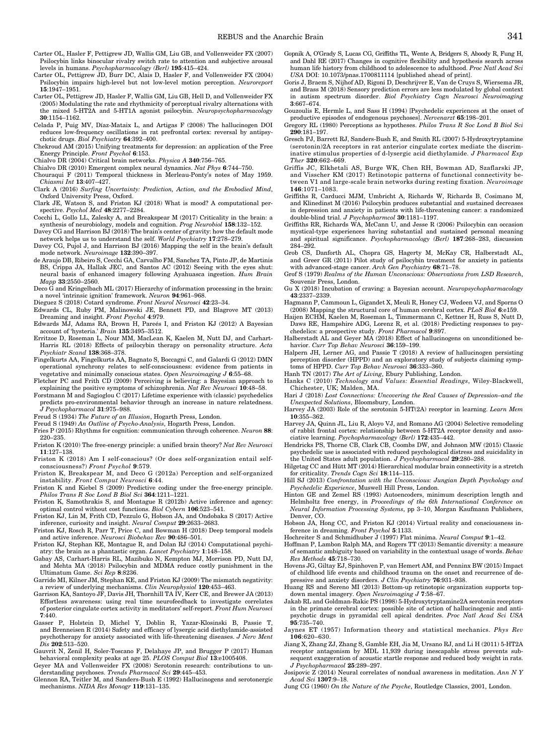Carter OL, Hasler F, Pettigrew JD, Wallis GM, Liu GB, and Vollenweider FX (2007) Psilocybin links binocular rivalry switch rate to attention and subjective arousal levels in humans. *Psychopharmacology (Berl)* **195**:415–424.

Carter OL, Pettigrew JD, Burr DC, Alais D, Hasler F, and Vollenweider FX (2004) Psilocybin impairs high-level but not low-level motion perception. *Neuroreport* **15**:1947–1951.

Carter OL, Pettigrew JD, Hasler F, Wallis GM, Liu GB, Hell D, and Vollenweider FX (2005) Modulating the rate and rhythmicity of perceptual rivalry alternations with the mixed 5-HT2A and 5-HT1A agonist psilocybin. *Neuropsychopharmacology* **30**:1154–1162.

Celada P, Puig MV, Díaz-Mataix L, and Artigas F (2008) The hallucinogen DOI reduces low-frequency oscillations in rat prefrontal cortex: reversal by antipsychotic drugs. *Biol Psychiatry* **64**:392–400.

Chekroud AM (2015) Unifying treatments for depression: an application of the Free Energy Principle. *Front Psychol* **6**:153.

Chialvo DR (2004) Critical brain networks. *Physica A* **340**:756–765.

Chialvo DR (2010) Emergent complex neural dynamics. *Nat Phys* **6**:744–750.

Chouraqui F (2011) Temporal thickness in Merleau-Ponty's notes of May 1959. *Chiasmi Int* **13**:407–427.

Clark A (2016) *Surfing Uncertainty: Prediction, Action, and the Embodied Mind*, Oxford University Press, Oxford.

Clark JE, Watson S, and Friston KJ (2018) What is mood? A computational perspective. *Psychol Med* **48**:2277–2284.

Cocchi L, Gollo LL, Zalesky A, and Breakspear M (2017) Criticality in the brain: a synthesis of neurobiology, models and cognition. *Prog Neurobiol* **158**:132–152.

Davey CG and Harrison BJ (2018) The brain's center of gravity: how the default mode network helps us to understand the self. *World Psychiatry* **17**:278–279.

Davey CG, Pujol J, and Harrison BJ (2016) Mapping the self in the brain's default mode network. *Neuroimage* **132**:390–397.

de Araujo DB, Ribeiro S, Cecchi GA, Carvalho FM, Sanchez TA, Pinto JP, de Martinis BS, Crippa JA, Hallak JEC, and Santos AC (2012) Seeing with the eyes shut: neural basis of enhanced imagery following Ayahuasca ingestion. *Hum Brain Mapp* **33**:2550–2560.

Deco G and Kringelbach ML (2017) Hierarchy of information processing in the brain: a novel 'intrinsic ignition' framework. *Neuron* **94**:961–968.

Dieguez S (2018) Cotard syndrome. *Front Neurol Neurosci* **42**:23–34.

Edwards CL, Ruby PM, Malinowski JE, Bennett PD, and Blagrove MT (2013) Dreaming and insight. *Front Psychol* **4**:979.

Edwards MJ, Adams RA, Brown H, Pareés I, and Friston KJ (2012) A Bayesian account of 'hysteria.' *Brain* **135**:3495–3512.

Erritzoe D, Roseman L, Nour MM, MacLean K, Kaelen M, Nutt DJ, and Carhart-Harris RL (2018) Effects of psilocybin therapy on personality structure. *Acta Psychiatr Scand* **138**:368–378.

Fingelkurts AA, Fingelkurts AA, Bagnato S, Boccagni C, and Galardi G (2012) DMN operational synchrony relates to self-consciousness: evidence from patients in vegetative and minimally conscious states. *Open Neuroimaging J* **6**:55–68.

Fletcher PC and Frith CD (2009) Perceiving is believing: a Bayesian approach to explaining the positive symptoms of schizophrenia. *Nat Rev Neurosci* **10**:48–58.

Forstmann M and Sagioglou C (2017) Lifetime experience with (classic) psychedelics predicts pro-environmental behavior through an increase in nature relatedness. *J Psychopharmacol* **31**:975–988.

Freud S (1934) *The Future of an Illusion*, Hogarth Press, London.

Freud S (1949) *An Outline of Psycho-Analysis*, Hogarth Press, London.

Fries P (2015) Rhythms for cognition: communication through coherence. *Neuron* **88**: 220–235.

Friston K (2010) The free-energy principle: a unified brain theory? *Nat Rev Neurosci* **11**:127–138.

Friston K (2018) Am I self-conscious? (Or does self-organization entail self-consciousness?) *Front Psychol* **9**:579.

Friston K, Breakspear M, and Deco G (2012a) Perception and self-organized instability. *Front Comput Neurosci* **6**:44.

Friston K and Kiebel S (2009) Predictive coding under the free-energy principle. *Philos Trans R Soc Lond B Biol Sci* **364**:1211–1221.

Friston K, Samothrakis S, and Montague R (2012b) Active inference and agency: optimal control without cost functions. *Biol Cybern* **106**:523–541.

Friston KJ, Lin M, Frith CD, Pezzulo G, Hobson JA, and Ondobaka S (2017) Active inference, curiosity and insight. *Neural Comput* **29**:2633–2683.

Friston KJ, Rosch R, Parr T, Price C, and Bowman H (2018) Deep temporal models and active inference. *Neurosci Biobehav Rev* **90**:486–501.

Friston KJ, Stephan KE, Montague R, and Dolan RJ (2014) Computational psychiatry: the brain as a phantastic organ. *Lancet Psychiatry* **1**:148–158.

Gabay AS, Carhart-Harris RL, Mazibuko N, Kempton MJ, Morrison PD, Nutt DJ, and Mehta MA (2018) Psilocybin and MDMA reduce costly punishment in the Ultimatum Game. *Sci Rep* **8**:8236.

Garrido MI, Kilner JM, Stephan KE, and Friston KJ (2009) The mismatch negativity: a review of underlying mechanisms. *Clin Neurophysiol* **120**:453–463.

Garrison KA, Santoyo JF, Davis JH, Thornhill TA IV, Kerr CE, and Brewer JA (2013) Effortless awareness: using real time neurofeedback to investigate correlates of posterior cingulate cortex activity in meditators' self-report. *Front Hum Neurosci* **7**:440.

Gasser P, Holstein D, Michel Y, Doblin R, Yazar-Klosinski B, Passie T, and Brenneisen R (2014) Safety and efficacy of lysergic acid diethylamide-assisted psychotherapy for anxiety associated with life-threatening diseases. *J Nerv Ment Dis* **202**:513–520.

Gauvrit N, Zenil H, Soler-Toscano F, Delahaye JP, and Brugger P (2017) Human behavioral complexity peaks at age 25. *PLOS Comput Biol* **13**:e1005408.

Geyer MA and Vollenweider FX (2008) Serotonin research: contributions to understanding psychoses. *Trends Pharmacol Sci* **29**:445–453.

Glennon RA, Teitler M, and Sanders-Bush E (1992) Hallucinogens and serotonergic mechanisms. *NIDA Res Monogr* **119**:131–135.

Gopnik A, O'Grady S, Lucas CG, Griffiths TL, Wente A, Bridgers S, Aboody R, Fung H, and Dahl RE (2017) Changes in cognitive flexibility and hypothesis search across human life history from childhood to adolescence to adulthood. *Proc Natl Acad Sci USA* DOI: 10.1073/pnas.1700811114 [published ahead of print].

Goris J, Braem S, Nijhof AD, Rigoni D, Deschrijver E, Van de Cruys S, Wiersema JR, and Brass M (2018) Sensory prediction errors are less modulated by global context in autism spectrum disorder. *Biol Psychiatry Cogn Neurosci Neuroimaging* **3**:667–674.

Gouzoulis E, Hermle L, and Sass H (1994) [Psychedelic experiences at the onset of productive episodes of endogenous psychoses]. *Nervenarzt* **65**:198–201.

Gregory RL (1980) Perceptions as hypotheses. *Philos Trans R Soc Lond B Biol Sci* **290**:181–197.

Gresch PJ, Barrett RJ, Sanders-Bush E, and Smith RL (2007) 5-Hydroxytryptamine (serotonin)2A receptors in rat anterior cingulate cortex mediate the discriminative stimulus properties of d-lysergic acid diethylamide. *J Pharmacol Exp Ther* **320**:662–669.

Griffis JC, Elkhetali AS, Burge WK, Chen RH, Bowman AD, Szaflarski JP, and Visscher KM (2017) Retinotopic patterns of functional connectivity between V1 and large-scale brain networks during resting fixation. *Neuroimage* **146**:1071–1083.

Griffiths R, Carducci MJM, Umbricht A, Richards W, Richards B, Cosimano M, and Klinedinst M (2016) Psilocybin produces substantial and sustained decreases in depression and anxiety in patients with life-threatening cancer: a randomized double-blind trial. *J Psychopharmcol* **30**:1181–1197.

Griffiths RR, Richards WA, McCann U, and Jesse R (2006) Psilocybin can occasion mystical-type experiences having substantial and sustained personal meaning and spiritual significance. *Psychopharmacology (Berl)* **187**:268–283, discussion 284–292.

Grob CS, Danforth AL, Chopra GS, Hagerty M, McKay CR, Halberstadt AL, and Greer GR (2011) Pilot study of psilocybin treatment for anxiety in patients with advanced-stage cancer. *Arch Gen Psychiatry* **68**:71–78.

Grof S (1979) *Realms of the Human Unconscious: Observations from LSD Research*, Souvenir Press, London.

Gu X (2018) Incubation of craving: a Bayesian account. *Neuropsychopharmacology* **43**:2337–2339.

Hagmann P, Cammoun L, Gigandet X, Meuli R, Honey CJ, Wedeen VJ, and Sporns O (2008) Mapping the structural core of human cerebral cortex. *PLoS Biol* **6**:e159.

Haijen ECHM, Kaelen M, Roseman L, Timmermann C, Kettner H, Russ S, Nutt D, Daws RE, Hampshire ADG, Lorenz R, et al. (2018) Predicting responses to psychedelics: a prospective study. *Front Pharmacol* **9**:897.

Halberstadt AL and Geyer MA (2018) Effect of hallucinogens on unconditioned behavior. *Curr Top Behav Neurosci* **36**:159–199.

Halpern JH, Lerner AG, and Passie T (2018) A review of hallucinogen persisting perception disorder (HPPD) and an exploratory study of subjects claiming symptoms of HPPD. *Curr Top Behav Neurosci* **36**:333–360.

Hanh TN (2017) *The Art of Living*, Ebury Publishing, London.

Hanks C (2010) *Technology and Values: Essential Readings*, Wiley-Blackwell, Chichester, UK; Malden, MA.

Hari J (2018) *Lost Connections: Uncovering the Real Causes of Depression–and the Unexpected Solutions*, Bloomsbury, London.

Harvey JA (2003) Role of the serotonin 5-HT(2A) receptor in learning. *Learn Mem* **10**:355–362.

Harvey JA, Quinn JL, Liu R, Aloyo VJ, and Romano AG (2004) Selective remodeling of rabbit frontal cortex: relationship between 5-HT2A receptor density and associative learning. *Psychopharmacology (Berl)* **172**:435–442.

Hendricks PS, Thorne CB, Clark CB, Coombs DW, and Johnson MW (2015) Classic psychedelic use is associated with reduced psychological distress and suicidality in the United States adult population. *J Psychopharmacol* **29**:280–288.

Hilgetag CC and Hütt MT (2014) Hierarchical modular brain connectivity is a stretch for criticality. *Trends Cogn Sci* **18**:114–115.

Hill SJ (2013) *Confrontation with the Unconscious: Jungian Depth Psychology and Psychedelic Experience*, Muswell Hill Press, London.

Hinton GE and Zemel RS (1993) Autoencoders, minimum description length and Helmholtz free energy, in *Proceedings of the 6th International Conference on Neural Information Processing Systems*, pp 3–10, Morgan Kaufmann Publishers, Denver, CO.

Hobson JA, Hong CC, and Friston KJ (2014) Virtual reality and consciousness inference in dreaming. *Front Psychol* **5**:1133.

Hochreiter S and Schmidhuber J (1997) Flat minima. *Neural Comput* **9**:1–42.

Hoffman P, Lambon Ralph MA, and Rogers TT (2013) Semantic diversity: a measure of semantic ambiguity based on variability in the contextual usage of words. *Behav Res Methods* **45**:718–730.

Hovens JG, Giltay EJ, Spinhoven P, van Hemert AM, and Penninx BW (2015) Impact of childhood life events and childhood trauma on the onset and recurrence of depressive and anxiety disorders. *J Clin Psychiatry* **76**:931–938.

Huang RS and Sereno MI (2013) Bottom-up retinotopic organization supports top-down mental imagery. *Open Neuroimaging J* **7**:58–67.

Jakab RL and Goldman-Rakic PS (1998) 5-Hydroxytryptamine2A serotonin receptors in the primate cerebral cortex: possible site of action of hallucinogenic and antipsychotic drugs in pyramidal cell apical dendrites. *Proc Natl Acad Sci USA* **95**:735–740.

Jaynes ET (1957) Information theory and statistical mechanics. *Phys Rev* **106**:620–630.

Jiang X, Zhang ZJ, Zhang S, Gamble EH, Jia M, Ursano RJ, and Li H (2011) 5-HT2A receptor antagonism by MDL 11,939 during inescapable stress prevents subsequent exaggeration of acoustic startle response and reduced body weight in rats. *J Psychopharmacol* **25**:289–297.

Josipovic Z (2014) Neural correlates of nondual awareness in meditation. *Ann N Y Acad Sci* **1307**:9–18.

Jung CG (1960) *On the Nature of the Psyche*, Routledge Classics, 2001, London.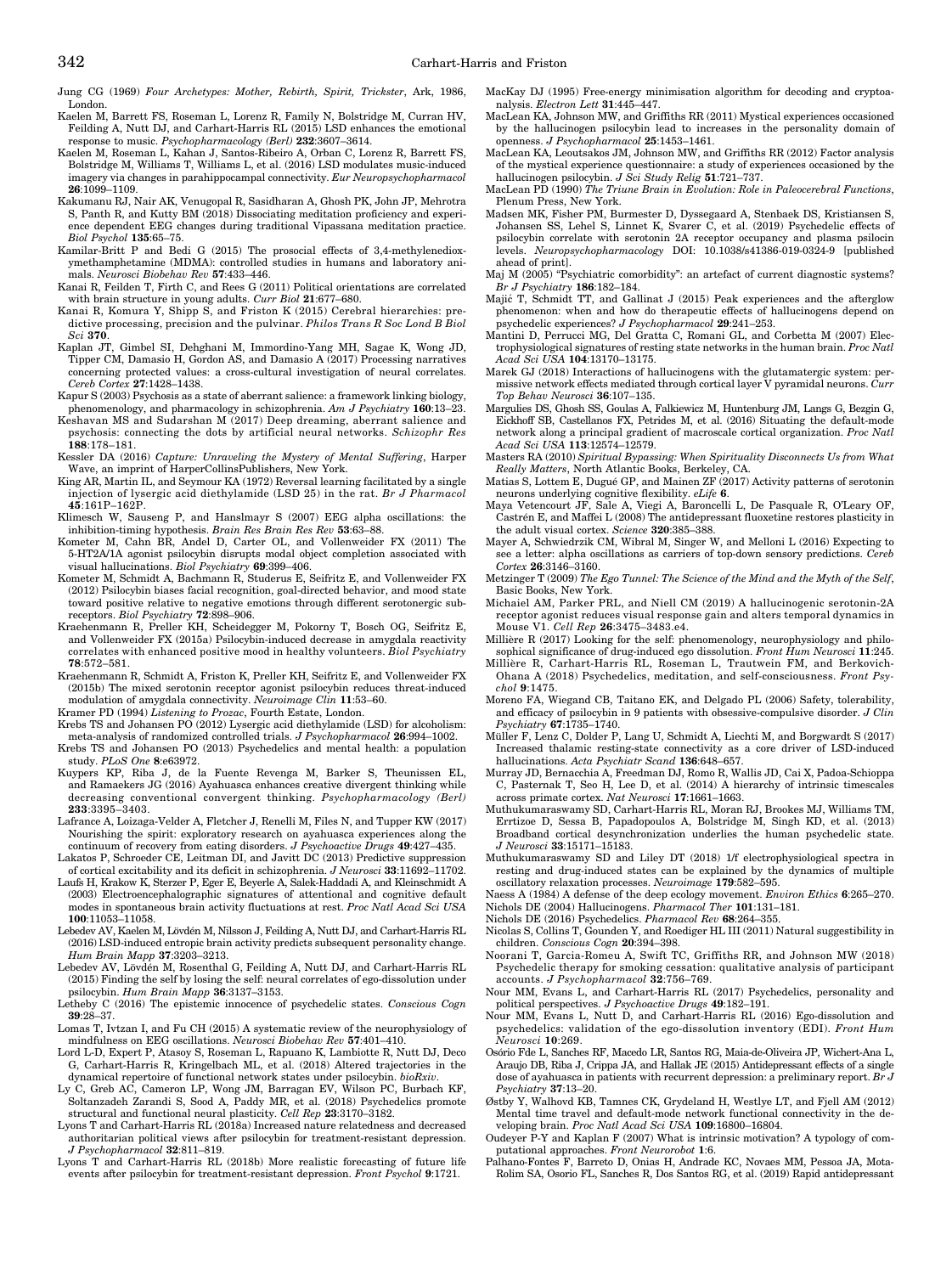Jung CG (1969) *Four Archetypes: Mother, Rebirth, Spirit, Trickster*, Ark, 1986, London.

Kaelen M, Barrett FS, Roseman L, Lorenz R, Family N, Bolstridge M, Curran HV, Feilding A, Nutt DJ, and Carhart-Harris RL (2015) LSD enhances the emotional response to music. *Psychopharmacology (Berl)* **232**:3607–3614.

Kaelen M, Roseman L, Kahan J, Santos-Ribeiro A, Orban C, Lorenz R, Barrett FS, Bolstridge M, Williams T, Williams L, et al. (2016) LSD modulates music-induced imagery via changes in parahippocampal connectivity. *Eur Neuropsychopharmacol* **26**:1099–1109.

Kakumanu RJ, Nair AK, Venugopal R, Sasidharan A, Ghosh PK, John JP, Mehrotra S, Panth R, and Kutty BM (2018) Dissociating meditation proficiency and experience dependent EEG changes during traditional Vipassana meditation practice. *Biol Psychol* **135**:65–75.

Kamilar-Britt P and Bedi G (2015) The prosocial effects of 3,4-methylenedioxymethamphetamine (MDMA): controlled studies in humans and laboratory animals. *Neurosci Biobehav Rev* **57**:433–446.

Kanai R, Feilden T, Firth C, and Rees G (2011) Political orientations are correlated with brain structure in young adults. *Curr Biol* **21**:677–680.

Kanai R, Komura Y, Shipp S, and Friston K (2015) Cerebral hierarchies: predictive processing, precision and the pulvinar. *Philos Trans R Soc Lond B Biol Sci* **370**.

Kaplan JT, Gimbel SI, Dehghani M, Immordino-Yang MH, Sagae K, Wong JD, Tipper CM, Damasio H, Gordon AS, and Damasio A (2017) Processing narratives concerning protected values: a cross-cultural investigation of neural correlates. *Cereb Cortex* **27**:1428–1438.

Kapur S (2003) Psychosis as a state of aberrant salience: a framework linking biology, phenomenology, and pharmacology in schizophrenia. *Am J Psychiatry* **160**:13–23.

Keshavan MS and Sudarshan M (2017) Deep dreaming, aberrant salience and psychosis: connecting the dots by artificial neural networks. *Schizophr Res* **188**:178–181.

Kessler DA (2016) *Capture: Unraveling the Mystery of Mental Suffering*, Harper Wave, an imprint of HarperCollinsPublishers, New York.

King AR, Martin IL, and Seymour KA (1972) Reversal learning facilitated by a single injection of lysergic acid diethylamide (LSD 25) in the rat. *Br J Pharmacol* **45**:161P–162P.

Klimesch W, Sauseng P, and Hanslmayr S (2007) EEG alpha oscillations: the inhibition-timing hypothesis. *Brain Res Brain Res Rev* **53**:63–88.

Kometer M, Cahn BR, Andel D, Carter OL, and Vollenweider FX (2011) The 5-HT2A/1A agonist psilocybin disrupts modal object completion associated with visual hallucinations. *Biol Psychiatry* **69**:399–406.

Kometer M, Schmidt A, Bachmann R, Studerus E, Seifritz E, and Vollenweider FX (2012) Psilocybin biases facial recognition, goal-directed behavior, and mood state toward positive relative to negative emotions through different serotonergic subreceptors. *Biol Psychiatry* **72**:898–906.

Kraehenmann R, Preller KH, Scheidegger M, Pokorny T, Bosch OG, Seifritz E, and Vollenweider FX (2015a) Psilocybin-induced decrease in amygdala reactivity correlates with enhanced positive mood in healthy volunteers. *Biol Psychiatry* **78**:572–581.

Kraehenmann R, Schmidt A, Friston K, Preller KH, Seifritz E, and Vollenweider FX (2015b) The mixed serotonin receptor agonist psilocybin reduces threat-induced modulation of amygdala connectivity. *Neuroimage Clin* **11**:53–60.

Kramer PD (1994) *Listening to Prozac*, Fourth Estate, London.

Krebs TS and Johansen PO (2012) Lysergic acid diethylamide (LSD) for alcoholism: meta-analysis of randomized controlled trials. *J Psychopharmacol* **26**:994–1002.

Krebs TS and Johansen PO (2013) Psychedelics and mental health: a population study. *PLoS One* **8**:e63972.

Kuypers KP, Riba J, de la Fuente Revenga M, Barker S, Theunissen EL, and Ramaekers JG (2016) Ayahuasca enhances creative divergent thinking while decreasing conventional convergent thinking. *Psychopharmacology (Berl)* **233**:3395–3403.

Lafrance A, Loizaga-Velder A, Fletcher J, Renelli M, Files N, and Tupper KW (2017) Nourishing the spirit: exploratory research on ayahuasca experiences along the continuum of recovery from eating disorders. *J Psychoactive Drugs* **49**:427–435.

Lakatos P, Schroeder CE, Leitman DI, and Javitt DC (2013) Predictive suppression of cortical excitability and its deficit in schizophrenia. *J Neurosci* **33**:11692–11702.

Laufs H, Krakow K, Sterzer P, Eger E, Beyerle A, Salek-Haddadi A, and Kleinschmidt A (2003) Electroencephalographic signatures of attentional and cognitive default modes in spontaneous brain activity fluctuations at rest. *Proc Natl Acad Sci USA* **100**:11053–11058.

Lebedev AV, Kaelen M, Lövdén M, Nilsson J, Feilding A, Nutt DJ, and Carhart-Harris RL (2016) LSD-induced entropic brain activity predicts subsequent personality change. *Hum Brain Mapp* **37**:3203–3213.

Lebedev AV, Lövdén M, Rosenthal G, Feilding A, Nutt DJ, and Carhart-Harris RL (2015) Finding the self by losing the self: neural correlates of ego-dissolution under psilocybin. *Hum Brain Mapp* **36**:3137–3153.

Letheby C (2016) The epistemic innocence of psychedelic states. *Conscious Cogn* **39**:28–37.

Lomas T, Ivtzan I, and Fu CH (2015) A systematic review of the neurophysiology of mindfulness on EEG oscillations. *Neurosci Biobehav Rev* **57**:401–410.

Lord L-D, Expert P, Atasoy S, Roseman L, Rapuano K, Lambiotte R, Nutt DJ, Deco G, Carhart-Harris R, Kringelbach ML, et al. (2018) Altered trajectories in the dynamical repertoire of functional network states under psilocybin. *bioRxiv*.

Ly C, Greb AC, Cameron LP, Wong JM, Barragan EV, Wilson PC, Burbach KF, Soltanzadeh Zarandi S, Sood A, Paddy MR, et al. (2018) Psychedelics promote structural and functional neural plasticity. *Cell Rep* **23**:3170–3182.

Lyons T and Carhart-Harris RL (2018a) Increased nature relatedness and decreased authoritarian political views after psilocybin for treatment-resistant depression. *J Psychopharmacol* **32**:811–819.

Lyons T and Carhart-Harris RL (2018b) More realistic forecasting of future life events after psilocybin for treatment-resistant depression. *Front Psychol* **9**:1721.

MacKay DJ (1995) Free-energy minimisation algorithm for decoding and cryptoanalysis. *Electron Lett* **31**:445–447.

MacLean KA, Johnson MW, and Griffiths RR (2011) Mystical experiences occasioned by the hallucinogen psilocybin lead to increases in the personality domain of openness. *J Psychopharmacol* **25**:1453–1461.

MacLean KA, Leoutsakos JM, Johnson MW, and Griffiths RR (2012) Factor analysis of the mystical experience questionnaire: a study of experiences occasioned by the hallucinogen psilocybin. *J Sci Study Relig* **51**:721–737.

MacLean PD (1990) *The Triune Brain in Evolution: Role in Paleocerebral Functions*, Plenum Press, New York.

Madsen MK, Fisher PM, Burmester D, Dyssegaard A, Stenbaek DS, Kristiansen S, Johansen SS, Lehel S, Linnet K, Svarer C, et al. (2019) Psychedelic effects of psilocybin correlate with serotonin 2A receptor occupancy and plasma psilocin levels. *Neuropsychopharmacology* DOI: 10.1038/s41386-019-0324-9 [published ahead of print].

Maj M (2005) "Psychiatric comorbidity": an artefact of current diagnostic systems? *Br J Psychiatry* **186**:182–184.

Majić T, Schmidt TT, and Gallinat J (2015) Peak experiences and the afterglow phenomenon: when and how do therapeutic effects of hallucinogens depend on psychedelic experiences? *J Psychopharmacol* **29**:241–253.

Mantini D, Perrucci MG, Del Gratta C, Romani GL, and Corbetta M (2007) Electrophysiological signatures of resting state networks in the human brain. *Proc Natl Acad Sci USA* **104**:13170–13175.

Marek GJ (2018) Interactions of hallucinogens with the glutamatergic system: permissive network effects mediated through cortical layer V pyramidal neurons. *Curr Top Behav Neurosci* **36**:107–135.

Margulies DS, Ghosh SS, Goulas A, Falkiewicz M, Huntenburg JM, Langs G, Bezgin G, Eickhoff SB, Castellanos FX, Petrides M, et al. (2016) Situating the default-mode network along a principal gradient of macroscale cortical organization. *Proc Natl Acad Sci USA* **113**:12574–12579.

Masters RA (2010) *Spiritual Bypassing: When Spirituality Disconnects Us from What Really Matters*, North Atlantic Books, Berkeley, CA.

Matias S, Lottem E, Dugué GP, and Mainen ZF (2017) Activity patterns of serotonin neurons underlying cognitive flexibility. *eLife* **6**.

Maya Vetencourt JF, Sale A, Viegi A, Baroncelli L, De Pasquale R, O'Leary OF, Castrén E, and Maffei L (2008) The antidepressant fluoxetine restores plasticity in the adult visual cortex. *Science* **320**:385–388.

Mayer A, Schwiedrzik CM, Wibral M, Singer W, and Melloni L (2016) Expecting to see a letter: alpha oscillations as carriers of top-down sensory predictions. *Cereb Cortex* **26**:3146–3160.

Metzinger T (2009) *The Ego Tunnel: The Science of the Mind and the Myth of the Self*, Basic Books, New York.

Michaiel AM, Parker PRL, and Niell CM (2019) A hallucinogenic serotonin-2A receptor agonist reduces visual response gain and alters temporal dynamics in Mouse V1. *Cell Rep* **26**:3475–3483.e4.

Millière R (2017) Looking for the self: phenomenology, neurophysiology and philosophical significance of drug-induced ego dissolution. *Front Hum Neurosci* **11**:245.

Millière R, Carhart-Harris RL, Roseman L, Trautwein FM, and Berkovich-Ohana A (2018) Psychedelics, meditation, and self-consciousness. *Front Psychol* **9**:1475.

Moreno FA, Wiegand CB, Taitano EK, and Delgado PL (2006) Safety, tolerability, and efficacy of psilocybin in 9 patients with obsessive-compulsive disorder. *J Clin Psychiatry* **67**:1735–1740.

Müller F, Lenz C, Dolder P, Lang U, Schmidt A, Liechti M, and Borgwardt S (2017) Increased thalamic resting-state connectivity as a core driver of LSD-induced hallucinations. *Acta Psychiatr Scand* **136**:648–657.

Murray JD, Bernacchia A, Freedman DJ, Romo R, Wallis JD, Cai X, Padoa-Schioppa C, Pasternak T, Seo H, Lee D, et al. (2014) A hierarchy of intrinsic timescales across primate cortex. *Nat Neurosci* **17**:1661–1663.

Muthukumaraswamy SD, Carhart-Harris RL, Moran RJ, Brookes MJ, Williams TM, Errtizoe D, Sessa B, Papadopoulos A, Bolstridge M, Singh KD, et al. (2013) Broadband cortical desynchronization underlies the human psychedelic state. *J Neurosci* **33**:15171–15183.

Muthukumaraswamy SD and Liley DT (2018) 1/f electrophysiological spectra in resting and drug-induced states can be explained by the dynamics of multiple oscillatory relaxation processes. *Neuroimage* **179**:582–595.

Naess A (1984) A defense of the deep ecology movement. *Environ Ethics* **6**:265–270.

Nichols DE (2004) Hallucinogens. *Pharmacol Ther* **101**:131–181.

Nichols DE (2016) Psychedelics. *Pharmacol Rev* **68**:264–355.

Nicolas S, Collins T, Gounden Y, and Roediger HL III (2011) Natural suggestibility in children. *Conscious Cogn* **20**:394–398.

Noorani T, Garcia-Romeu A, Swift TC, Griffiths RR, and Johnson MW (2018) Psychedelic therapy for smoking cessation: qualitative analysis of participant accounts. *J Psychopharmacol* **32**:756–769.

Nour MM, Evans L, and Carhart-Harris RL (2017) Psychedelics, personality and political perspectives. *J Psychoactive Drugs* **49**:182–191.

Nour MM, Evans L, Nutt D, and Carhart-Harris RL (2016) Ego-dissolution and psychedelics: validation of the ego-dissolution inventory (EDI). *Front Hum Neurosci* **10**:269.

Osório Fde L, Sanches RF, Macedo LR, Santos RG, Maia-de-Oliveira JP, Wichert-Ana L, Araujo DB, Riba J, Crippa JA, and Hallak JE (2015) Antidepressant effects of a single dose of ayahuasca in patients with recurrent depression: a preliminary report. *Br J Psychiatry* **37**:13–20.

Østby Y, Walhovd KB, Tamnes CK, Grydeland H, Westlye LT, and Fjell AM (2012) Mental time travel and default-mode network functional connectivity in the developing brain. *Proc Natl Acad Sci USA* **109**:16800–16804.

Oudeyer P-Y and Kaplan F (2007) What is intrinsic motivation? A typology of computational approaches. *Front Neurorobot* **1**:6.

Palhano-Fontes F, Barreto D, Onias H, Andrade KC, Novaes MM, Pessoa JA, Mota-Rolim SA, Osorio FL, Sanches R, Dos Santos RG, et al. (2019) Rapid antidepressant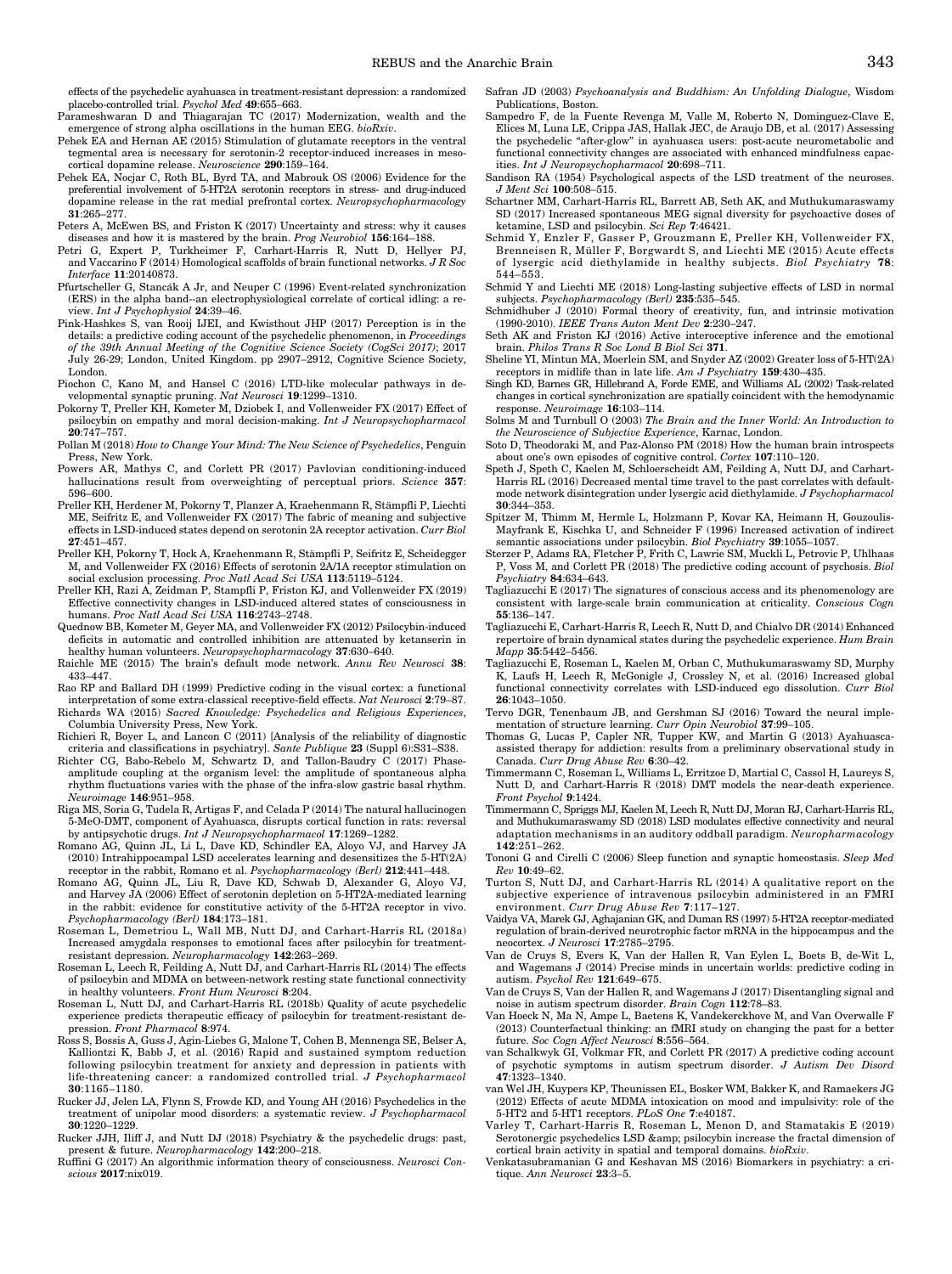effects of the psychedelic ayahuasca in treatment-resistant depression: a randomized placebo-controlled trial. *Psychol Med* **49**:655–663.

Parameshwaran D and Thiagarajan TC (2017) Modernization, wealth and the emergence of strong alpha oscillations in the human EEG. *bioRxiv*.

Pehek EA and Hernan AE (2015) Stimulation of glutamate receptors in the ventral tegmental area is necessary for serotonin-2 receptor-induced increases in mesocortical dopamine release. *Neuroscience* **290**:159–164.

Pehek EA, Nocjar C, Roth BL, Byrd TA, and Mabrouk OS (2006) Evidence for the preferential involvement of 5-HT2A serotonin receptors in stress- and drug-induced dopamine release in the rat medial prefrontal cortex. *Neuropsychopharmacology* **31**:265–277.

Peters A, McEwen BS, and Friston K (2017) Uncertainty and stress: why it causes diseases and how it is mastered by the brain. *Prog Neurobiol* **156**:164–188.

Petri G, Expert P, Turkheimer F, Carhart-Harris R, Nutt D, Hellyer PJ, and Vaccarino F (2014) Homological scaffolds of brain functional networks. *J R Soc Interface* **11**:20140873.

Pfurtscheller G, Stancák A Jr, and Neuper C (1996) Event-related synchronization (ERS) in the alpha band--an electrophysiological correlate of cortical idling: a review. *Int J Psychophysiol* **24**:39–46.

Pink-Hashkes S, van Rooij IJEI, and Kwisthout JHP (2017) Perception is in the details: a predictive coding account of the psychedelic phenomenon, in *Proceedings of the 39th Annual Meeting of the Cognitive Science Society (CogSci 2017)*; 2017 July 26-29; London, United Kingdom. pp 2907–2912, Cognitive Science Society, London.

Piochon C, Kano M, and Hansel C (2016) LTD-like molecular pathways in developmental synaptic pruning. *Nat Neurosci* **19**:1299–1310.

Pokorny T, Preller KH, Kometer M, Dziobek I, and Vollenweider FX (2017) Effect of psilocybin on empathy and moral decision-making. *Int J Neuropsychopharmacol* **20**:747–757.

Pollan M (2018) *How to Change Your Mind: The New Science of Psychedelics*, Penguin Press, New York.

Powers AR, Mathys C, and Corlett PR (2017) Pavlovian conditioning-induced hallucinations result from overweighting of perceptual priors. *Science* **357**: 596–600.

Preller KH, Herdener M, Pokorny T, Planzer A, Kraehenmann R, Stämpfli P, Liechti ME, Seifritz E, and Vollenweider FX (2017) The fabric of meaning and subjective effects in LSD-induced states depend on serotonin 2A receptor activation. *Curr Biol* **27**:451–457.

Preller KH, Pokorny T, Hock A, Kraehenmann R, Stämpfli P, Seifritz E, Scheidegger M, and Vollenweider FX (2016) Effects of serotonin 2A/1A receptor stimulation on social exclusion processing. *Proc Natl Acad Sci USA* **113**:5119–5124.

Preller KH, Razi A, Zeidman P, Stampfli P, Friston KJ, and Vollenweider FX (2019) Effective connectivity changes in LSD-induced altered states of consciousness in humans. *Proc Natl Acad Sci USA* **116**:2743–2748.

Quednow BB, Kometer M, Geyer MA, and Vollenweider FX (2012) Psilocybin-induced deficits in automatic and controlled inhibition are attenuated by ketanserin in healthy human volunteers. *Neuropsychopharmacology* **37**:630–640.

Raichle ME (2015) The brain's default mode network. *Annu Rev Neurosci* **38**: 433–447.

Rao RP and Ballard DH (1999) Predictive coding in the visual cortex: a functional interpretation of some extra-classical receptive-field effects. *Nat Neurosci* **2**:79–87.

Richards WA (2015) *Sacred Knowledge: Psychedelics and Religious Experiences*, Columbia University Press, New York.

Richieri R, Boyer L, and Lancon C (2011) [Analysis of the reliability of diagnostic criteria and classifications in psychiatry]. *Sante Publique* **23** (Suppl 6):S31–S38.

Richter CG, Babo-Rebelo M, Schwartz D, and Tallon-Baudry C (2017) Phase-amplitude coupling at the organism level: the amplitude of spontaneous alpha rhythm fluctuations varies with the phase of the infra-slow gastric basal rhythm. *Neuroimage* **146**:951–958.

Riga MS, Soria G, Tudela R, Artigas F, and Celada P (2014) The natural hallucinogen 5-MeO-DMT, component of Ayahuasca, disrupts cortical function in rats: reversal by antipsychotic drugs. *Int J Neuropsychopharmacol* **17**:1269–1282.

Romano AG, Quinn JL, Li L, Dave KD, Schindler EA, Aloyo VJ, and Harvey JA (2010) Intrahippocampal LSD accelerates learning and desensitizes the 5-HT(2A) receptor in the rabbit, Romano et al. *Psychopharmacology (Berl)* **212**:441–448.

Romano AG, Quinn JL, Liu R, Dave KD, Schwab D, Alexander G, Aloyo VJ, and Harvey JA (2006) Effect of serotonin depletion on 5-HT2A-mediated learning in the rabbit: evidence for constitutive activity of the 5-HT2A receptor in vivo. *Psychopharmacology (Berl)* **184**:173–181.

Roseman L, Demetriou L, Wall MB, Nutt DJ, and Carhart-Harris RL (2018a) Increased amygdala responses to emotional faces after psilocybin for treatment-resistant depression. *Neuropharmacology* **142**:263–269.

Roseman L, Leech R, Feilding A, Nutt DJ, and Carhart-Harris RL (2014) The effects of psilocybin and MDMA on between-network resting state functional connectivity in healthy volunteers. *Front Hum Neurosci* **8**:204.

Roseman L, Nutt DJ, and Carhart-Harris RL (2018b) Quality of acute psychedelic experience predicts therapeutic efficacy of psilocybin for treatment-resistant depression. *Front Pharmacol* **8**:974.

Ross S, Bossis A, Guss J, Agin-Liebes G, Malone T, Cohen B, Mennenga SE, Belser A, Kalliontzi K, Babb J, et al. (2016) Rapid and sustained symptom reduction following psilocybin treatment for anxiety and depression in patients with life-threatening cancer: a randomized controlled trial. *J Psychopharmacol* **30**:1165–1180.

Rucker JJ, Jelen LA, Flynn S, Frowde KD, and Young AH (2016) Psychedelics in the treatment of unipolar mood disorders: a systematic review. *J Psychopharmacol* **30**:1220–1229.

Rucker JJH, Iliff J, and Nutt DJ (2018) Psychiatry & the psychedelic drugs: past, present & future. *Neuropharmacology* **142**:200–218.

Ruffini G (2017) An algorithmic information theory of consciousness. *Neurosci Conscious* **2017**:nix019.

Safran JD (2003) *Psychoanalysis and Buddhism: An Unfolding Dialogue*, Wisdom Publications, Boston.

Sampedro F, de la Fuente Revenga M, Valle M, Roberto N, Dominguez-Clave E, Elices M, Luna LE, Crippa JAS, Hallak JEC, de Araujo DB, et al. (2017) Assessing the psychedelic "after-glow" in ayahuasca users: post-acute neurometabolic and functional connectivity changes are associated with enhanced mindfulness capacities. *Int J Neuropsychopharmacol* **20**:698–711.

Sandison RA (1954) Psychological aspects of the LSD treatment of the neuroses. *J Ment Sci* **100**:508–515.

Schartner MM, Carhart-Harris RL, Barrett AB, Seth AK, and Muthukumaraswamy SD (2017) Increased spontaneous MEG signal diversity for psychoactive doses of ketamine, LSD and psilocybin. *Sci Rep* **7**:46421.

Schmid Y, Enzler F, Gasser P, Grouzmann E, Preller KH, Vollenweider FX, Brenneisen R, Müller F, Borgwardt S, and Liechti ME (2015) Acute effects of lysergic acid diethylamide in healthy subjects. *Biol Psychiatry* **78**: 544–553.

Schmid Y and Liechti ME (2018) Long-lasting subjective effects of LSD in normal subjects. *Psychopharmacology (Berl)* **235**:535–545.

Schmidhuber J (2010) Formal theory of creativity, fun, and intrinsic motivation (1990-2010). *IEEE Trans Auton Ment Dev* **2**:230–247.

Seth AK and Friston KJ (2016) Active interoceptive inference and the emotional brain. *Philos Trans R Soc Lond B Biol Sci* **371**.

Sheline YI, Mintun MA, Moerlein SM, and Snyder AZ (2002) Greater loss of 5-HT(2A) receptors in midlife than in late life. *Am J Psychiatry* **159**:430–435.

Singh KD, Barnes GR, Hillebrand A, Forde EME, and Williams AL (2002) Task-related changes in cortical synchronization are spatially coincident with the hemodynamic response. *Neuroimage* **16**:103–114.

Solms M and Turnbull O (2003) *The Brain and the Inner World: An Introduction to the Neuroscience of Subjective Experience*, Karnac, London.

Soto D, Theodoraki M, and Paz-Alonso PM (2018) How the human brain introspects about one's own episodes of cognitive control. *Cortex* **107**:110–120.

Speth J, Speth C, Kaelen M, Schloerscheidt AM, Feilding A, Nutt DJ, and Carhart-Harris RL (2016) Decreased mental time travel to the past correlates with default-mode network disintegration under lysergic acid diethylamide. *J Psychopharmacol* **30**:344–353.

Spitzer M, Thimm M, Hermle L, Holzmann P, Kovar KA, Heimann H, Gouzoulis-Mayfrank E, Kischka U, and Schneider F (1996) Increased activation of indirect semantic associations under psilocybin. *Biol Psychiatry* **39**:1055–1057.

Sterzer P, Adams RA, Fletcher P, Frith C, Lawrie SM, Muckli L, Petrovic P, Uhlhaas P, Voss M, and Corlett PR (2018) The predictive coding account of psychosis. *Biol Psychiatry* **84**:634–643.

Tagliazucchi E (2017) The signatures of conscious access and its phenomenology are consistent with large-scale brain communication at criticality. *Conscious Cogn* **55**:136–147.

Tagliazucchi E, Carhart-Harris R, Leech R, Nutt D, and Chialvo DR (2014) Enhanced repertoire of brain dynamical states during the psychedelic experience. *Hum Brain Mapp* **35**:5442–5456.

Tagliazucchi E, Roseman L, Kaelen M, Orban C, Muthukumaraswamy SD, Murphy K, Laufs H, Leech R, McGonigle J, Crossley N, et al. (2016) Increased global functional connectivity correlates with LSD-induced ego dissolution. *Curr Biol* **26**:1043–1050.

Tervo DGR, Tenenbaum JB, and Gershman SJ (2016) Toward the neural implementation of structure learning. *Curr Opin Neurobiol* **37**:99–105.

Thomas G, Lucas P, Capler NR, Tupper KW, and Martin G (2013) Ayahuasca-assisted therapy for addiction: results from a preliminary observational study in Canada. *Curr Drug Abuse Rev* **6**:30–42.

Timmermann C, Roseman L, Williams L, Erritzoe D, Martial C, Cassol H, Laureys S, Nutt D, and Carhart-Harris R (2018) DMT models the near-death experience. *Front Psychol* **9**:1424.

Timmermann C, Spriggs MJ, Kaelen M, Leech R, Nutt DJ, Moran RJ, Carhart-Harris RL, and Muthukumaraswamy SD (2018) LSD modulates effective connectivity and neural adaptation mechanisms in an auditory oddball paradigm. *Neuropharmacology* **142**:251–262.

Tononi G and Cirelli C (2006) Sleep function and synaptic homeostasis. *Sleep Med Rev* **10**:49–62.

Turton S, Nutt DJ, and Carhart-Harris RL (2014) A qualitative report on the subjective experience of intravenous psilocybin administered in an FMRI environment. *Curr Drug Abuse Rev* **7**:117–127.

Vaidya VA, Marek GJ, Aghajanian GK, and Duman RS (1997) 5-HT2A receptor-mediated regulation of brain-derived neurotrophic factor mRNA in the hippocampus and the neocortex. *J Neurosci* **17**:2785–2795.

Van de Cruys S, Evers K, Van der Hallen R, Van Eylen L, Boets B, de-Wit L, and Wagemans J (2014) Precise minds in uncertain worlds: predictive coding in autism. *Psychol Rev* **121**:649–675.

Van de Cruys S, Van der Hallen R, and Wagemans J (2017) Disentangling signal and noise in autism spectrum disorder. *Brain Cogn* **112**:78–83.

Van Hoeck N, Ma N, Ampe L, Baetens K, Vandekerckhove M, and Van Overwalle F (2013) Counterfactual thinking: an fMRI study on changing the past for a better future. *Soc Cogn Affect Neurosci* **8**:556–564.

van Schalkwyk GI, Volkmar FR, and Corlett PR (2017) A predictive coding account of psychotic symptoms in autism spectrum disorder. *J Autism Dev Disord* **47**:1323–1340.

van Wel JH, Kuypers KP, Theunissen EL, Bosker WM, Bakker K, and Ramaekers JG (2012) Effects of acute MDMA intoxication on mood and impulsivity: role of the 5-HT2 and 5-HT1 receptors. *PLoS One* **7**:e40187.

Varley T, Carhart-Harris R, Roseman L, Menon D, and Stamatakis E (2019) Serotonergic psychedelics LSD &amp; psilocybin increase the fractal dimension of cortical brain activity in spatial and temporal domains. *bioRxiv*.

Venkatasubramanian G and Keshavan MS (2016) Biomarkers in psychiatry: a critique. *Ann Neurosci* **23**:3–5.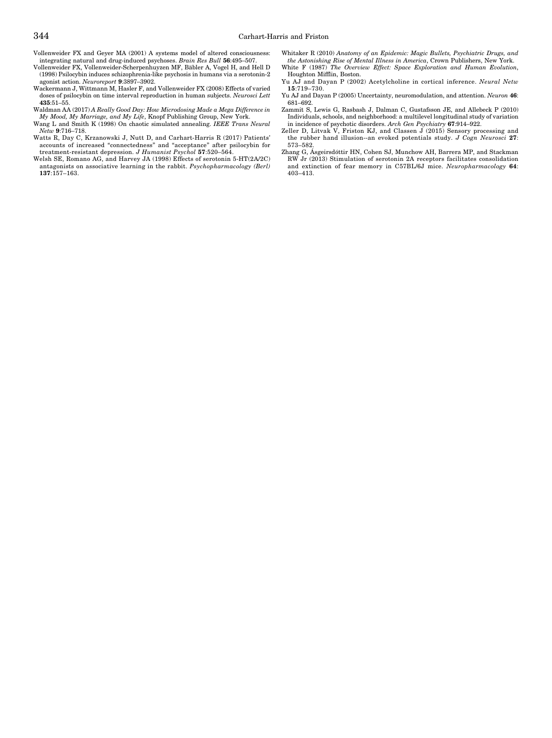Vollenweider FX and Geyer MA (2001) A systems model of altered consciousness: integrating natural and drug-induced psychoses. *Brain Res Bull* **56**:495–507.

Vollenweider FX, Vollenweider-Scherpenhuyzen MF, Bäbler A, Vogel H, and Hell D (1998) Psilocybin induces schizophrenia-like psychosis in humans via a serotonin-2 agonist action. *Neuroreport* **9**:3897–3902.

Wackermann J, Wittmann M, Hasler F, and Vollenweider FX (2008) Effects of varied doses of psilocybin on time interval reproduction in human subjects. *Neurosci Lett* **435**:51–55.

Waldman AA (2017) *A Really Good Day: How Microdosing Made a Mega Difference in My Mood, My Marriage, and My Life*, Knopf Publishing Group, New York.

Wang L and Smith K (1998) On chaotic simulated annealing. *IEEE Trans Neural Netw* **9**:716–718.

Watts R, Day C, Krzanowski J, Nutt D, and Carhart-Harris R (2017) Patients' accounts of increased "connectedness" and "acceptance" after psilocybin for treatment-resistant depression. *J Humanist Psychol* **57**:520–564.

Welsh SE, Romano AG, and Harvey JA (1998) Effects of serotonin 5-HT(2A/2C) antagonists on associative learning in the rabbit. *Psychopharmacology (Berl)* **137**:157–163.

Whitaker R (2010) *Anatomy of an Epidemic: Magic Bullets, Psychiatric Drugs, and the Astonishing Rise of Mental Illness in America*, Crown Publishers, New York.

White F (1987) *The Overview Effect: Space Exploration and Human Evolution*, Houghton Mifflin, Boston.

Yu AJ and Dayan P (2002) Acetylcholine in cortical inference. *Neural Netw* **15**:719–730.

Yu AJ and Dayan P (2005) Uncertainty, neuromodulation, and attention. *Neuron* **46**: 681–692.

Zammit S, Lewis G, Rasbash J, Dalman C, Gustafsson JE, and Allebeck P (2010) Individuals, schools, and neighborhood: a multilevel longitudinal study of variation in incidence of psychotic disorders. *Arch Gen Psychiatry* **67**:914–922.

Zeller D, Litvak V, Friston KJ, and Classen J (2015) Sensory processing and the rubber hand illusion--an evoked potentials study. *J Cogn Neurosci* **27**: 573–582.

Zhang G, Ásgeirsdóttir HN, Cohen SJ, Munchow AH, Barrera MP, and Stackman RW Jr (2013) Stimulation of serotonin 2A receptors facilitates consolidation and extinction of fear memory in C57BL/6J mice. *Neuropharmacology* **64**: 403–413.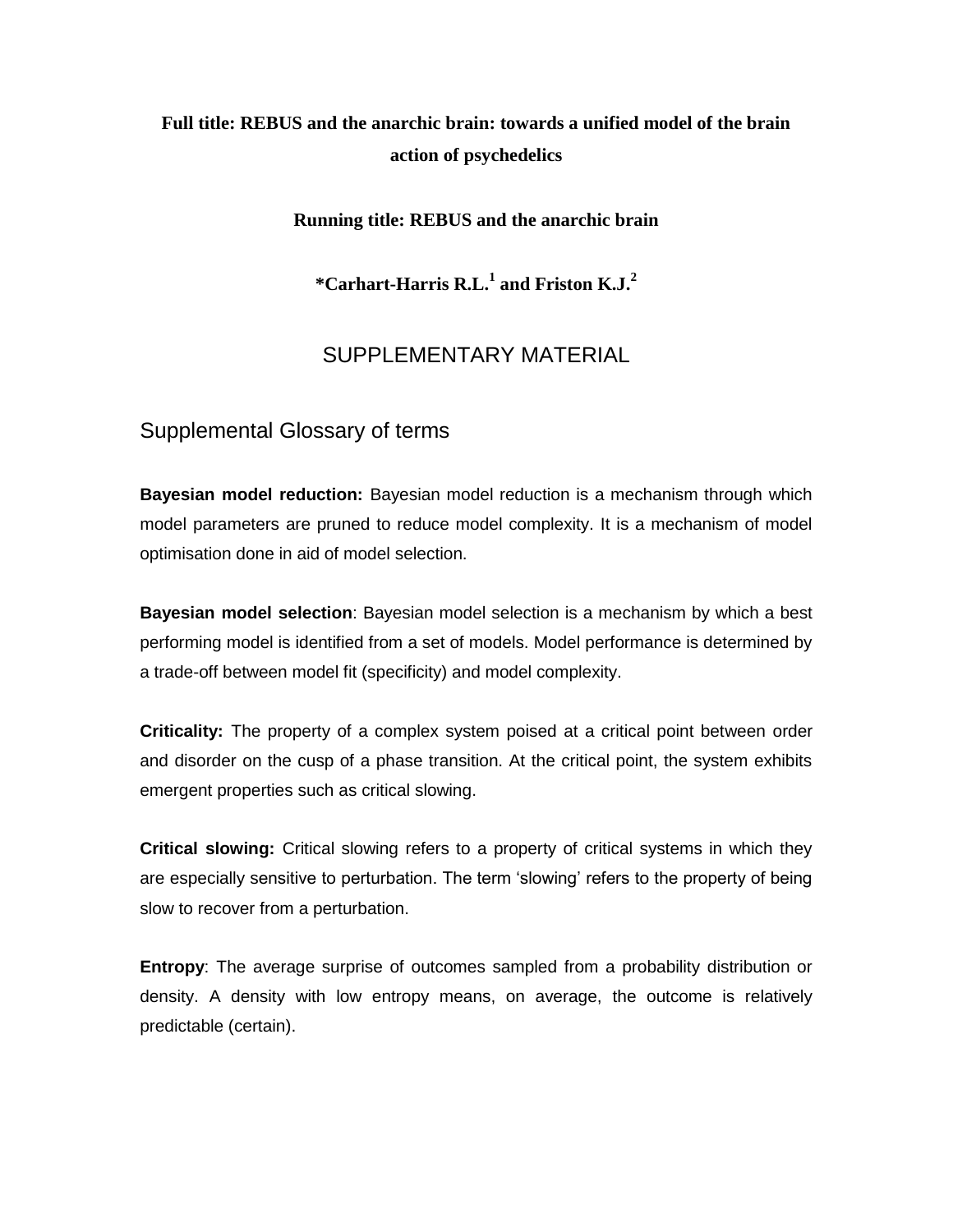**Full title: REBUS and the anarchic brain: towards a unified model of the brain action of psychedelics**

**Running title: REBUS and the anarchic brain**

**\*Carhart-Harris R.L.[1] and Friston K.J.[2]**

# SUPPLEMENTARY MATERIAL

## Supplemental Glossary of terms

**Bayesian model reduction:** Bayesian model reduction is a mechanism through which model parameters are pruned to reduce model complexity. It is a mechanism of model optimisation done in aid of model selection.

**Bayesian model selection**: Bayesian model selection is a mechanism by which a best performing model is identified from a set of models. Model performance is determined by a trade-off between model fit (specificity) and model complexity.

**Criticality:** The property of a complex system poised at a critical point between order and disorder on the cusp of a phase transition. At the critical point, the system exhibits emergent properties such as critical slowing.

**Critical slowing:** Critical slowing refers to a property of critical systems in which they are especially sensitive to perturbation. The term 'slowing' refers to the property of being slow to recover from a perturbation.

**Entropy**: The average surprise of outcomes sampled from a probability distribution or density. A density with low entropy means, on average, the outcome is relatively predictable (certain).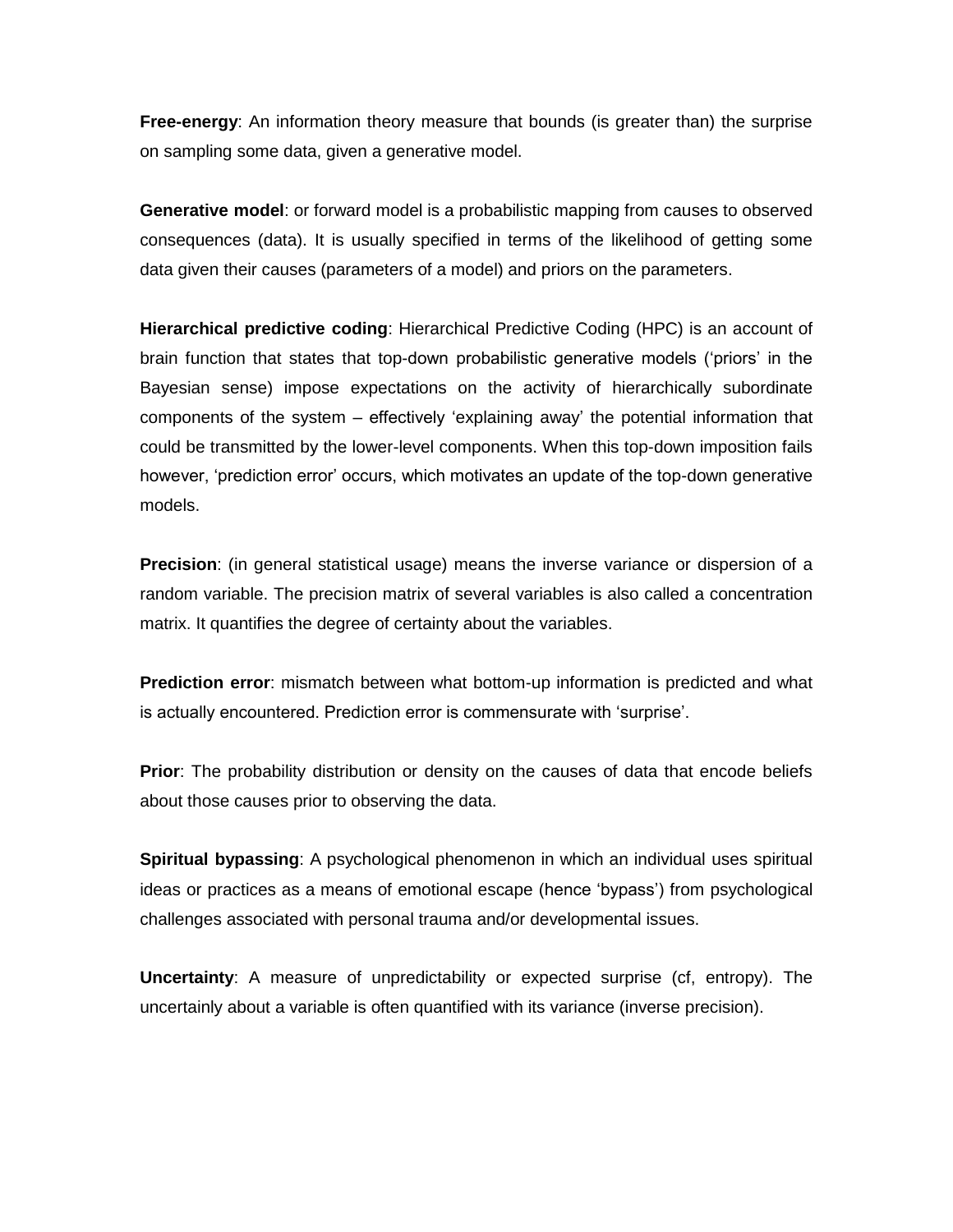**Free-energy**: An information theory measure that bounds (is greater than) the surprise on sampling some data, given a generative model.

**Generative model**: or forward model is a probabilistic mapping from causes to observed consequences (data). It is usually specified in terms of the likelihood of getting some data given their causes (parameters of a model) and priors on the parameters.

**Hierarchical predictive coding**: Hierarchical Predictive Coding (HPC) is an account of brain function that states that top-down probabilistic generative models ('priors' in the Bayesian sense) impose expectations on the activity of hierarchically subordinate components of the system – effectively 'explaining away' the potential information that could be transmitted by the lower-level components. When this top-down imposition fails however, 'prediction error' occurs, which motivates an update of the top-down generative models.

**Precision**: (in general statistical usage) means the inverse variance or dispersion of a random variable. The precision matrix of several variables is also called a concentration matrix. It quantifies the degree of certainty about the variables.

**Prediction error**: mismatch between what bottom-up information is predicted and what is actually encountered. Prediction error is commensurate with 'surprise'.

**Prior**: The probability distribution or density on the causes of data that encode beliefs about those causes prior to observing the data.

**Spiritual bypassing**: A psychological phenomenon in which an individual uses spiritual ideas or practices as a means of emotional escape (hence 'bypass') from psychological challenges associated with personal trauma and/or developmental issues.

**Uncertainty**: A measure of unpredictability or expected surprise (cf, entropy). The uncertainly about a variable is often quantified with its variance (inverse precision).